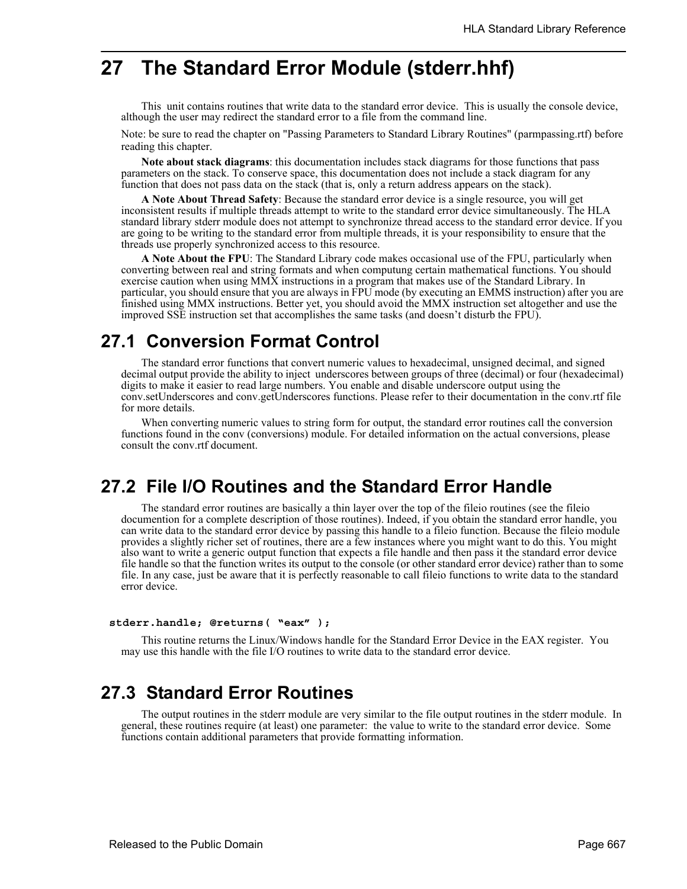# 27 The Standard Error Module (stderr.hhf)

This unit contains routines that write data to the standard error device. This is usually the console device, although the user may redirect the standard error to a file from the command line.

Note: be sure to read the chapter on "Passing Parameters to Standard Library Routines" (parmpassing.rtf) before reading this chapter.

**Note about stack diagrams**: this documentation includes stack diagrams for those functions that pass parameters on the stack. To conserve space, this documentation does not include a stack diagram for any function that does not pass data on the stack (that is, only a return address appears on the stack).

**A Note About Thread Safety**: Because the standard error device is a single resource, you will get inconsistent results if multiple threads attempt to write to the standard error device simultaneously. The HLA standard library stderr module does not attempt to synchronize thread access to the standard error device. If you are going to be writing to the standard error from multiple threads, it is your responsibility to ensure that the threads use properly synchronized access to this resource.

**A Note About the FPU**: The Standard Library code makes occasional use of the FPU, particularly when converting between real and string formats and when computung certain mathematical functions. You should exercise caution when using MMX instructions in a program that makes use of the Standard Library. In particular, you should ensure that you are always in FPU mode (by executing an EMMS instruction) after you are finished using MMX instructions. Better yet, you should avoid the MMX instruction set altogether and use the improved SSE instruction set that accomplishes the same tasks (and doesn't disturb the FPU).

## 27.1 Conversion Format Control

The standard error functions that convert numeric values to hexadecimal, unsigned decimal, and signed decimal output provide the ability to inject underscores between groups of three (decimal) or four (hexadecimal) digits to make it easier to read large numbers. You enable and disable underscore output using the conv.setUnderscores and conv.getUnderscores functions. Please refer to their documentation in the conv.rtf file for more details.

When converting numeric values to string form for output, the standard error routines call the conversion functions found in the conv (conversions) module. For detailed information on the actual conversions, please consult the conv.rtf document.

## 27.2 File I/O Routines and the Standard Error Handle

The standard error routines are basically a thin layer over the top of the fileio routines (see the fileio documention for a complete description of those routines). Indeed, if you obtain the standard error handle, you can write data to the standard error device by passing this handle to a fileio function. Because the fileio module provides a slightly richer set of routines, there are a few instances where you might want to do this. You might also want to write a generic output function that expects a file handle and then pass it the standard error device file handle so that the function writes its output to the console (or other standard error device) rather than to some file. In any case, just be aware that it is perfectly reasonable to call fileio functions to write data to the standard error device.

```
stderr.handle; @returns( "eax" );
```

This routine returns the Linux/Windows handle for the Standard Error Device in the EAX register. You may use this handle with the file I/O routines to write data to the standard error device.

## 27.3 Standard Error Routines

The output routines in the stderr module are very similar to the file output routines in the stderr module. In general, these routines require (at least) one parameter: the value to write to the standard error device. Some functions contain additional parameters that provide formatting information.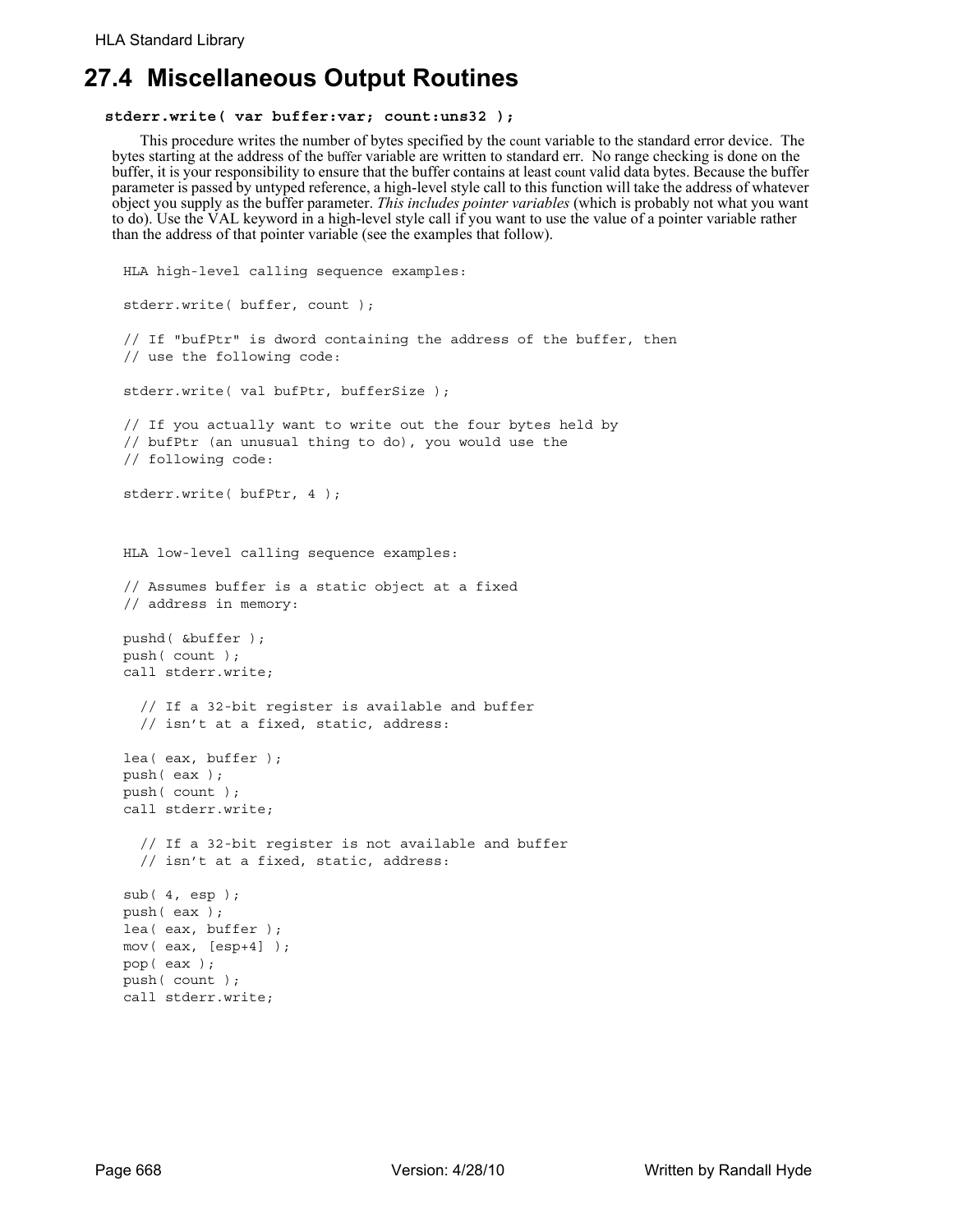## 27.4 Miscellaneous Output Routines

**stderr.write( var buffer:var; count:uns32 );**

This procedure writes the number of bytes specified by the count variable to the standard error device. The bytes starting at the address of the buffer variable are written to standard err. No range checking is done on the buffer, it is your responsibility to ensure that the buffer contains at least count valid data bytes. Because the buffer parameter is passed by untyped reference, a high-level style call to this function will take the address of whatever object you supply as the buffer parameter. *This includes pointer variables* (which is probably not what you want to do). Use the VAL keyword in a high-level style call if you want to use the value of a pointer variable rather than the address of that pointer variable (see the examples that follow).

```
HLA high-level calling sequence examples:

stderr.write( buffer, count );

// If "bufPtr" is dword containing the address of the buffer, then
// use the following code:

stderr.write( val bufPtr, bufferSize );

// If you actually want to write out the four bytes held by
// bufPtr (an unusual thing to do), you would use the
// following code:

stderr.write( bufPtr, 4 );



HLA low-level calling sequence examples:

// Assumes buffer is a static object at a fixed
// address in memory:

pushd( &buffer );
push( count );
call stderr.write;

  // If a 32-bit register is available and buffer
  // isn't at a fixed, static, address:

lea( eax, buffer );
push( eax );
push( count );
call stderr.write;

  // If a 32-bit register is not available and buffer
  // isn't at a fixed, static, address:

sub( 4, esp );
push( eax );
lea( eax, buffer );
mov( eax, [esp+4] );
pop( eax );
push( count );
call stderr.write;
```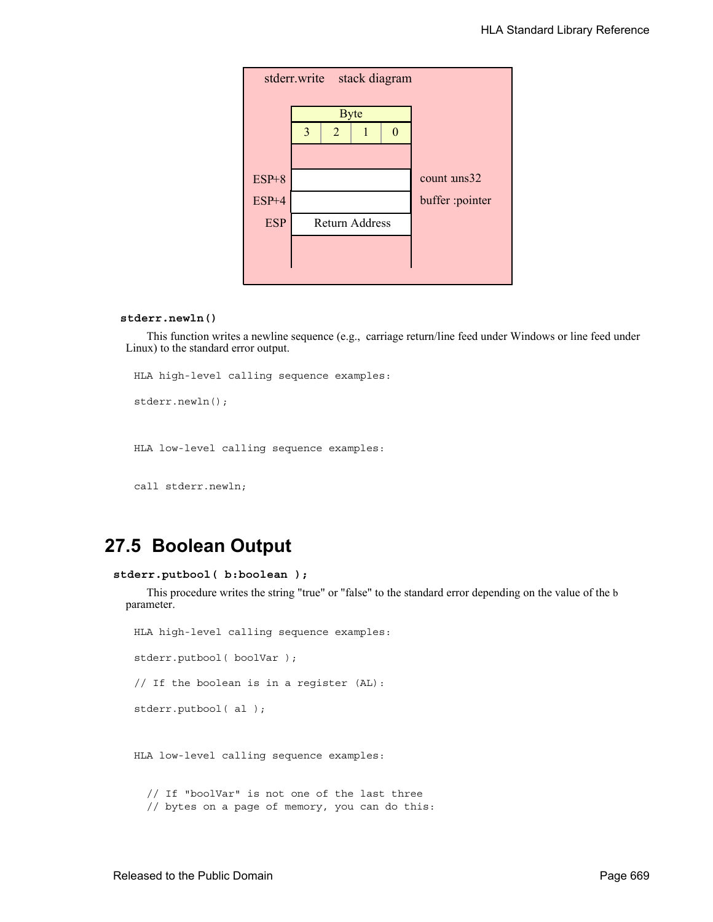stderr.write stack diagram

| Byte | | | |
|---|---|---|---|
| 3 | 2 | 1 | 0 |

| | | |
|---|---|---|
| ESP+8 | | count :uns32 |
| ESP+4 | | buffer :pointer |
| ESP | Return Address | |

**stderr.newln()**

This function writes a newline sequence (e.g., carriage return/line feed under Windows or line feed under Linux) to the standard error output.

```
HLA high-level calling sequence examples:

stderr.newln();



HLA low-level calling sequence examples:


call stderr.newln;
```

## 27.5 Boolean Output

**stderr.putbool( b:boolean );**

This procedure writes the string "true" or "false" to the standard error depending on the value of the b parameter.

```
HLA high-level calling sequence examples:

stderr.putbool( boolVar );

// If the boolean is in a register (AL):

stderr.putbool( al );



HLA low-level calling sequence examples:


  // If "boolVar" is not one of the last three
  // bytes on a page of memory, you can do this:
```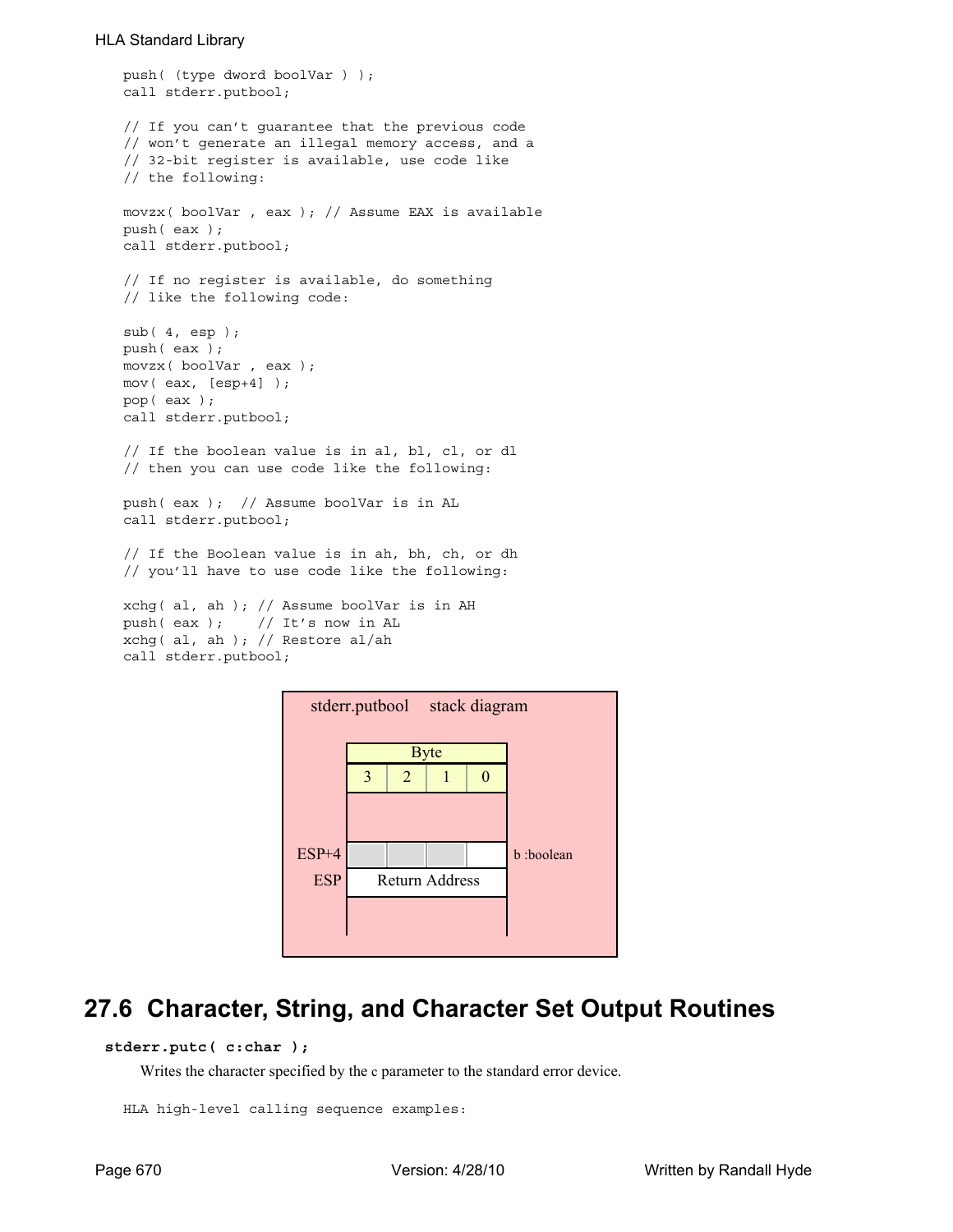```
push( (type dword boolVar ) );
call stderr.putbool;

// If you can't guarantee that the previous code
// won't generate an illegal memory access, and a
// 32-bit register is available, use code like
// the following:

movzx( boolVar , eax ); // Assume EAX is available
push( eax );
call stderr.putbool;

// If no register is available, do something
// like the following code:

sub( 4, esp );
push( eax );
movzx( boolVar , eax );
mov( eax, [esp+4] );
pop( eax );
call stderr.putbool;

// If the boolean value is in al, bl, cl, or dl
// then you can use code like the following:

push( eax );  // Assume boolVar is in AL
call stderr.putbool;

// If the Boolean value is in ah, bh, ch, or dh
// you'll have to use code like the following:

xchg( al, ah ); // Assume boolVar is in AH
push( eax );    // It's now in AL
xchg( al, ah ); // Restore al/ah
call stderr.putbool;
```

stderr.putbool stack diagram

| | Byte 3 | Byte 2 | Byte 1 | Byte 0 | |
|---|---|---|---|---|---|
| ESP+4 | | | | | b :boolean |
| ESP | Return Address | | | | |

## 27.6 Character, String, and Character Set Output Routines

**stderr.putc( c:char );**

Writes the character specified by the c parameter to the standard error device.

```
HLA high-level calling sequence examples:
```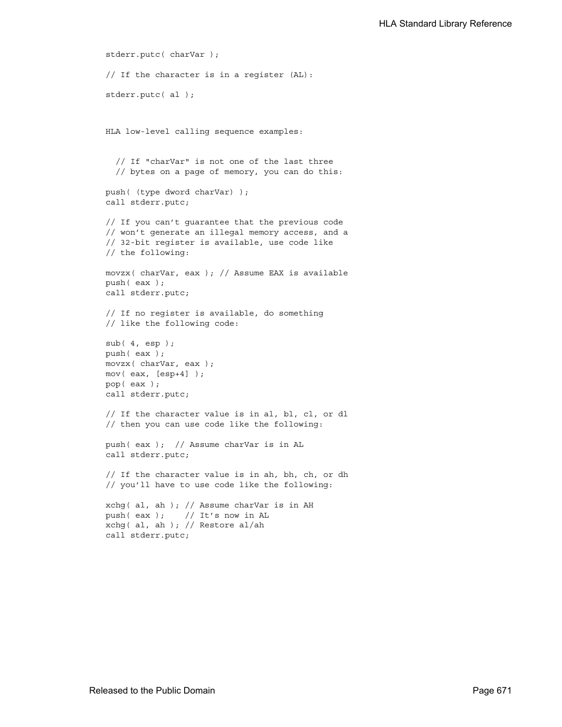```
stderr.putc( charVar );

// If the character is in a register (AL):

stderr.putc( al );
```

HLA low-level calling sequence examples:

```
  // If "charVar" is not one of the last three
  // bytes on a page of memory, you can do this:

push( (type dword charVar) );
call stderr.putc;

// If you can't guarantee that the previous code
// won't generate an illegal memory access, and a
// 32-bit register is available, use code like
// the following:

movzx( charVar, eax ); // Assume EAX is available
push( eax );
call stderr.putc;

// If no register is available, do something
// like the following code:

sub( 4, esp );
push( eax );
movzx( charVar, eax );
mov( eax, [esp+4] );
pop( eax );
call stderr.putc;

// If the character value is in al, bl, cl, or dl
// then you can use code like the following:

push( eax );  // Assume charVar is in AL
call stderr.putc;

// If the character value is in ah, bh, ch, or dh
// you'll have to use code like the following:

xchg( al, ah ); // Assume charVar is in AH
push( eax );    // It's now in AL
xchg( al, ah ); // Restore al/ah
call stderr.putc;
```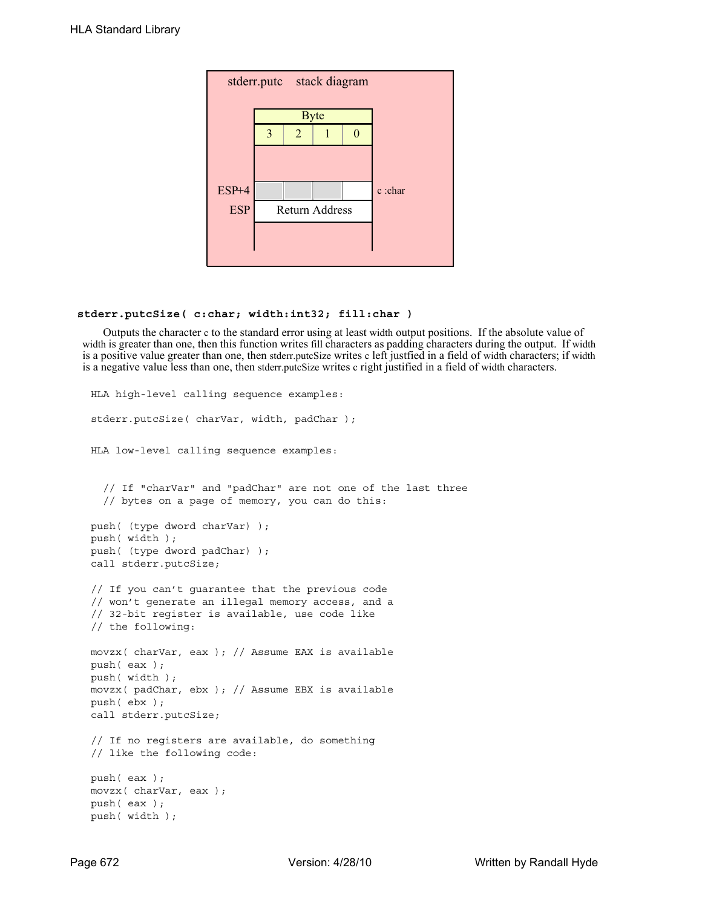stderr.putc stack diagram

| | Byte | | | | |
|---|---|---|---|---|---|
| | 3 | 2 | 1 | 0 | |
| ESP+4 | | | | | c :char |
| ESP | Return Address | | | | |

**stderr.putcSize( c:char; width:int32; fill:char )**

Outputs the character c to the standard error using at least width output positions. If the absolute value of width is greater than one, then this function writes fill characters as padding characters during the output. If width is a positive value greater than one, then stderr.putcSize writes c left justfied in a field of width characters; if width is a negative value less than one, then stderr.putcSize writes c right justified in a field of width characters.

```
HLA high-level calling sequence examples:

stderr.putcSize( charVar, width, padChar );


HLA low-level calling sequence examples:


  // If "charVar" and "padChar" are not one of the last three
  // bytes on a page of memory, you can do this:

push( (type dword charVar) );
push( width );
push( (type dword padChar) );
call stderr.putcSize;

// If you can't guarantee that the previous code
// won't generate an illegal memory access, and a
// 32-bit register is available, use code like
// the following:

movzx( charVar, eax ); // Assume EAX is available
push( eax );
push( width );
movzx( padChar, ebx ); // Assume EBX is available
push( ebx );
call stderr.putcSize;

// If no registers are available, do something
// like the following code:

push( eax );
movzx( charVar, eax );
push( eax );
push( width );
```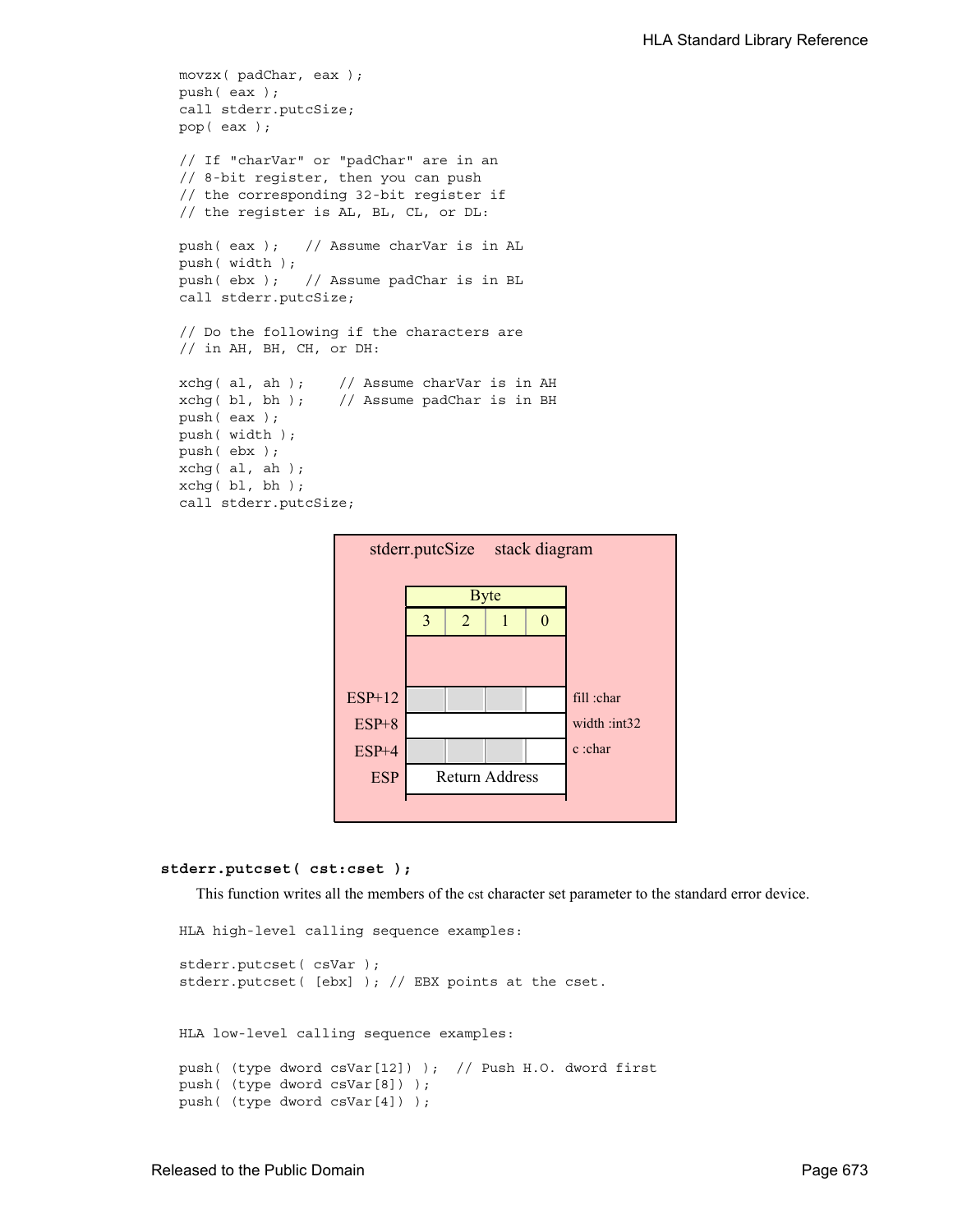```
movzx( padChar, eax );
push( eax );
call stderr.putcSize;
pop( eax );

// If "charVar" or "padChar" are in an
// 8-bit register, then you can push
// the corresponding 32-bit register if
// the register is AL, BL, CL, or DL:

push( eax );   // Assume charVar is in AL
push( width );
push( ebx );   // Assume padChar is in BL
call stderr.putcSize;

// Do the following if the characters are
// in AH, BH, CH, or DH:

xchg( al, ah );    // Assume charVar is in AH
xchg( bl, bh );    // Assume padChar is in BH
push( eax );
push( width );
push( ebx );
xchg( al, ah );
xchg( bl, bh );
call stderr.putcSize;
```

stderr.putcSize stack diagram

| | Byte 3 | Byte 2 | Byte 1 | Byte 0 | |
|---|---|---|---|---|---|
| ESP+12 | | | | | fill :char |
| ESP+8 | | | | | width :int32 |
| ESP+4 | | | | | c :char |
| ESP | Return Address | | | | |

**stderr.putcset( cst:cset );**

This function writes all the members of the cst character set parameter to the standard error device.

```
HLA high-level calling sequence examples:

stderr.putcset( csVar );
stderr.putcset( [ebx] ); // EBX points at the cset.


HLA low-level calling sequence examples:

push( (type dword csVar[12]) );  // Push H.O. dword first
push( (type dword csVar[8]) );
push( (type dword csVar[4]) );
```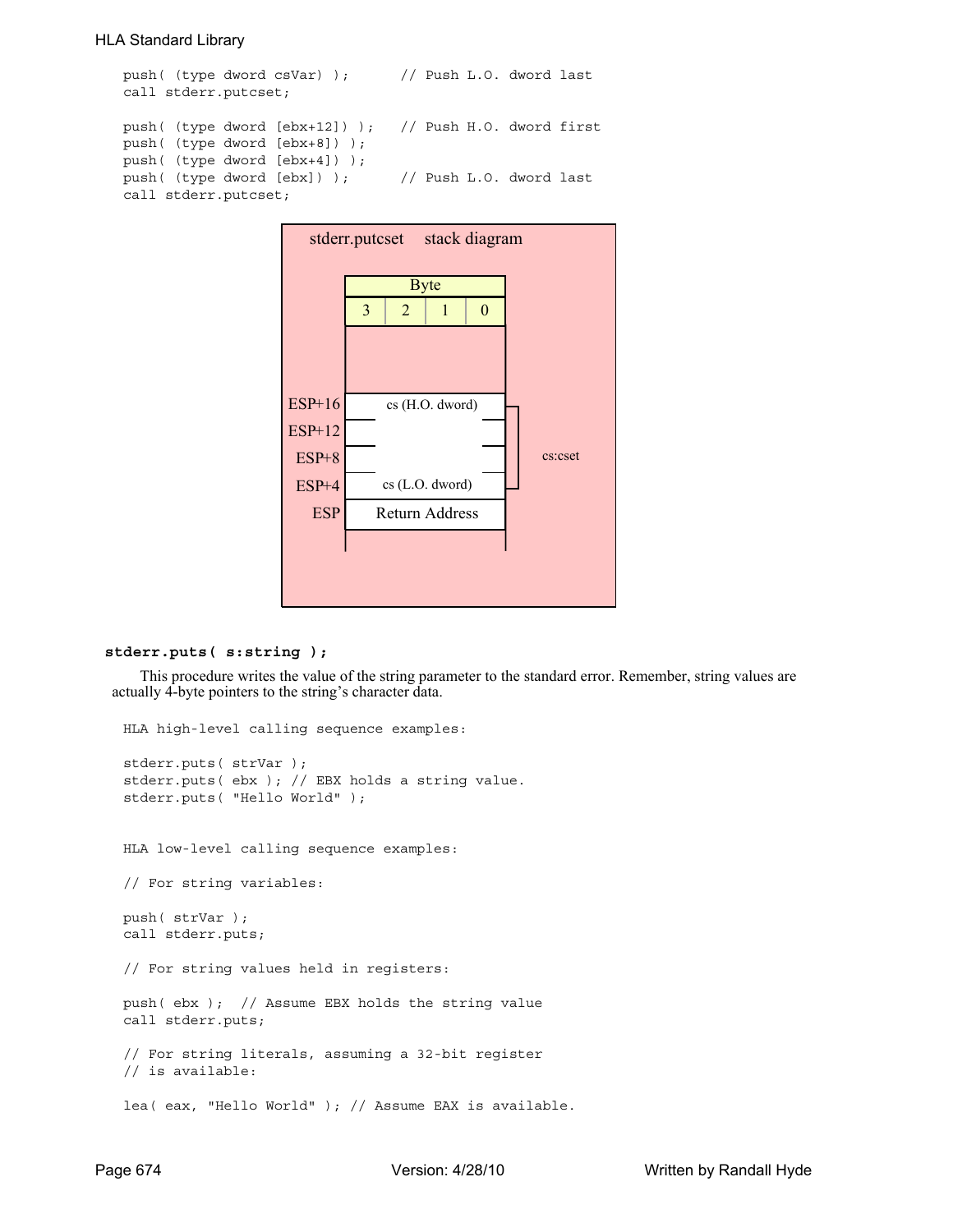```
push( (type dword csVar) );      // Push L.O. dword last
call stderr.putcset;

push( (type dword [ebx+12]) );   // Push H.O. dword first
push( (type dword [ebx+8]) );
push( (type dword [ebx+4]) );
push( (type dword [ebx]) );      // Push L.O. dword last
call stderr.putcset;
```

stderr.putcset stack diagram

| | Byte 3 | Byte 2 | Byte 1 | Byte 0 | |
|---|---|---|---|---|---|
| ESP+16 | cs (H.O. dword) | | | | cs:cset |
| ESP+12 | | | | | |
| ESP+8 | | | | | |
| ESP+4 | cs (L.O. dword) | | | | |
| ESP | Return Address | | | | |

**stderr.puts( s:string );**

This procedure writes the value of the string parameter to the standard error. Remember, string values are actually 4-byte pointers to the string's character data.

```
HLA high-level calling sequence examples:

stderr.puts( strVar );
stderr.puts( ebx ); // EBX holds a string value.
stderr.puts( "Hello World" );


HLA low-level calling sequence examples:

// For string variables:

push( strVar );
call stderr.puts;

// For string values held in registers:

push( ebx );  // Assume EBX holds the string value
call stderr.puts;

// For string literals, assuming a 32-bit register
// is available:

lea( eax, "Hello World" ); // Assume EAX is available.
```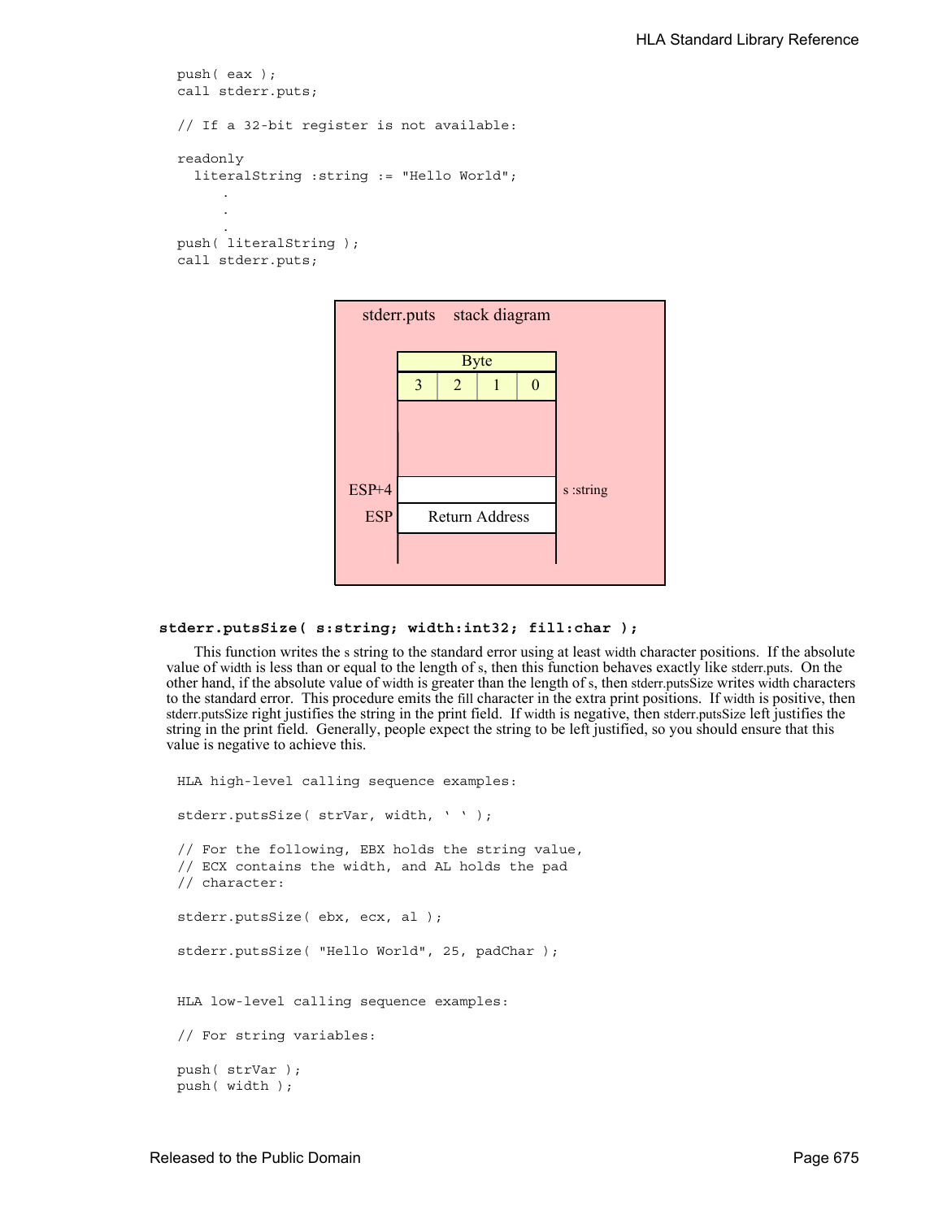```
push( eax );
call stderr.puts;

// If a 32-bit register is not available:

readonly
  literalString :string := "Hello World";
      .
      .
      .
push( literalString );
call stderr.puts;
```

stderr.puts stack diagram

| Byte | | | | |
|---|---|---|---|---|
| | 3 | 2 | 1 | 0 |
| ESP+4 | | | | s :string |
| ESP | Return Address | | | |

**stderr.putsSize( s:string; width:int32; fill:char );**

This function writes the s string to the standard error using at least width character positions. If the absolute value of width is less than or equal to the length of s, then this function behaves exactly like stderr.puts. On the other hand, if the absolute value of width is greater than the length of s, then stderr.putsSize writes width characters to the standard error. This procedure emits the fill character in the extra print positions. If width is positive, then stderr.putsSize right justifies the string in the print field. If width is negative, then stderr.putsSize left justifies the string in the print field. Generally, people expect the string to be left justified, so you should ensure that this value is negative to achieve this.

```
HLA high-level calling sequence examples:

stderr.putsSize( strVar, width, ' ' );

// For the following, EBX holds the string value,
// ECX contains the width, and AL holds the pad
// character:

stderr.putsSize( ebx, ecx, al );

stderr.putsSize( "Hello World", 25, padChar );


HLA low-level calling sequence examples:

// For string variables:

push( strVar );
push( width );
```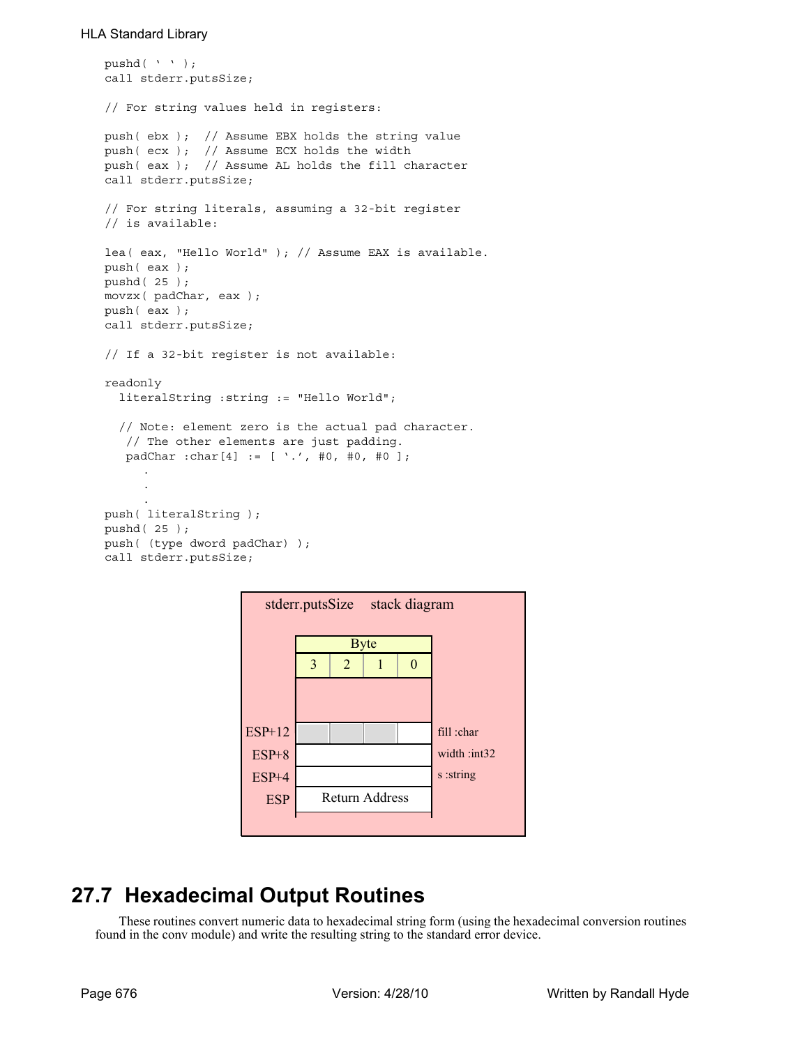```
pushd( ' ' );
call stderr.putsSize;

// For string values held in registers:

push( ebx );  // Assume EBX holds the string value
push( ecx );  // Assume ECX holds the width
push( eax );  // Assume AL holds the fill character
call stderr.putsSize;

// For string literals, assuming a 32-bit register
// is available:

lea( eax, "Hello World" ); // Assume EAX is available.
push( eax );
pushd( 25 );
movzx( padChar, eax );
push( eax );
call stderr.putsSize;

// If a 32-bit register is not available:

readonly
  literalString :string := "Hello World";

  // Note: element zero is the actual pad character.
   // The other elements are just padding.
   padChar :char[4] := [ '.', #0, #0, #0 ];
     .
     .
     .
push( literalString );
pushd( 25 );
push( (type dword padChar) );
call stderr.putsSize;
```

**stderr.putsSize stack diagram**

| | Byte 3 | Byte 2 | Byte 1 | Byte 0 | |
|---|---|---|---|---|---|
| ESP+12 | | | | | fill :char |
| ESP+8 | | | | | width :int32 |
| ESP+4 | | | | | s :string |
| ESP | Return Address | | | | |

## 27.7 Hexadecimal Output Routines

These routines convert numeric data to hexadecimal string form (using the hexadecimal conversion routines found in the conv module) and write the resulting string to the standard error device.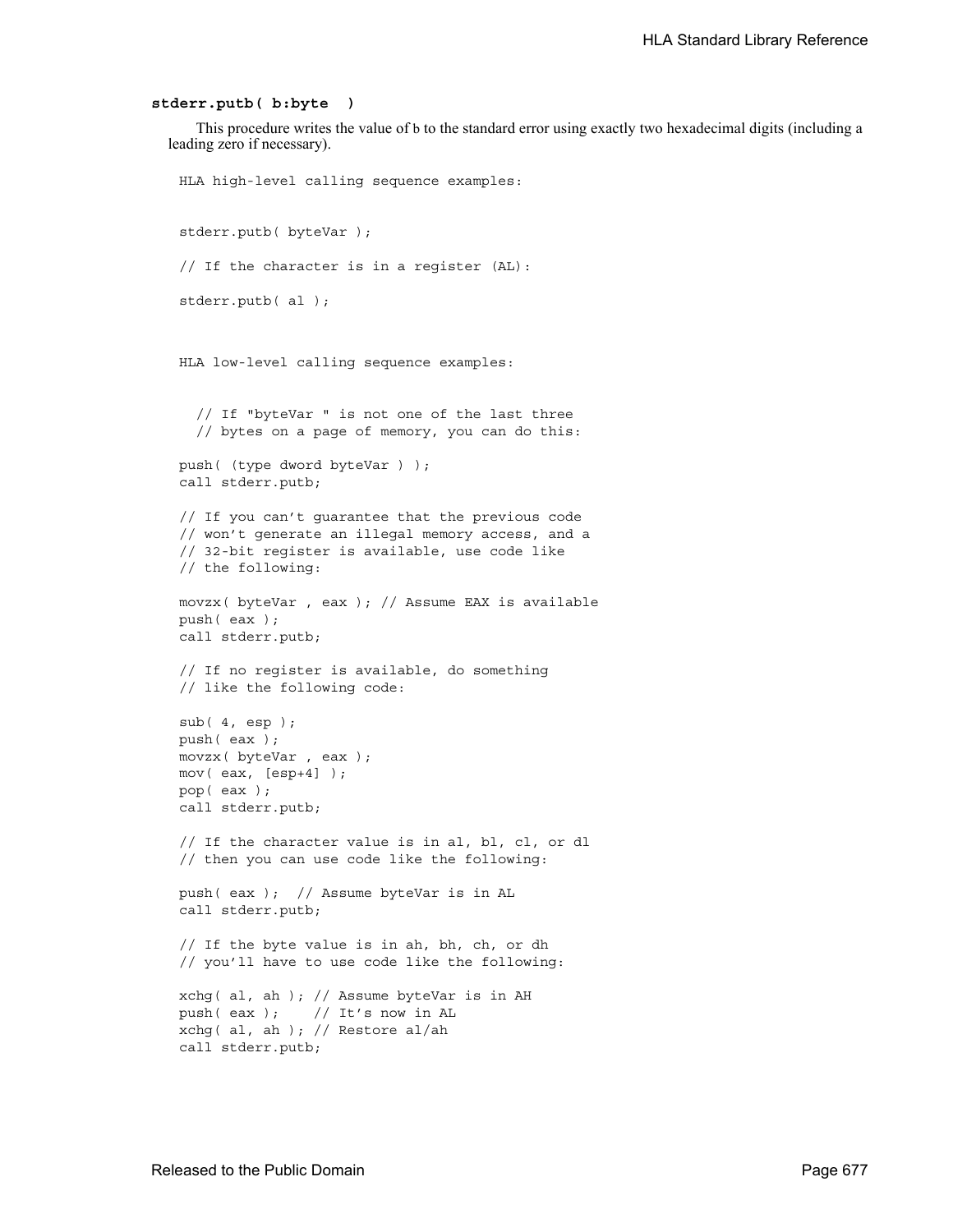**stderr.putb( b:byte )**

This procedure writes the value of b to the standard error using exactly two hexadecimal digits (including a leading zero if necessary).

```
HLA high-level calling sequence examples:


stderr.putb( byteVar );

// If the character is in a register (AL):

stderr.putb( al );



HLA low-level calling sequence examples:


  // If "byteVar " is not one of the last three
  // bytes on a page of memory, you can do this:

push( (type dword byteVar ) );
call stderr.putb;

// If you can't guarantee that the previous code
// won't generate an illegal memory access, and a
// 32-bit register is available, use code like
// the following:

movzx( byteVar , eax ); // Assume EAX is available
push( eax );
call stderr.putb;

// If no register is available, do something
// like the following code:

sub( 4, esp );
push( eax );
movzx( byteVar , eax );
mov( eax, [esp+4] );
pop( eax );
call stderr.putb;

// If the character value is in al, bl, cl, or dl
// then you can use code like the following:

push( eax );  // Assume byteVar is in AL
call stderr.putb;

// If the byte value is in ah, bh, ch, or dh
// you'll have to use code like the following:

xchg( al, ah ); // Assume byteVar is in AH
push( eax );    // It's now in AL
xchg( al, ah ); // Restore al/ah
call stderr.putb;
```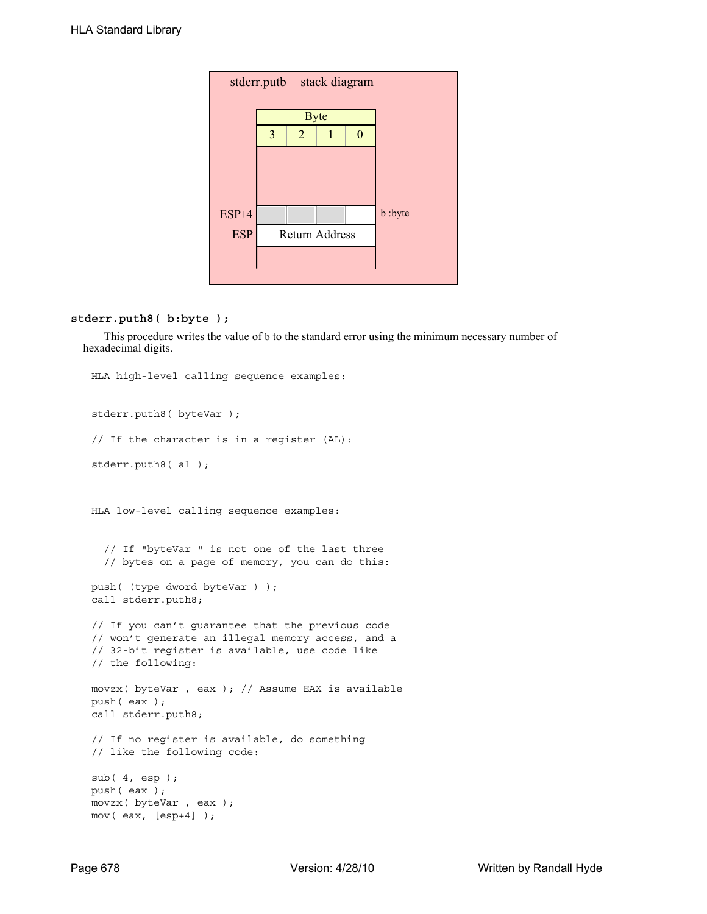stderr.putb stack diagram

| Byte | | | |
|---|---|---|---|
| 3 | 2 | 1 | 0 |

ESP+4 — b :byte

ESP — Return Address

**stderr.puth8( b:byte );**

This procedure writes the value of b to the standard error using the minimum necessary number of hexadecimal digits.

```
HLA high-level calling sequence examples:


stderr.puth8( byteVar );

// If the character is in a register (AL):

stderr.puth8( al );



HLA low-level calling sequence examples:


  // If "byteVar " is not one of the last three
  // bytes on a page of memory, you can do this:

push( (type dword byteVar ) );
call stderr.puth8;

// If you can't guarantee that the previous code
// won't generate an illegal memory access, and a
// 32-bit register is available, use code like
// the following:

movzx( byteVar , eax ); // Assume EAX is available
push( eax );
call stderr.puth8;

// If no register is available, do something
// like the following code:

sub( 4, esp );
push( eax );
movzx( byteVar , eax );
mov( eax, [esp+4] );
```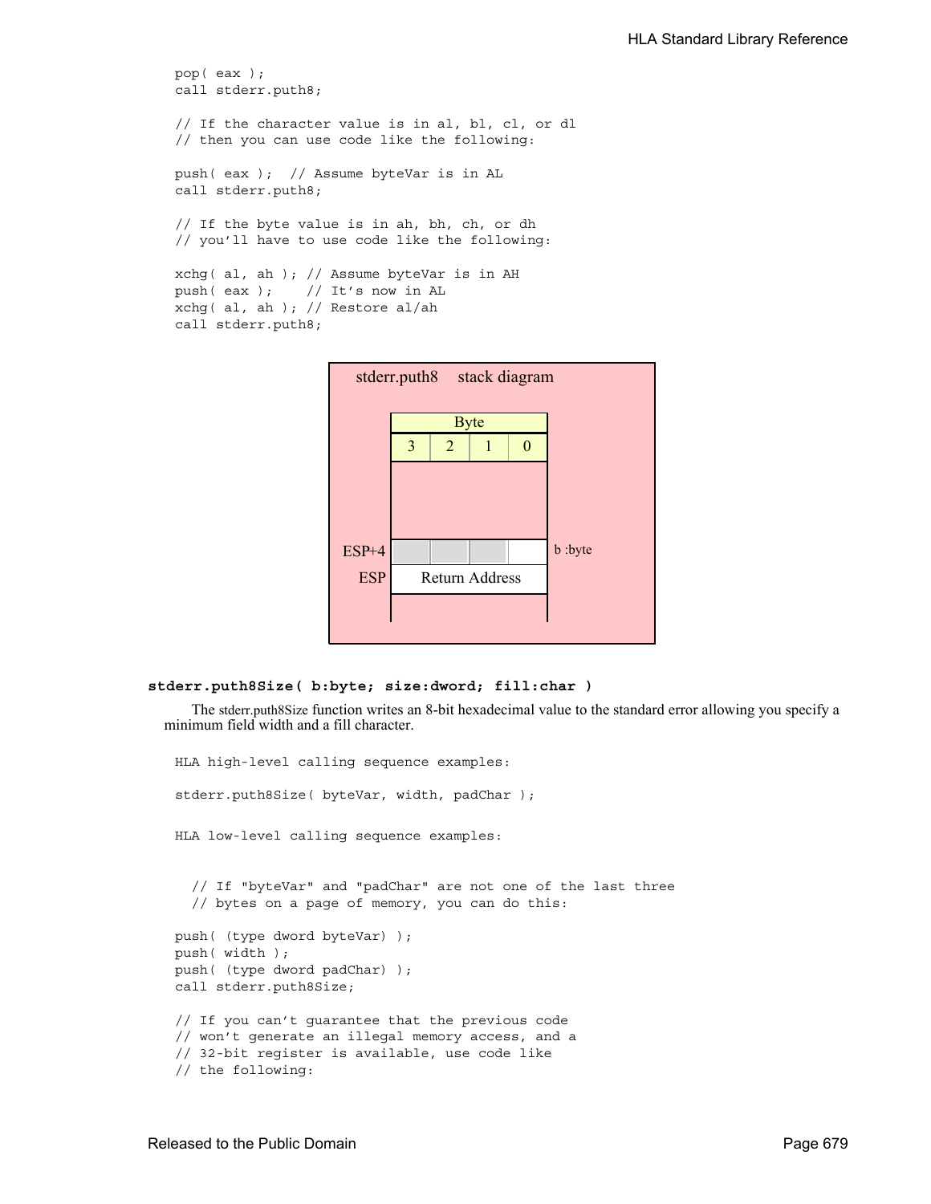```
pop( eax );
call stderr.puth8;

// If the character value is in al, bl, cl, or dl
// then you can use code like the following:

push( eax );  // Assume byteVar is in AL
call stderr.puth8;

// If the byte value is in ah, bh, ch, or dh
// you'll have to use code like the following:

xchg( al, ah ); // Assume byteVar is in AH
push( eax );    // It's now in AL
xchg( al, ah ); // Restore al/ah
call stderr.puth8;
```

stderr.puth8 stack diagram

| | Byte | | | | |
|---|---|---|---|---|---|
| | 3 | 2 | 1 | 0 | |
| ESP+4 | | | | | b :byte |
| ESP | Return Address | | | | |

**stderr.puth8Size( b:byte; size:dword; fill:char )**

The stderr.puth8Size function writes an 8-bit hexadecimal value to the standard error allowing you specify a minimum field width and a fill character.

```
HLA high-level calling sequence examples:

stderr.puth8Size( byteVar, width, padChar );


HLA low-level calling sequence examples:


  // If "byteVar" and "padChar" are not one of the last three
  // bytes on a page of memory, you can do this:

push( (type dword byteVar) );
push( width );
push( (type dword padChar) );
call stderr.puth8Size;

// If you can't guarantee that the previous code
// won't generate an illegal memory access, and a
// 32-bit register is available, use code like
// the following:
```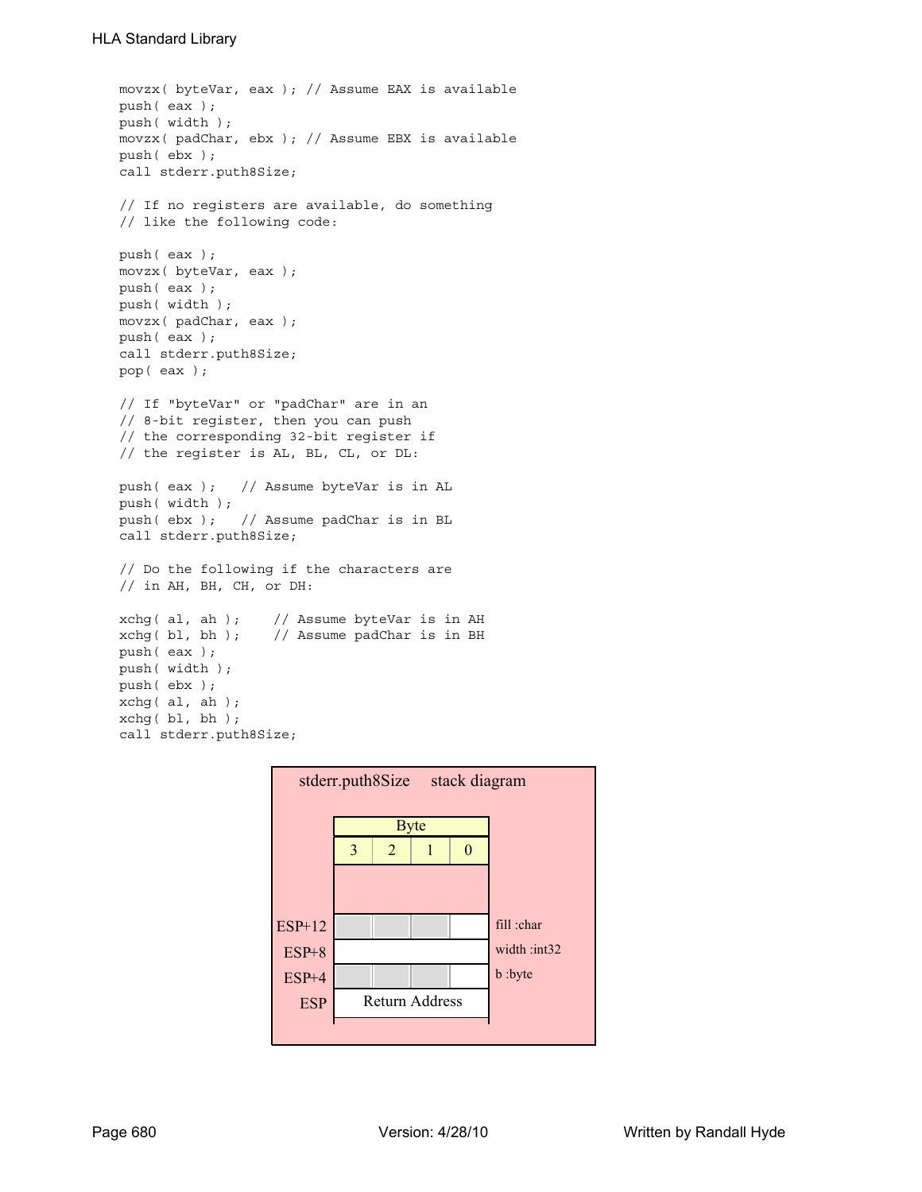```
movzx( byteVar, eax ); // Assume EAX is available
push( eax );
push( width );
movzx( padChar, ebx ); // Assume EBX is available
push( ebx );
call stderr.puth8Size;

// If no registers are available, do something
// like the following code:

push( eax );
movzx( byteVar, eax );
push( eax );
push( width );
movzx( padChar, eax );
push( eax );
call stderr.puth8Size;
pop( eax );

// If "byteVar" or "padChar" are in an
// 8-bit register, then you can push
// the corresponding 32-bit register if
// the register is AL, BL, CL, or DL:

push( eax );   // Assume byteVar is in AL
push( width );
push( ebx );   // Assume padChar is in BL
call stderr.puth8Size;

// Do the following if the characters are
// in AH, BH, CH, or DH:

xchg( al, ah );    // Assume byteVar is in AH
xchg( bl, bh );    // Assume padChar is in BH
push( eax );
push( width );
push( ebx );
xchg( al, ah );
xchg( bl, bh );
call stderr.puth8Size;
```

**stderr.puth8Size stack diagram**

| | Byte 3 | Byte 2 | Byte 1 | Byte 0 | |
|---|---|---|---|---|---|
| ESP+12 | | | | | fill :char |
| ESP+8 | | | | | width :int32 |
| ESP+4 | | | | | b :byte |
| ESP | Return Address | | | | |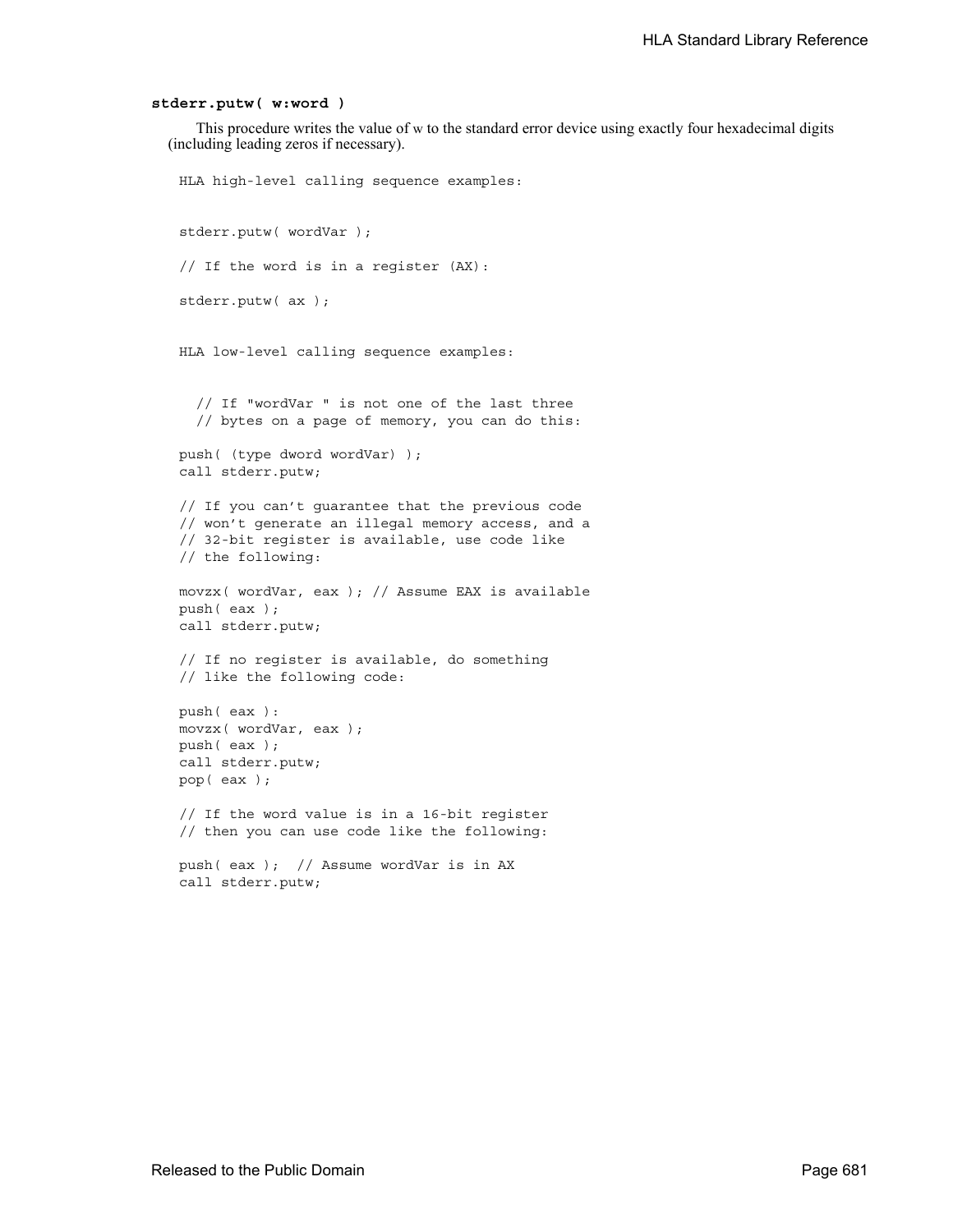**stderr.putw( w:word )**

This procedure writes the value of w to the standard error device using exactly four hexadecimal digits (including leading zeros if necessary).

```
HLA high-level calling sequence examples:


stderr.putw( wordVar );

// If the word is in a register (AX):

stderr.putw( ax );


HLA low-level calling sequence examples:


  // If "wordVar " is not one of the last three
  // bytes on a page of memory, you can do this:

push( (type dword wordVar) );
call stderr.putw;

// If you can't guarantee that the previous code
// won't generate an illegal memory access, and a
// 32-bit register is available, use code like
// the following:

movzx( wordVar, eax ); // Assume EAX is available
push( eax );
call stderr.putw;

// If no register is available, do something
// like the following code:

push( eax ):
movzx( wordVar, eax );
push( eax );
call stderr.putw;
pop( eax );

// If the word value is in a 16-bit register
// then you can use code like the following:

push( eax );  // Assume wordVar is in AX
call stderr.putw;
```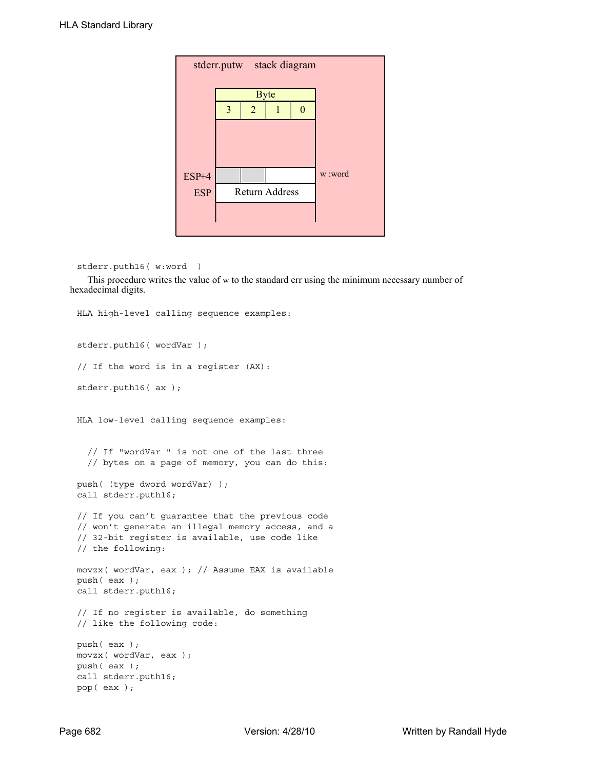stderr.putw stack diagram

| Byte | | | |
|---|---|---|---|
| 3 | 2 | 1 | 0 |

ESP+4 — w :word

ESP — Return Address

```
stderr.puth16( w:word  )
```

This procedure writes the value of w to the standard err using the minimum necessary number of hexadecimal digits.

```
HLA high-level calling sequence examples:


stderr.puth16( wordVar );

// If the word is in a register (AX):

stderr.puth16( ax );


HLA low-level calling sequence examples:


  // If "wordVar " is not one of the last three
  // bytes on a page of memory, you can do this:

push( (type dword wordVar) );
call stderr.puth16;

// If you can't guarantee that the previous code
// won't generate an illegal memory access, and a
// 32-bit register is available, use code like
// the following:

movzx( wordVar, eax ); // Assume EAX is available
push( eax );
call stderr.puth16;

// If no register is available, do something
// like the following code:

push( eax );
movzx( wordVar, eax );
push( eax );
call stderr.puth16;
pop( eax );
```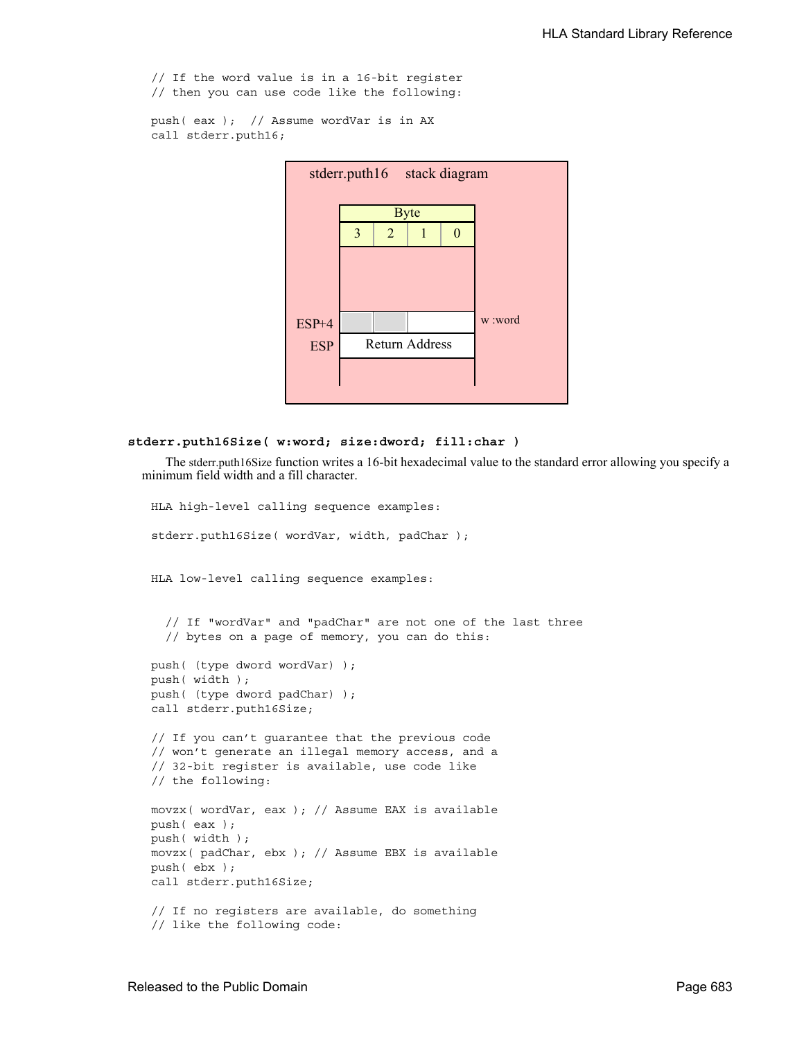```
// If the word value is in a 16-bit register
// then you can use code like the following:

push( eax );  // Assume wordVar is in AX
call stderr.puth16;
```

stderr.puth16 stack diagram

| Byte | | | |
|---|---|---|---|
| 3 | 2 | 1 | 0 |

ESP+4 — w :word

ESP — Return Address

**stderr.puth16Size( w:word; size:dword; fill:char )**

The stderr.puth16Size function writes a 16-bit hexadecimal value to the standard error allowing you specify a minimum field width and a fill character.

```
HLA high-level calling sequence examples:

stderr.puth16Size( wordVar, width, padChar );


HLA low-level calling sequence examples:


  // If "wordVar" and "padChar" are not one of the last three
  // bytes on a page of memory, you can do this:

push( (type dword wordVar) );
push( width );
push( (type dword padChar) );
call stderr.puth16Size;

// If you can't guarantee that the previous code
// won't generate an illegal memory access, and a
// 32-bit register is available, use code like
// the following:

movzx( wordVar, eax ); // Assume EAX is available
push( eax );
push( width );
movzx( padChar, ebx ); // Assume EBX is available
push( ebx );
call stderr.puth16Size;

// If no registers are available, do something
// like the following code:
```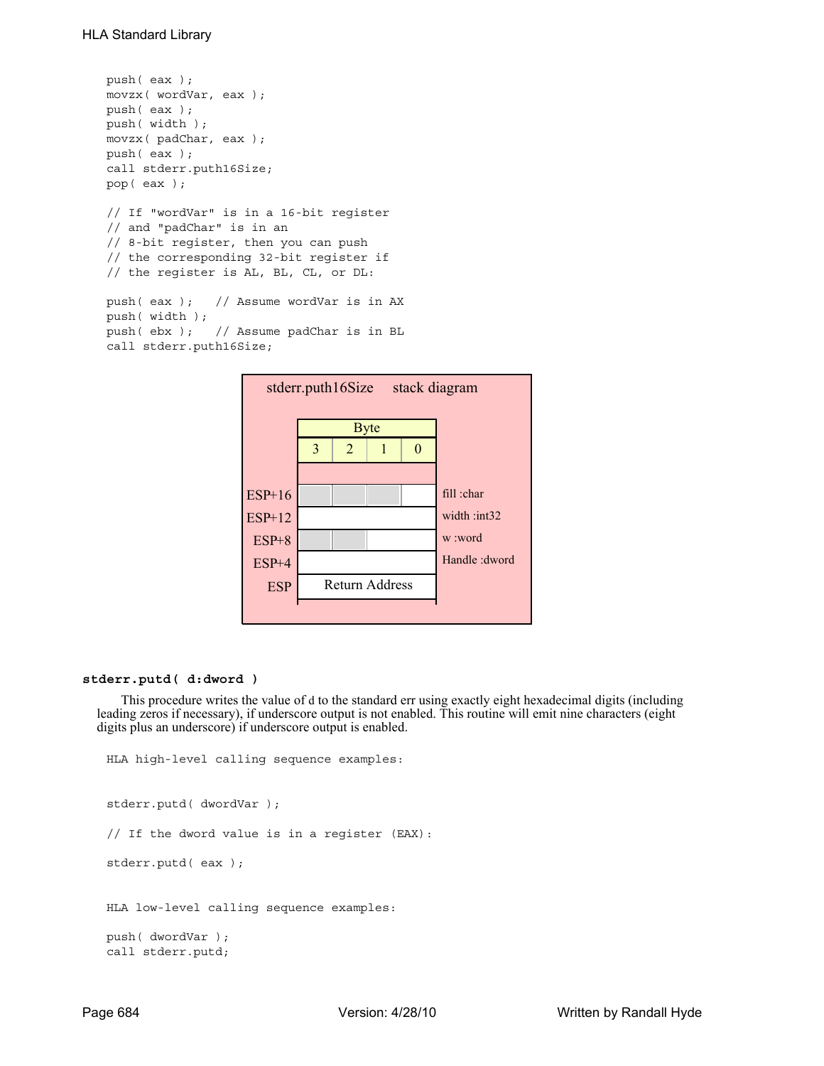```
push( eax );
movzx( wordVar, eax );
push( eax );
push( width );
movzx( padChar, eax );
push( eax );
call stderr.puth16Size;
pop( eax );

// If "wordVar" is in a 16-bit register
// and "padChar" is in an
// 8-bit register, then you can push
// the corresponding 32-bit register if
// the register is AL, BL, CL, or DL:

push( eax );   // Assume wordVar is in AX
push( width );
push( ebx );   // Assume padChar is in BL
call stderr.puth16Size;
```

stderr.puth16Size stack diagram

| | Byte 3 | Byte 2 | Byte 1 | Byte 0 | |
|---|---|---|---|---|---|
| ESP+16 | | | | | fill :char |
| ESP+12 | | | | | width :int32 |
| ESP+8 | | | | | w :word |
| ESP+4 | | | | | Handle :dword |
| ESP | Return Address | | | | |

**stderr.putd( d:dword )**

This procedure writes the value of d to the standard err using exactly eight hexadecimal digits (including leading zeros if necessary), if underscore output is not enabled. This routine will emit nine characters (eight digits plus an underscore) if underscore output is enabled.

```
HLA high-level calling sequence examples:


stderr.putd( dwordVar );

// If the dword value is in a register (EAX):

stderr.putd( eax );


HLA low-level calling sequence examples:

push( dwordVar );
call stderr.putd;
```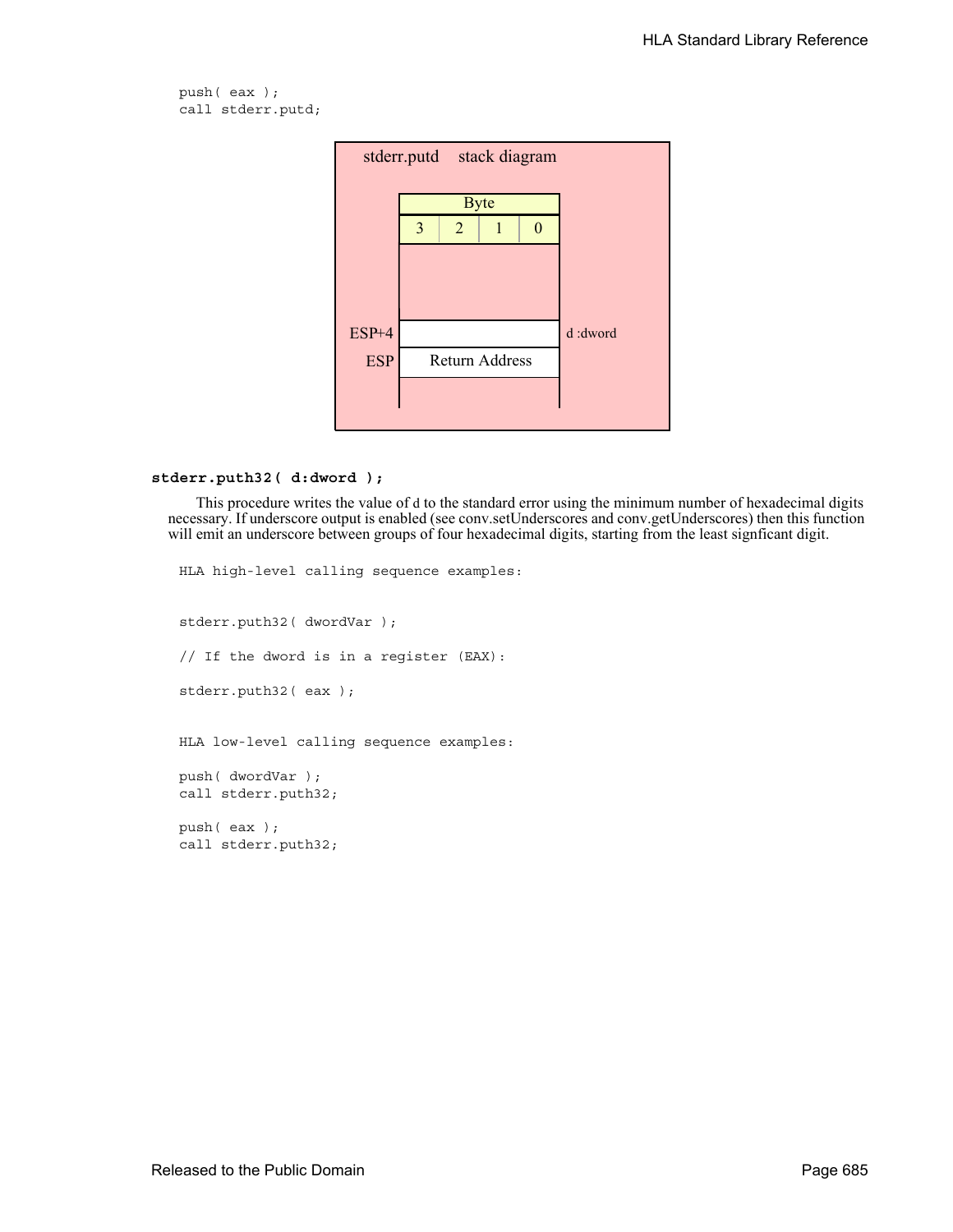```
push( eax );
call stderr.putd;
```

stderr.putd stack diagram

| Byte | | | |
|---|---|---|---|
| 3 | 2 | 1 | 0 |

ESP+4 — d :dword

ESP — Return Address

**stderr.puth32( d:dword );**

This procedure writes the value of d to the standard error using the minimum number of hexadecimal digits necessary. If underscore output is enabled (see conv.setUnderscores and conv.getUnderscores) then this function will emit an underscore between groups of four hexadecimal digits, starting from the least signficant digit.

```
HLA high-level calling sequence examples:


stderr.puth32( dwordVar );

// If the dword is in a register (EAX):

stderr.puth32( eax );


HLA low-level calling sequence examples:

push( dwordVar );
call stderr.puth32;

push( eax );
call stderr.puth32;
```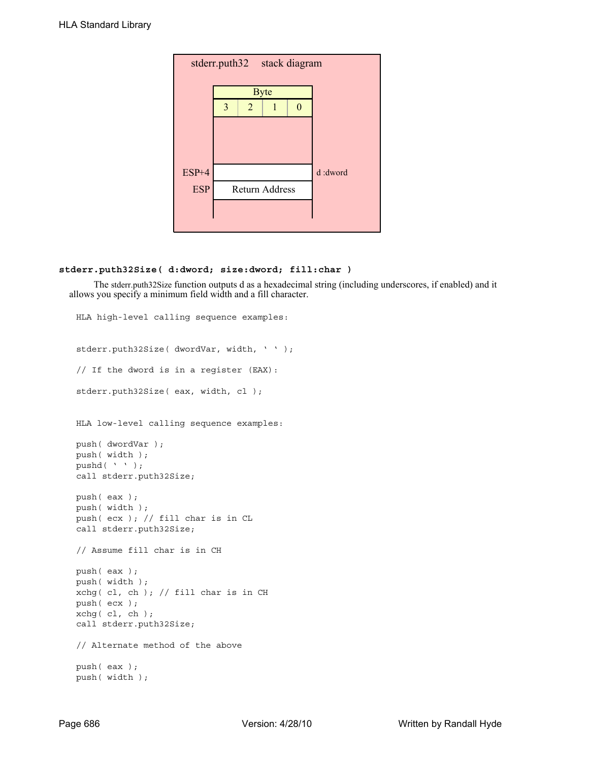stderr.puth32 stack diagram

| Byte | | | |
|---|---|---|---|
| 3 | 2 | 1 | 0 |

ESP+4 — d :dword
ESP — Return Address

**stderr.puth32Size( d:dword; size:dword; fill:char )**

The stderr.puth32Size function outputs d as a hexadecimal string (including underscores, if enabled) and it allows you specify a minimum field width and a fill character.

```
HLA high-level calling sequence examples:


stderr.puth32Size( dwordVar, width, ' ' );

// If the dword is in a register (EAX):

stderr.puth32Size( eax, width, cl );


HLA low-level calling sequence examples:

push( dwordVar );
push( width );
pushd( ' ' );
call stderr.puth32Size;

push( eax );
push( width );
push( ecx ); // fill char is in CL
call stderr.puth32Size;

// Assume fill char is in CH

push( eax );
push( width );
xchg( cl, ch ); // fill char is in CH
push( ecx );
xchg( cl, ch );
call stderr.puth32Size;

// Alternate method of the above

push( eax );
push( width );
```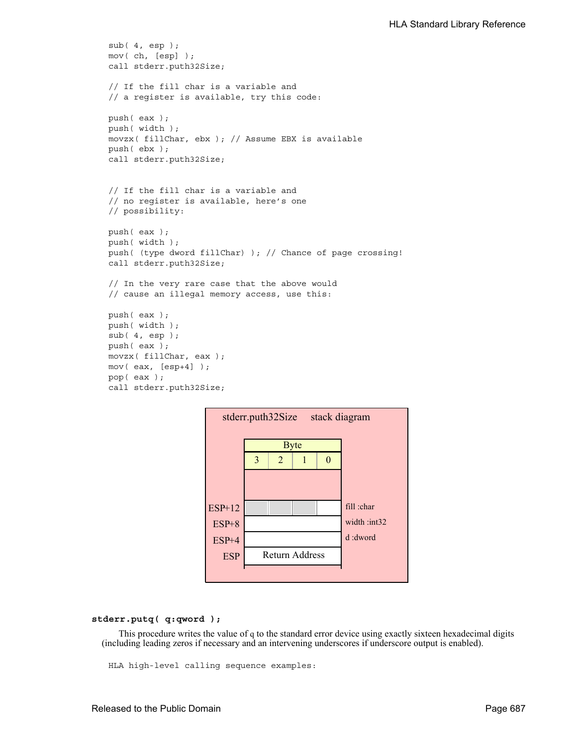```
sub( 4, esp );
mov( ch, [esp] );
call stderr.puth32Size;

// If the fill char is a variable and
// a register is available, try this code:

push( eax );
push( width );
movzx( fillChar, ebx ); // Assume EBX is available
push( ebx );
call stderr.puth32Size;


// If the fill char is a variable and
// no register is available, here's one
// possibility:

push( eax );
push( width );
push( (type dword fillChar) ); // Chance of page crossing!
call stderr.puth32Size;

// In the very rare case that the above would
// cause an illegal memory access, use this:

push( eax );
push( width );
sub( 4, esp );
push( eax );
movzx( fillChar, eax );
mov( eax, [esp+4] );
pop( eax );
call stderr.puth32Size;
```

stderr.puth32Size stack diagram

| | Byte 3 | Byte 2 | Byte 1 | Byte 0 | |
|---|---|---|---|---|---|
| ESP+12 | | | | | fill :char |
| ESP+8 | | | | | width :int32 |
| ESP+4 | | | | | d :dword |
| ESP | Return Address | | | | |

**stderr.putq( q:qword );**

This procedure writes the value of q to the standard error device using exactly sixteen hexadecimal digits (including leading zeros if necessary and an intervening underscores if underscore output is enabled).

```
HLA high-level calling sequence examples:
```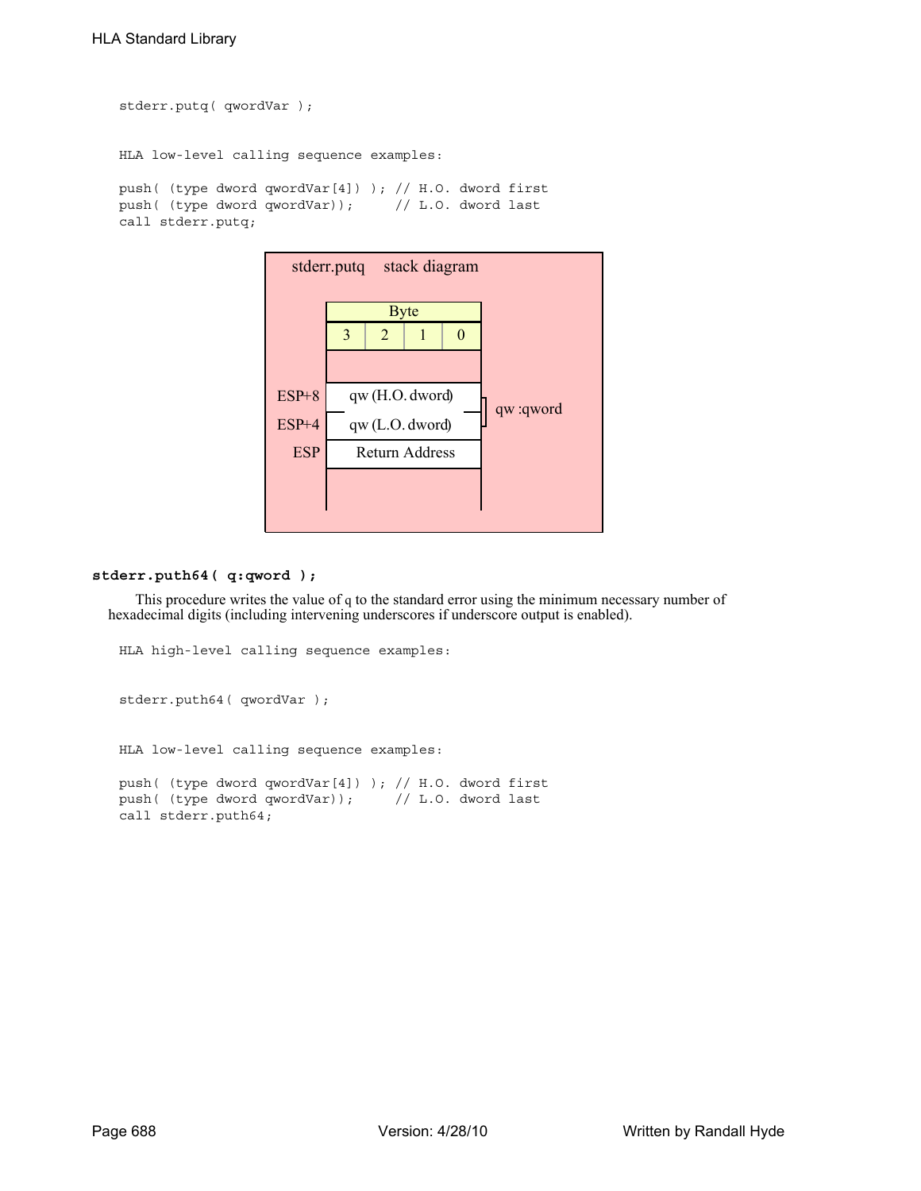```
stderr.putq( qwordVar );
```

HLA low-level calling sequence examples:

```
push( (type dword qwordVar[4]) ); // H.O. dword first
push( (type dword qwordVar));     // L.O. dword last
call stderr.putq;
```

stderr.putq stack diagram

| | Byte | | | |
|---|---|---|---|---|
| | 3 | 2 | 1 | 0 |
| ESP+8 | qw (H.O. dword) | | | |
| ESP+4 | qw (L.O. dword) | | | |
| ESP | Return Address | | | |

qw :qword

**stderr.puth64( q:qword );**

This procedure writes the value of q to the standard error using the minimum necessary number of hexadecimal digits (including intervening underscores if underscore output is enabled).

HLA high-level calling sequence examples:

```
stderr.puth64( qwordVar );
```

HLA low-level calling sequence examples:

```
push( (type dword qwordVar[4]) ); // H.O. dword first
push( (type dword qwordVar));     // L.O. dword last
call stderr.puth64;
```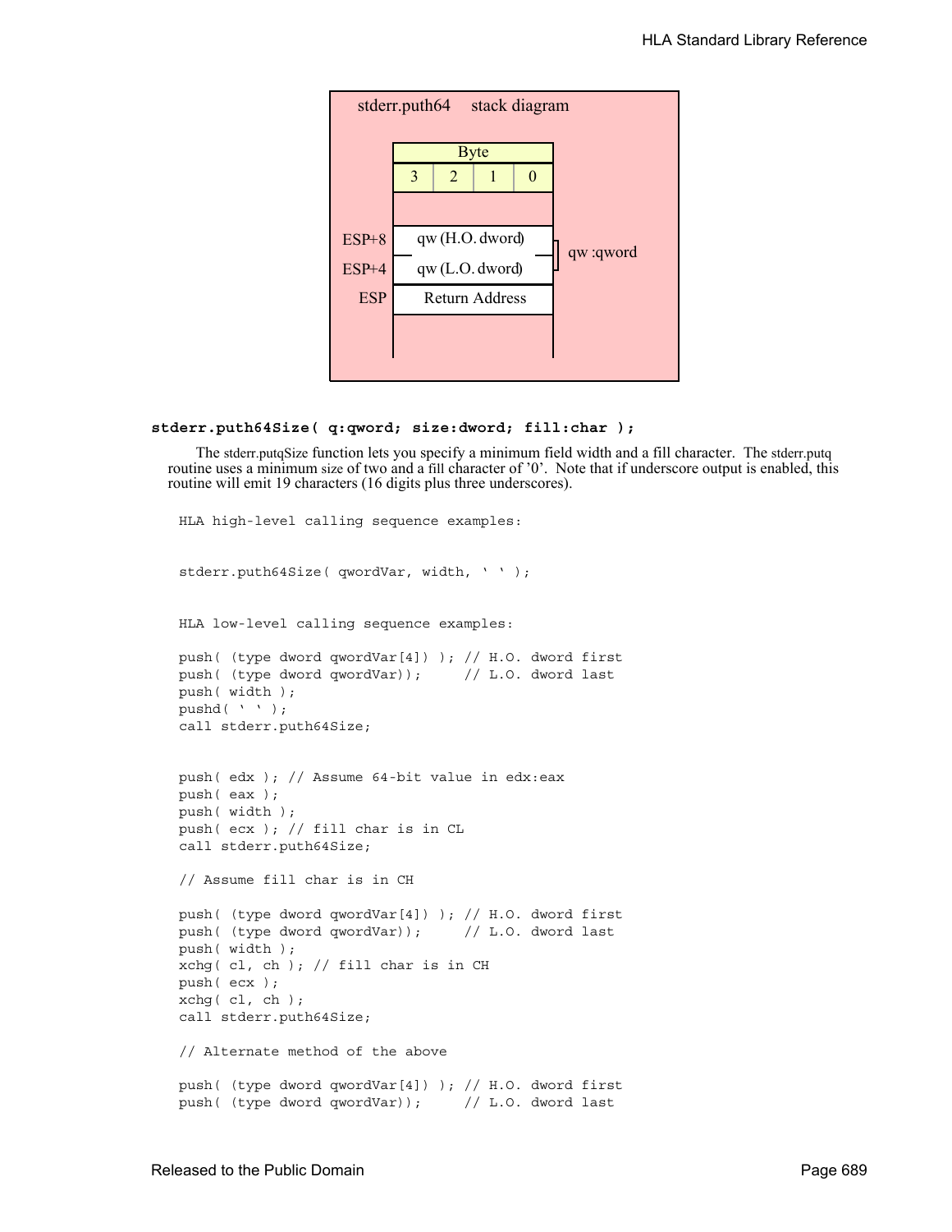stderr.puth64 stack diagram

| Byte | | | |
|---|---|---|---|
| 3 | 2 | 1 | 0 |

| Offset | Contents | |
|---|---|---|
| | | |
| ESP+8 | qw (H.O. dword) | qw :qword |
| ESP+4 | qw (L.O. dword) | |
| ESP | Return Address | |

**stderr.puth64Size( q:qword; size:dword; fill:char );**

The stderr.putqSize function lets you specify a minimum field width and a fill character. The stderr.putq routine uses a minimum size of two and a fill character of '0'. Note that if underscore output is enabled, this routine will emit 19 characters (16 digits plus three underscores).

```
HLA high-level calling sequence examples:


stderr.puth64Size( qwordVar, width, ' ' );


HLA low-level calling sequence examples:

push( (type dword qwordVar[4]) ); // H.O. dword first
push( (type dword qwordVar));     // L.O. dword last
push( width );
pushd( ' ' );
call stderr.puth64Size;


push( edx ); // Assume 64-bit value in edx:eax
push( eax );
push( width );
push( ecx ); // fill char is in CL
call stderr.puth64Size;

// Assume fill char is in CH

push( (type dword qwordVar[4]) ); // H.O. dword first
push( (type dword qwordVar));     // L.O. dword last
push( width );
xchg( cl, ch ); // fill char is in CH
push( ecx );
xchg( cl, ch );
call stderr.puth64Size;

// Alternate method of the above

push( (type dword qwordVar[4]) ); // H.O. dword first
push( (type dword qwordVar));     // L.O. dword last
```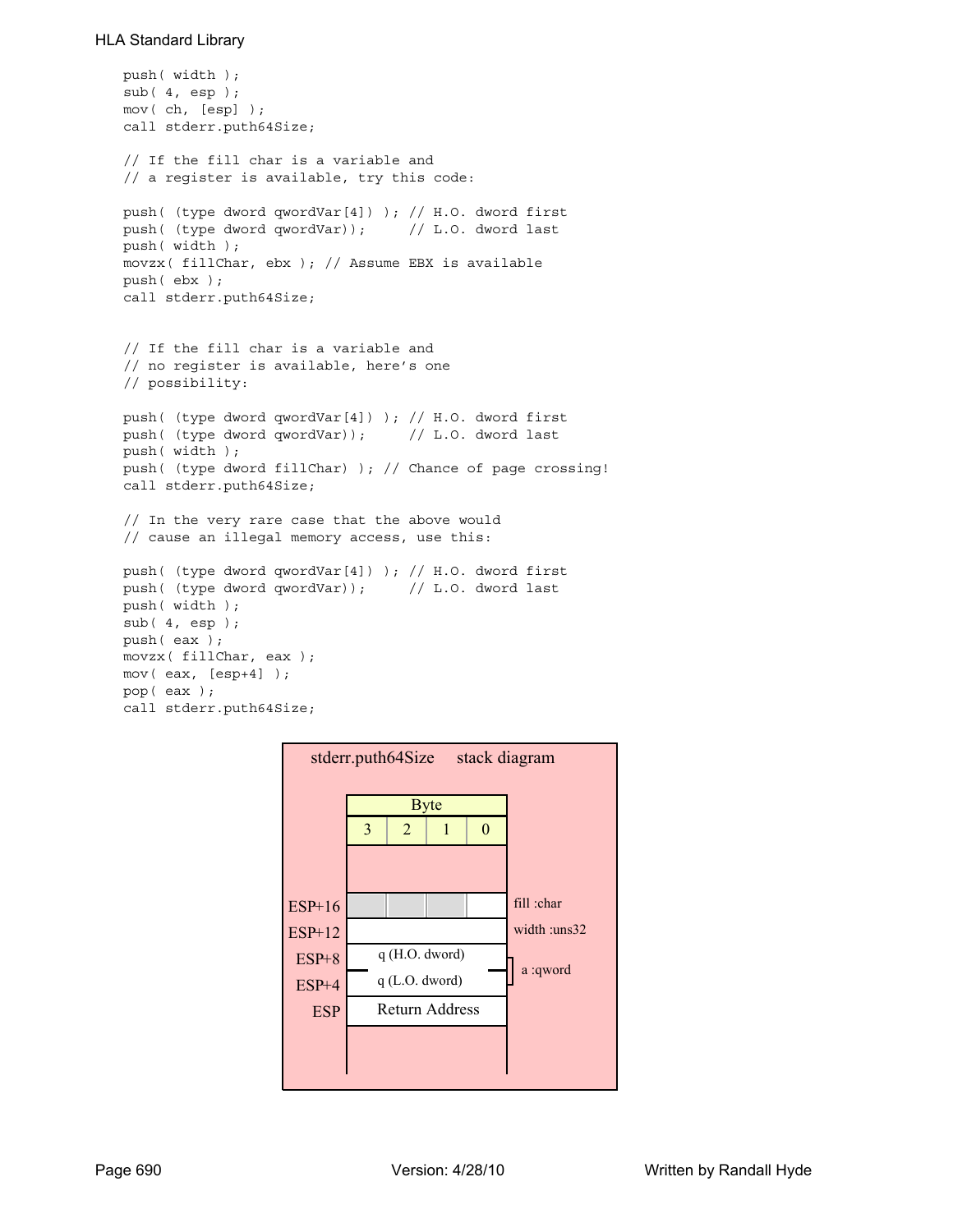```
push( width );
sub( 4, esp );
mov( ch, [esp] );
call stderr.puth64Size;

// If the fill char is a variable and
// a register is available, try this code:

push( (type dword qwordVar[4]) ); // H.O. dword first
push( (type dword qwordVar));     // L.O. dword last
push( width );
movzx( fillChar, ebx ); // Assume EBX is available
push( ebx );
call stderr.puth64Size;


// If the fill char is a variable and
// no register is available, here's one
// possibility:

push( (type dword qwordVar[4]) ); // H.O. dword first
push( (type dword qwordVar));     // L.O. dword last
push( width );
push( (type dword fillChar) ); // Chance of page crossing!
call stderr.puth64Size;

// In the very rare case that the above would
// cause an illegal memory access, use this:

push( (type dword qwordVar[4]) ); // H.O. dword first
push( (type dword qwordVar));     // L.O. dword last
push( width );
sub( 4, esp );
push( eax );
movzx( fillChar, eax );
mov( eax, [esp+4] );
pop( eax );
call stderr.puth64Size;
```

**stderr.puth64Size stack diagram**

| | Byte 3 | Byte 2 | Byte 1 | Byte 0 | |
|---|---|---|---|---|---|
| ESP+16 | | | | | fill :char |
| ESP+12 | width | | | | width :uns32 |
| ESP+8 | q (H.O. dword) | | | | a :qword |
| ESP+4 | q (L.O. dword) | | | | |
| ESP | Return Address | | | | |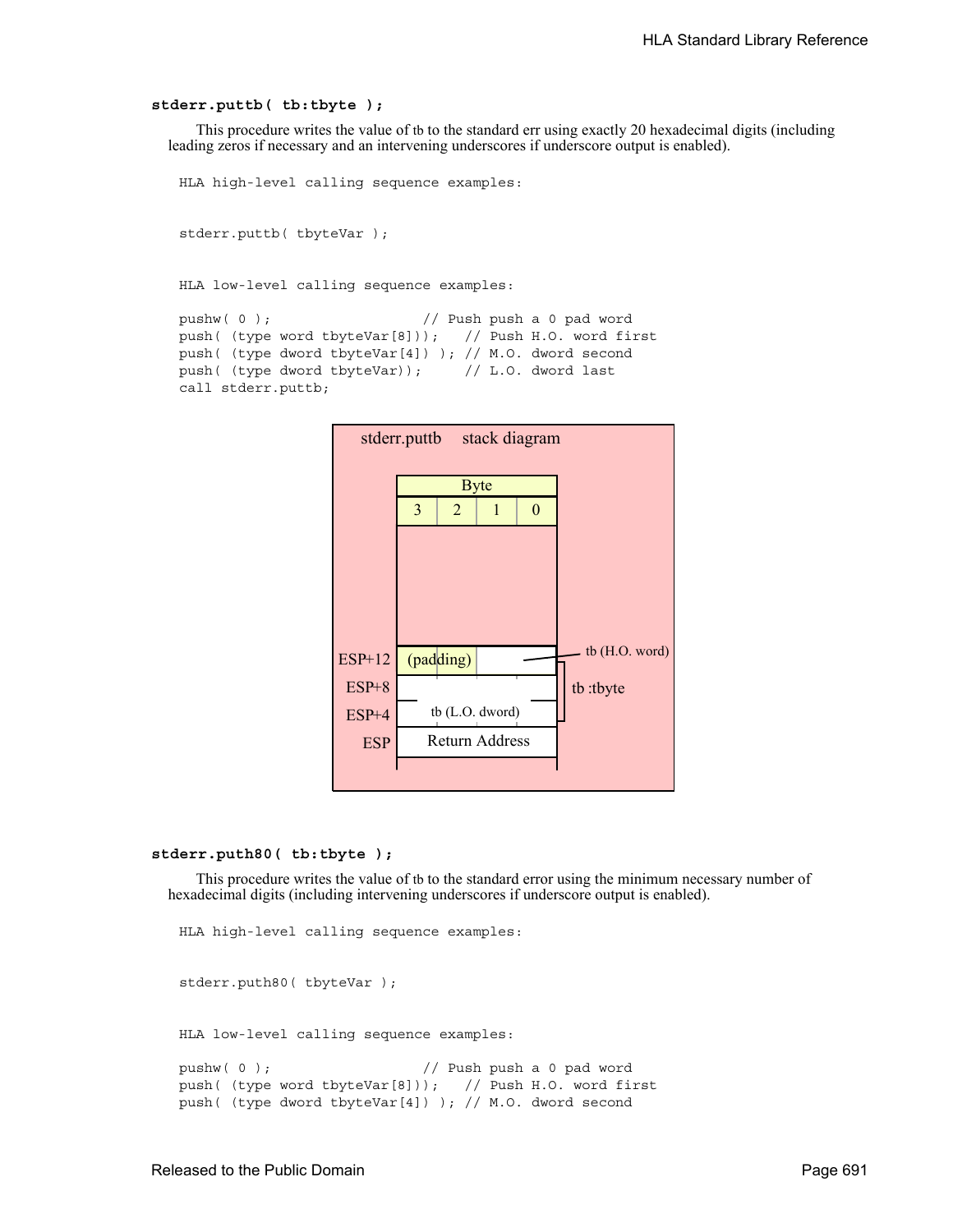#### stderr.puttb( tb:tbyte );

This procedure writes the value of tb to the standard err using exactly 20 hexadecimal digits (including leading zeros if necessary and an intervening underscores if underscore output is enabled).

```
HLA high-level calling sequence examples:


stderr.puttb( tbyteVar );


HLA low-level calling sequence examples:

pushw( 0 );                   // Push push a 0 pad word
push( (type word tbyteVar[8]));   // Push H.O. word first
push( (type dword tbyteVar[4]) ); // M.O. dword second
push( (type dword tbyteVar));     // L.O. dword last
call stderr.puttb;
```

stderr.puttb stack diagram

| | Byte 3 | Byte 2 | Byte 1 | Byte 0 | |
|---|---|---|---|---|---|
| ESP+12 | (padding) | | tb (H.O. word) | | tb :tbyte |
| ESP+8 | | | | | |
| ESP+4 | tb (L.O. dword) | | | | |
| ESP | Return Address | | | | |

#### stderr.puth80( tb:tbyte );

This procedure writes the value of tb to the standard error using the minimum necessary number of hexadecimal digits (including intervening underscores if underscore output is enabled).

```
HLA high-level calling sequence examples:


stderr.puth80( tbyteVar );


HLA low-level calling sequence examples:

pushw( 0 );                   // Push push a 0 pad word
push( (type word tbyteVar[8]));   // Push H.O. word first
push( (type dword tbyteVar[4]) ); // M.O. dword second
```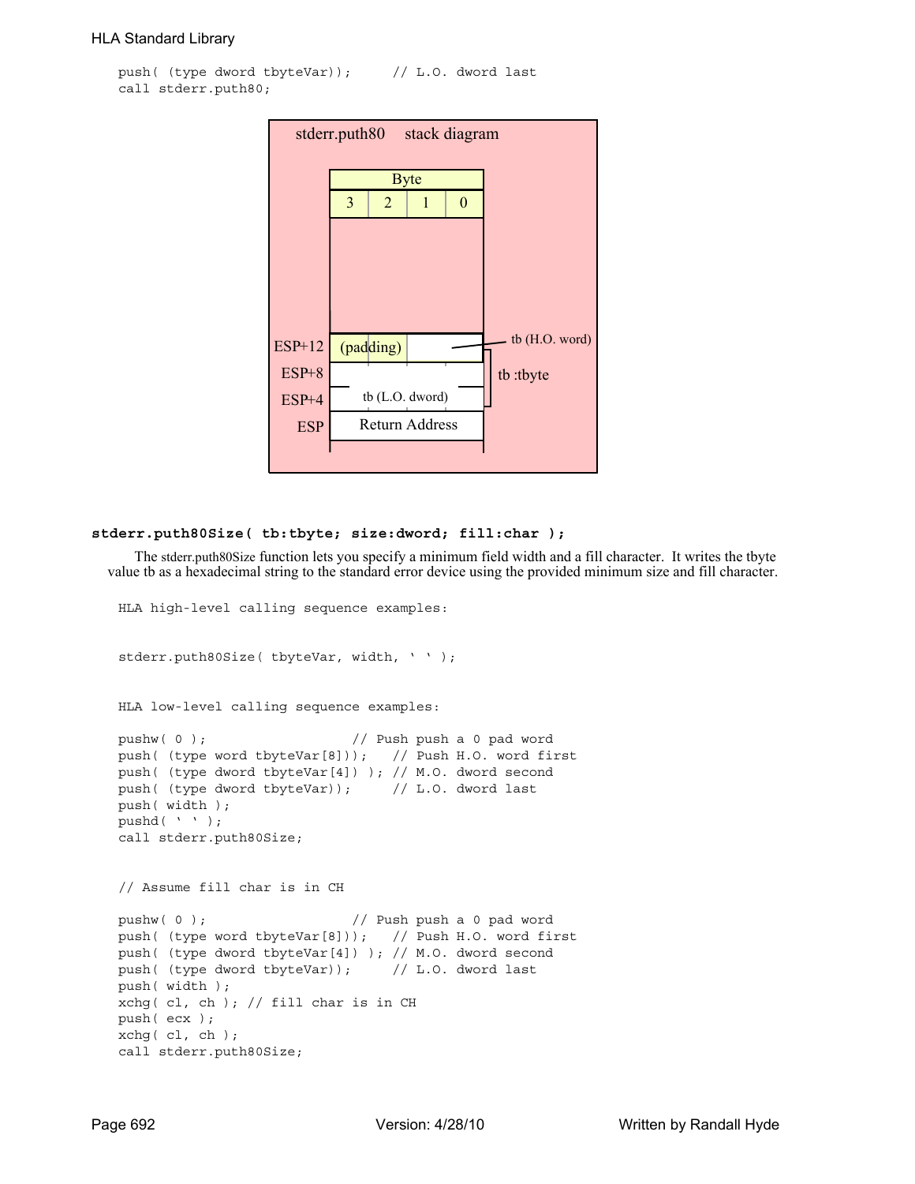```
push( (type dword tbyteVar));     // L.O. dword last
call stderr.puth80;
```

stderr.puth80 stack diagram

| | Byte 3 | Byte 2 | Byte 1 | Byte 0 | |
|---|---|---|---|---|---|
| ESP+12 | (padding) | (padding) | tb (H.O. word) | tb (H.O. word) | tb :tbyte |
| ESP+8 | | | | | tb :tbyte |
| ESP+4 | tb (L.O. dword) | | | | tb :tbyte |
| ESP | Return Address | | | | |

**stderr.puth80Size( tb:tbyte; size:dword; fill:char );**

The stderr.puth80Size function lets you specify a minimum field width and a fill character. It writes the tbyte value tb as a hexadecimal string to the standard error device using the provided minimum size and fill character.

```
HLA high-level calling sequence examples:


stderr.puth80Size( tbyteVar, width, ' ' );


HLA low-level calling sequence examples:

pushw( 0 );                   // Push push a 0 pad word
push( (type word tbyteVar[8]));   // Push H.O. word first
push( (type dword tbyteVar[4]) ); // M.O. dword second
push( (type dword tbyteVar));     // L.O. dword last
push( width );
pushd( ' ' );
call stderr.puth80Size;


// Assume fill char is in CH

pushw( 0 );                   // Push push a 0 pad word
push( (type word tbyteVar[8]));   // Push H.O. word first
push( (type dword tbyteVar[4]) ); // M.O. dword second
push( (type dword tbyteVar));     // L.O. dword last
push( width );
xchg( cl, ch ); // fill char is in CH
push( ecx );
xchg( cl, ch );
call stderr.puth80Size;
```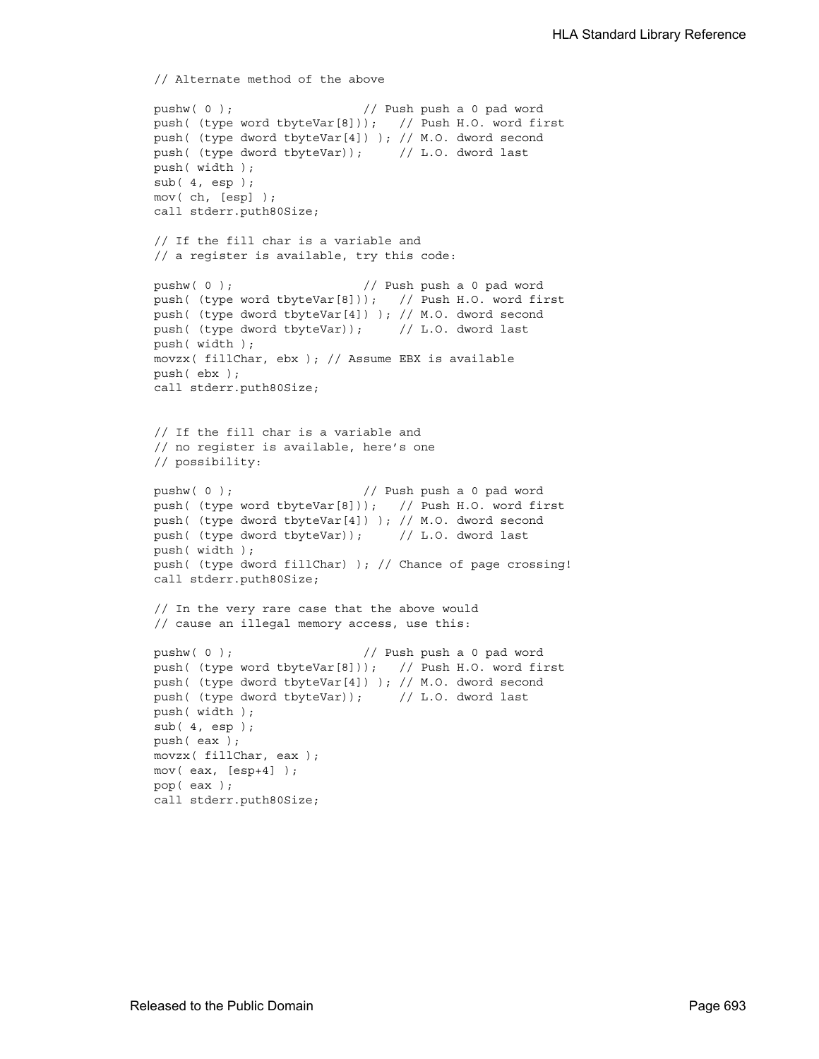```
// Alternate method of the above

pushw( 0 );                   // Push push a 0 pad word
push( (type word tbyteVar[8]));   // Push H.O. word first
push( (type dword tbyteVar[4]) ); // M.O. dword second
push( (type dword tbyteVar));     // L.O. dword last
push( width );
sub( 4, esp );
mov( ch, [esp] );
call stderr.puth80Size;

// If the fill char is a variable and
// a register is available, try this code:

pushw( 0 );                   // Push push a 0 pad word
push( (type word tbyteVar[8]));   // Push H.O. word first
push( (type dword tbyteVar[4]) ); // M.O. dword second
push( (type dword tbyteVar));     // L.O. dword last
push( width );
movzx( fillChar, ebx ); // Assume EBX is available
push( ebx );
call stderr.puth80Size;


// If the fill char is a variable and
// no register is available, here's one
// possibility:

pushw( 0 );                   // Push push a 0 pad word
push( (type word tbyteVar[8]));   // Push H.O. word first
push( (type dword tbyteVar[4]) ); // M.O. dword second
push( (type dword tbyteVar));     // L.O. dword last
push( width );
push( (type dword fillChar) ); // Chance of page crossing!
call stderr.puth80Size;

// In the very rare case that the above would
// cause an illegal memory access, use this:

pushw( 0 );                   // Push push a 0 pad word
push( (type word tbyteVar[8]));   // Push H.O. word first
push( (type dword tbyteVar[4]) ); // M.O. dword second
push( (type dword tbyteVar));     // L.O. dword last
push( width );
sub( 4, esp );
push( eax );
movzx( fillChar, eax );
mov( eax, [esp+4] );
pop( eax );
call stderr.puth80Size;
```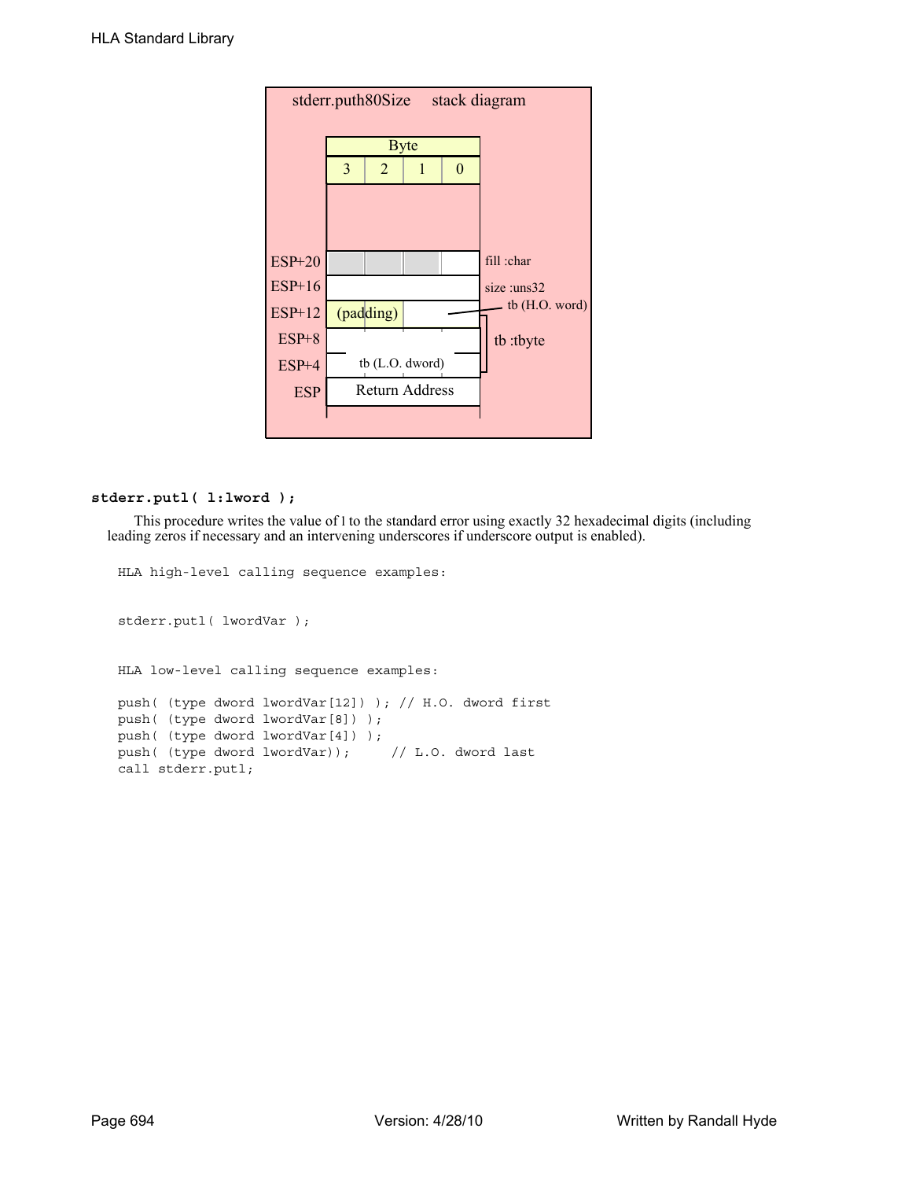stderr.puth80Size stack diagram

| | Byte 3 | Byte 2 | Byte 1 | Byte 0 | |
|---|---|---|---|---|---|
| ESP+20 | | | | | fill :char |
| ESP+16 | | | | | size :uns32 |
| ESP+12 | (padding) | | | | tb (H.O. word) |
| ESP+8 | | | | | tb :tbyte |
| ESP+4 | tb (L.O. dword) | | | | |
| ESP | Return Address | | | | |

**stderr.putl( l:lword );**

This procedure writes the value of l to the standard error using exactly 32 hexadecimal digits (including leading zeros if necessary and an intervening underscores if underscore output is enabled).

```
HLA high-level calling sequence examples:


stderr.putl( lwordVar );


HLA low-level calling sequence examples:

push( (type dword lwordVar[12]) ); // H.O. dword first
push( (type dword lwordVar[8]) );
push( (type dword lwordVar[4]) );
push( (type dword lwordVar));     // L.O. dword last
call stderr.putl;
```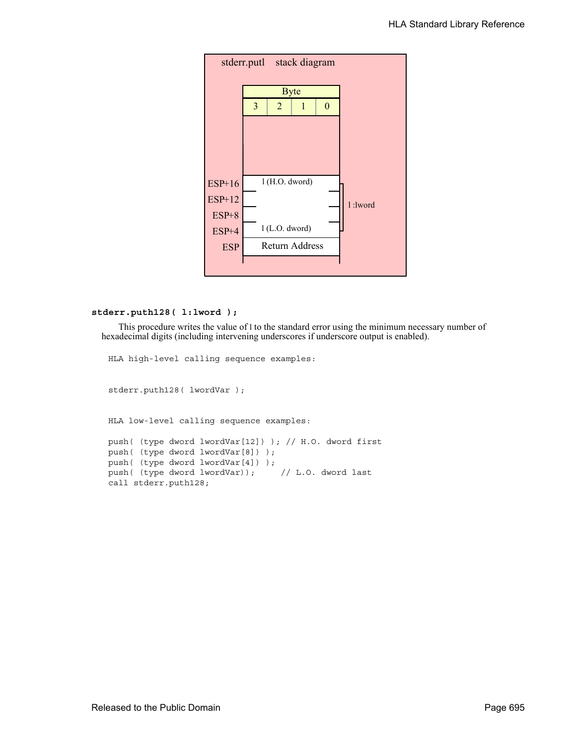stderr.putl stack diagram

| Byte | | | |
|---|---|---|---|
| 3 | 2 | 1 | 0 |

| Offset | Contents |
|---|---|
| ESP+16 | l (H.O. dword) |
| ESP+12 | |
| ESP+8 | |
| ESP+4 | l (L.O. dword) |
| ESP | Return Address |

l :lword

**stderr.puth128( l:lword );**

This procedure writes the value of l to the standard error using the minimum necessary number of hexadecimal digits (including intervening underscores if underscore output is enabled).

```
HLA high-level calling sequence examples:


stderr.puth128( lwordVar );


HLA low-level calling sequence examples:

push( (type dword lwordVar[12]) ); // H.O. dword first
push( (type dword lwordVar[8]) );
push( (type dword lwordVar[4]) );
push( (type dword lwordVar));     // L.O. dword last
call stderr.puth128;
```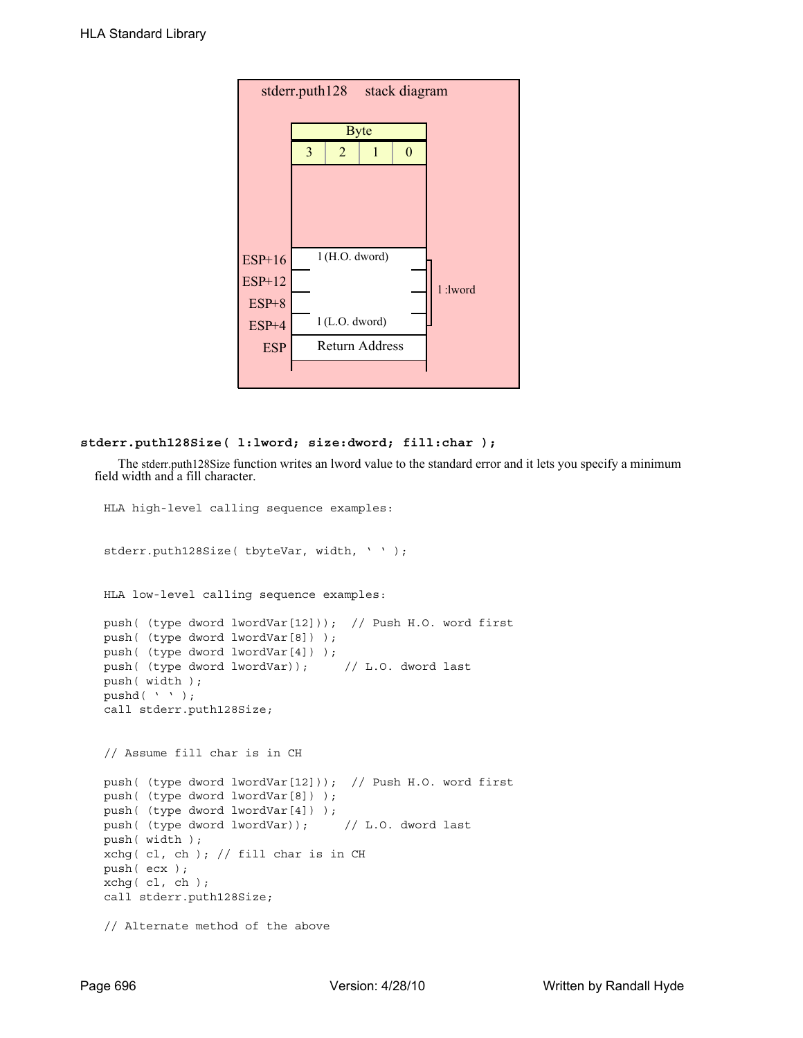stderr.puth128 stack diagram

| | Byte | | | |
|---|---|---|---|---|
| | 3 | 2 | 1 | 0 |
| ESP+16 | l (H.O. dword) | | | |
| ESP+12 | | | | |
| ESP+8 | | | | |
| ESP+4 | l (L.O. dword) | | | |
| ESP | Return Address | | | |

l :lword

**stderr.puth128Size( l:lword; size:dword; fill:char );**

The stderr.puth128Size function writes an lword value to the standard error and it lets you specify a minimum field width and a fill character.

```
HLA high-level calling sequence examples:


stderr.puth128Size( tbyteVar, width, ' ' );


HLA low-level calling sequence examples:

push( (type dword lwordVar[12]));  // Push H.O. word first
push( (type dword lwordVar[8]) );
push( (type dword lwordVar[4]) );
push( (type dword lwordVar));     // L.O. dword last
push( width );
pushd( ' ' );
call stderr.puth128Size;


// Assume fill char is in CH

push( (type dword lwordVar[12]));  // Push H.O. word first
push( (type dword lwordVar[8]) );
push( (type dword lwordVar[4]) );
push( (type dword lwordVar));     // L.O. dword last
push( width );
xchg( cl, ch ); // fill char is in CH
push( ecx );
xchg( cl, ch );
call stderr.puth128Size;

// Alternate method of the above
```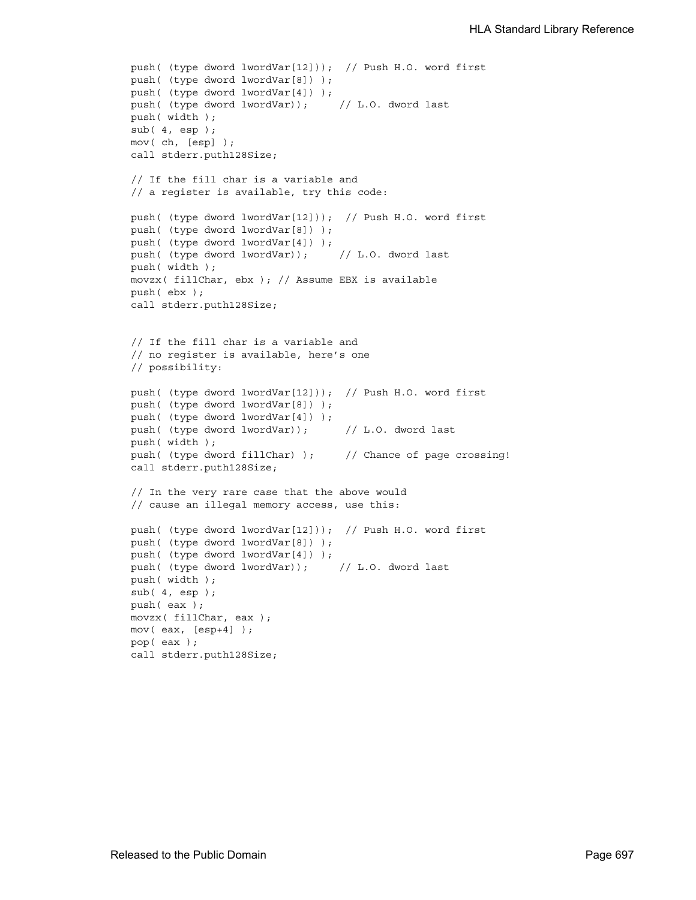```
push( (type dword lwordVar[12])); // Push H.O. word first
push( (type dword lwordVar[8]) );
push( (type dword lwordVar[4]) );
push( (type dword lwordVar));     // L.O. dword last
push( width );
sub( 4, esp );
mov( ch, [esp] );
call stderr.puth128Size;

// If the fill char is a variable and
// a register is available, try this code:

push( (type dword lwordVar[12])); // Push H.O. word first
push( (type dword lwordVar[8]) );
push( (type dword lwordVar[4]) );
push( (type dword lwordVar));     // L.O. dword last
push( width );
movzx( fillChar, ebx ); // Assume EBX is available
push( ebx );
call stderr.puth128Size;


// If the fill char is a variable and
// no register is available, here's one
// possibility:

push( (type dword lwordVar[12])); // Push H.O. word first
push( (type dword lwordVar[8]) );
push( (type dword lwordVar[4]) );
push( (type dword lwordVar));      // L.O. dword last
push( width );
push( (type dword fillChar) );     // Chance of page crossing!
call stderr.puth128Size;

// In the very rare case that the above would
// cause an illegal memory access, use this:

push( (type dword lwordVar[12])); // Push H.O. word first
push( (type dword lwordVar[8]) );
push( (type dword lwordVar[4]) );
push( (type dword lwordVar));     // L.O. dword last
push( width );
sub( 4, esp );
push( eax );
movzx( fillChar, eax );
mov( eax, [esp+4] );
pop( eax );
call stderr.puth128Size;
```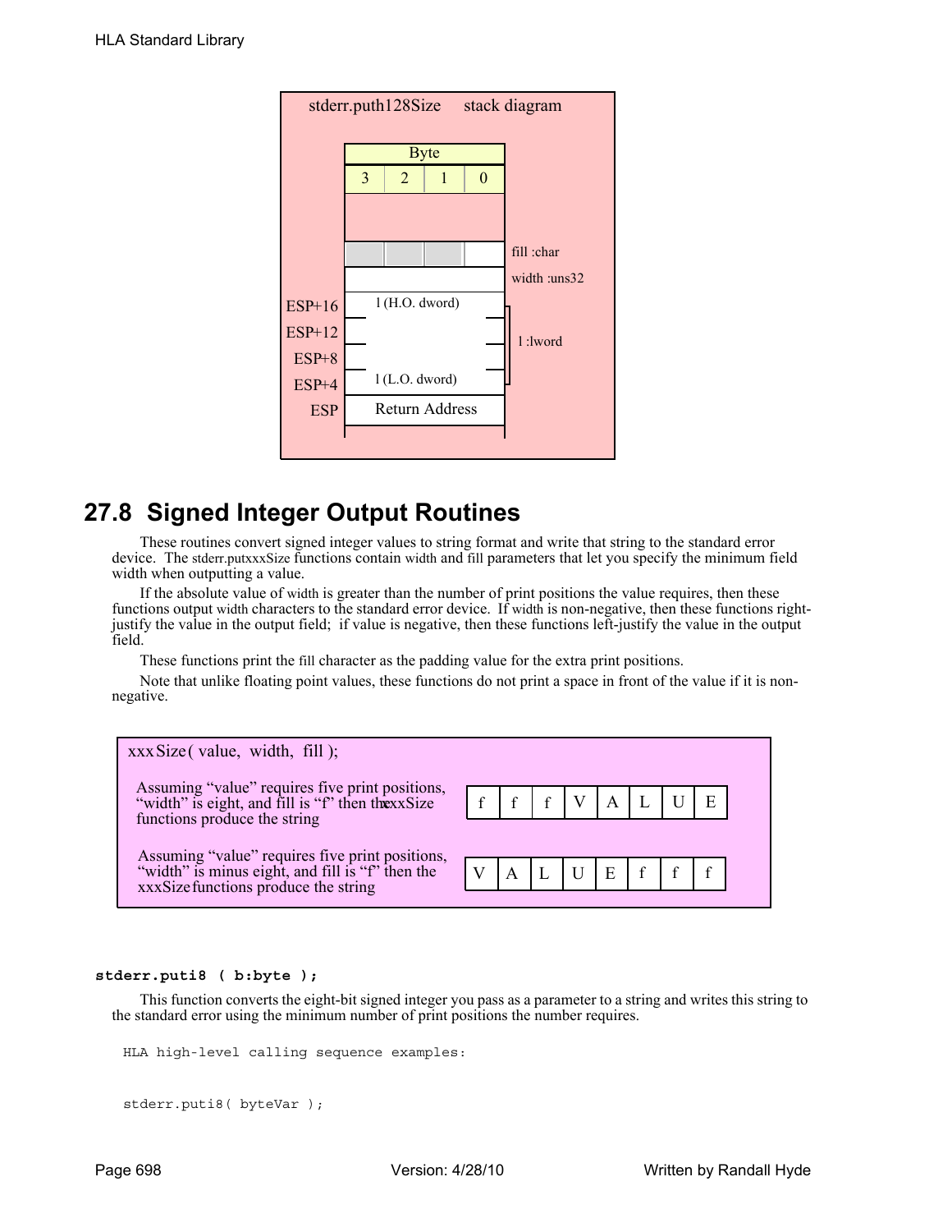stderr.puth128Size stack diagram

| Byte | | | | |
|---|---|---|---|---|
| 3 | 2 | 1 | 0 | |
| | | | | |
| | | | | fill :char |
| | | | | width :uns32 |
| ESP+16 | l (H.O. dword) | | | l :lword |
| ESP+12 | | | | |
| ESP+8 | | | | |
| ESP+4 | l (L.O. dword) | | | |
| ESP | Return Address | | | |

## 27.8 Signed Integer Output Routines

These routines convert signed integer values to string format and write that string to the standard error device. The stderr.putxxxSize functions contain width and fill parameters that let you specify the minimum field width when outputting a value.

If the absolute value of width is greater than the number of print positions the value requires, then these functions output width characters to the standard error device. If width is non-negative, then these functions right-justify the value in the output field; if value is negative, then these functions left-justify the value in the output field.

These functions print the fill character as the padding value for the extra print positions.

Note that unlike floating point values, these functions do not print a space in front of the value if it is non-negative.

xxxSize( value, width, fill );

Assuming "value" requires five print positions, "width" is eight, and fill is "f" then the xxxSize functions produce the string

| f | f | f | V | A | L | U | E |
|---|---|---|---|---|---|---|---|

Assuming "value" requires five print positions, "width" is minus eight, and fill is "f" then the xxxSize functions produce the string

| V | A | L | U | E | f | f | f |
|---|---|---|---|---|---|---|---|

**stderr.puti8 ( b:byte );**

This function converts the eight-bit signed integer you pass as a parameter to a string and writes this string to the standard error using the minimum number of print positions the number requires.

```
HLA high-level calling sequence examples:


stderr.puti8( byteVar );
```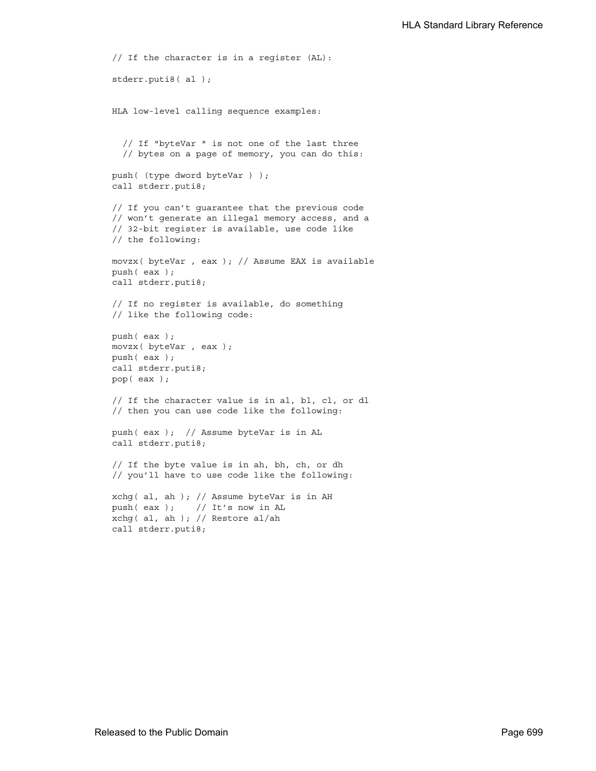```
// If the character is in a register (AL):

stderr.puti8( al );


HLA low-level calling sequence examples:


  // If "byteVar " is not one of the last three
  // bytes on a page of memory, you can do this:

push( (type dword byteVar ) );
call stderr.puti8;

// If you can't guarantee that the previous code
// won't generate an illegal memory access, and a
// 32-bit register is available, use code like
// the following:

movzx( byteVar , eax ); // Assume EAX is available
push( eax );
call stderr.puti8;

// If no register is available, do something
// like the following code:

push( eax );
movzx( byteVar , eax );
push( eax );
call stderr.puti8;
pop( eax );

// If the character value is in al, bl, cl, or dl
// then you can use code like the following:

push( eax );  // Assume byteVar is in AL
call stderr.puti8;

// If the byte value is in ah, bh, ch, or dh
// you'll have to use code like the following:

xchg( al, ah ); // Assume byteVar is in AH
push( eax );    // It's now in AL
xchg( al, ah ); // Restore al/ah
call stderr.puti8;
```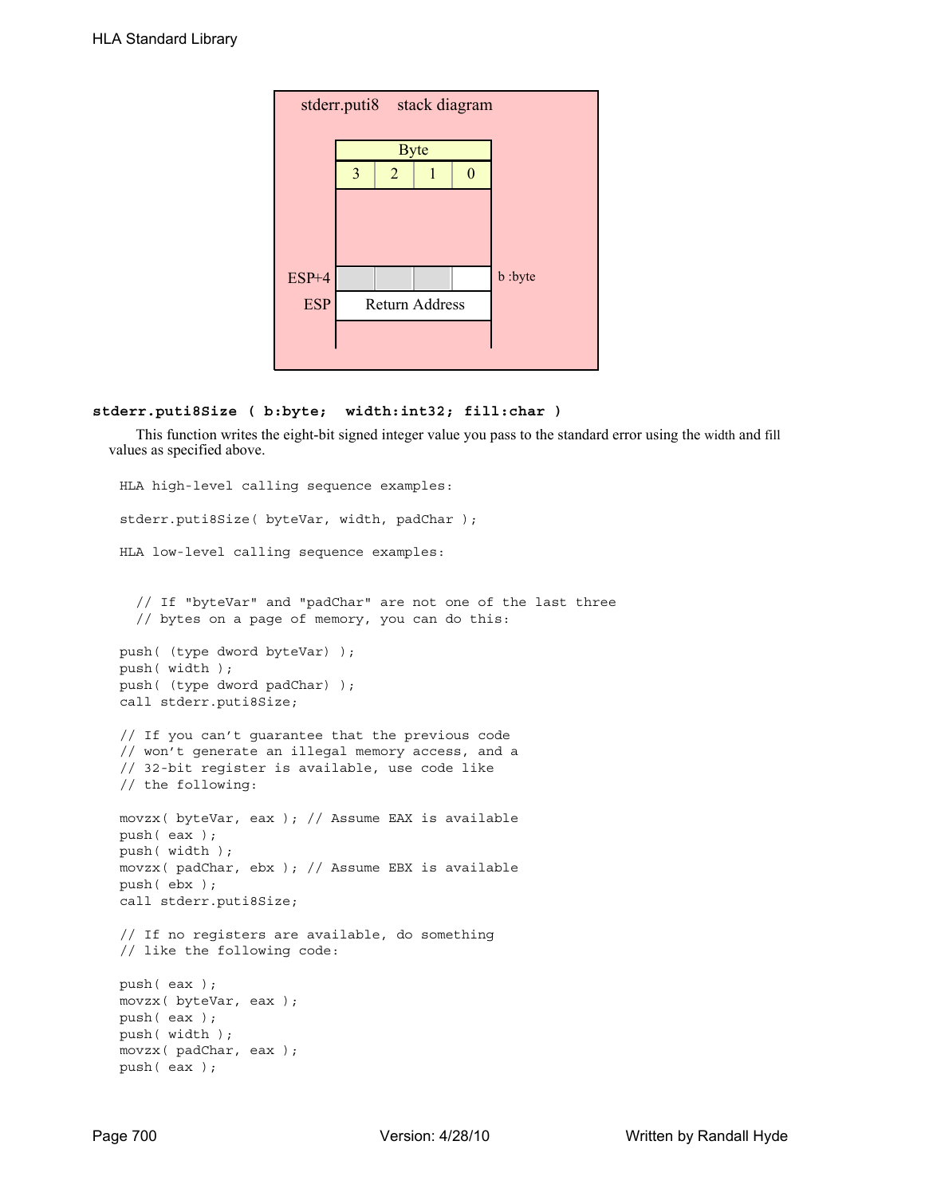stderr.puti8 stack diagram

| Byte | | | |
|---|---|---|---|
| 3 | 2 | 1 | 0 |

ESP+4 — b :byte

ESP — Return Address

**stderr.puti8Size ( b:byte;  width:int32; fill:char )**

This function writes the eight-bit signed integer value you pass to the standard error using the width and fill values as specified above.

```
HLA high-level calling sequence examples:

stderr.puti8Size( byteVar, width, padChar );

HLA low-level calling sequence examples:


  // If "byteVar" and "padChar" are not one of the last three
  // bytes on a page of memory, you can do this:

push( (type dword byteVar) );
push( width );
push( (type dword padChar) );
call stderr.puti8Size;

// If you can't guarantee that the previous code
// won't generate an illegal memory access, and a
// 32-bit register is available, use code like
// the following:

movzx( byteVar, eax ); // Assume EAX is available
push( eax );
push( width );
movzx( padChar, ebx ); // Assume EBX is available
push( ebx );
call stderr.puti8Size;

// If no registers are available, do something
// like the following code:

push( eax );
movzx( byteVar, eax );
push( eax );
push( width );
movzx( padChar, eax );
push( eax );
```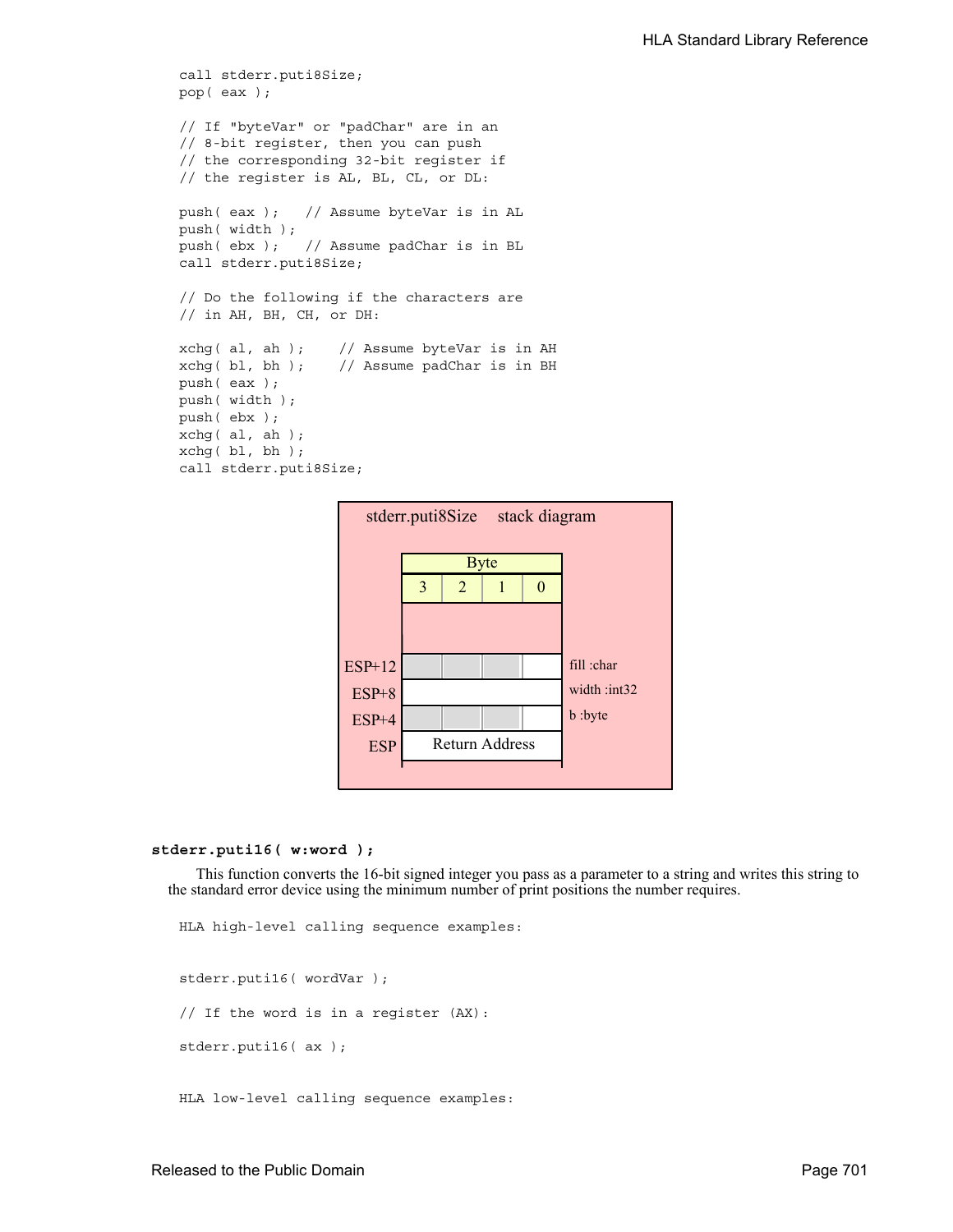```
call stderr.puti8Size;
pop( eax );

// If "byteVar" or "padChar" are in an
// 8-bit register, then you can push
// the corresponding 32-bit register if
// the register is AL, BL, CL, or DL:

push( eax );   // Assume byteVar is in AL
push( width );
push( ebx );   // Assume padChar is in BL
call stderr.puti8Size;

// Do the following if the characters are
// in AH, BH, CH, or DH:

xchg( al, ah );    // Assume byteVar is in AH
xchg( bl, bh );    // Assume padChar is in BH
push( eax );
push( width );
push( ebx );
xchg( al, ah );
xchg( bl, bh );
call stderr.puti8Size;
```

stderr.puti8Size stack diagram

| | Byte 3 | Byte 2 | Byte 1 | Byte 0 | |
|---|---|---|---|---|---|
| ESP+12 | | | | | fill :char |
| ESP+8 | | | | | width :int32 |
| ESP+4 | | | | | b :byte |
| ESP | Return Address | | | | |

**stderr.puti16( w:word );**

This function converts the 16-bit signed integer you pass as a parameter to a string and writes this string to the standard error device using the minimum number of print positions the number requires.

```
HLA high-level calling sequence examples:


stderr.puti16( wordVar );

// If the word is in a register (AX):

stderr.puti16( ax );


HLA low-level calling sequence examples:
```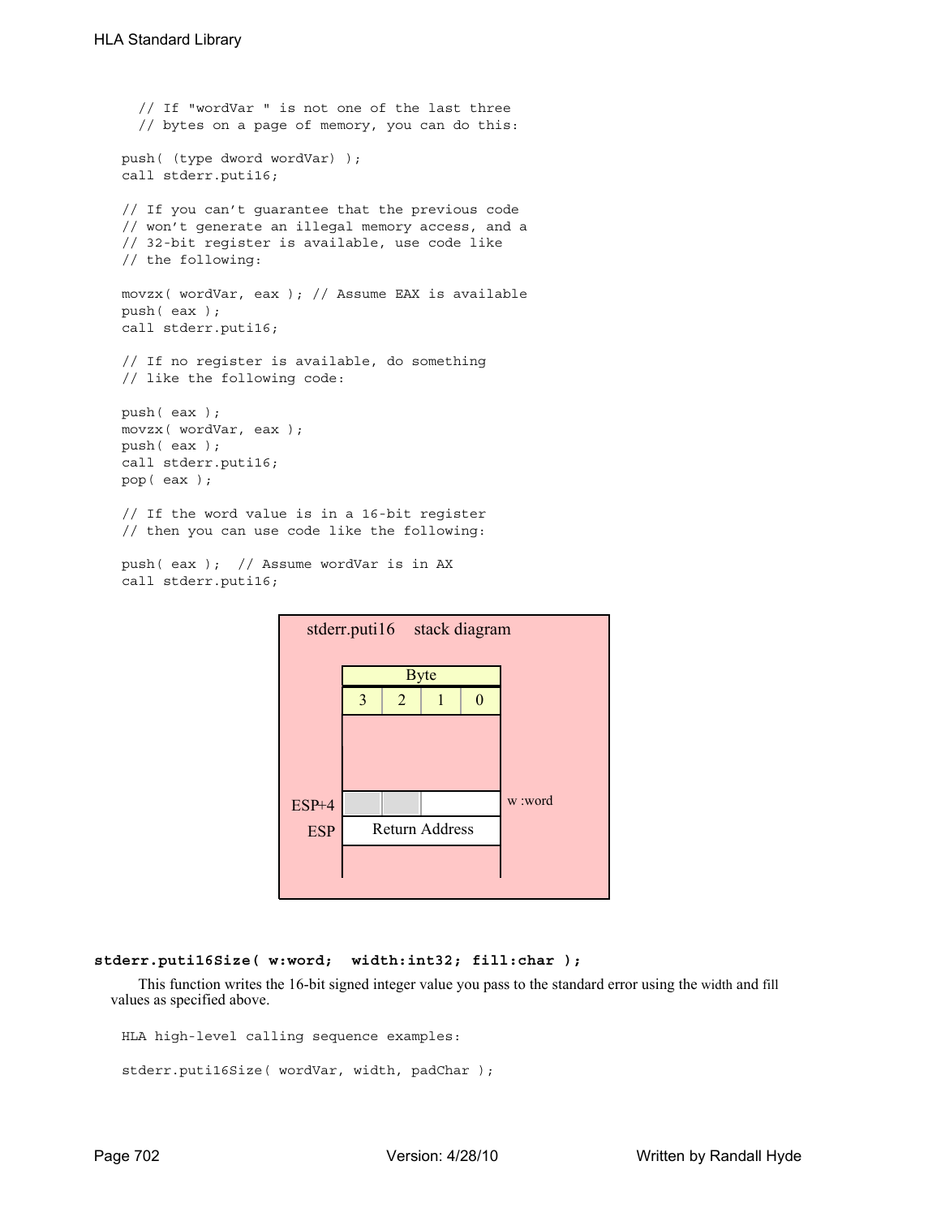```
    // If "wordVar " is not one of the last three
    // bytes on a page of memory, you can do this:

push( (type dword wordVar) );
call stderr.puti16;

// If you can't guarantee that the previous code
// won't generate an illegal memory access, and a
// 32-bit register is available, use code like
// the following:

movzx( wordVar, eax ); // Assume EAX is available
push( eax );
call stderr.puti16;

// If no register is available, do something
// like the following code:

push( eax );
movzx( wordVar, eax );
push( eax );
call stderr.puti16;
pop( eax );

// If the word value is in a 16-bit register
// then you can use code like the following:

push( eax );  // Assume wordVar is in AX
call stderr.puti16;
```

stderr.puti16 stack diagram

| | Byte 3 | Byte 2 | Byte 1 | Byte 0 | |
|---|---|---|---|---|---|
| ESP+4 | | | | | w :word |
| ESP | Return Address | | | | |

**stderr.puti16Size( w:word; width:int32; fill:char );**

This function writes the 16-bit signed integer value you pass to the standard error using the width and fill values as specified above.

```
HLA high-level calling sequence examples:

stderr.puti16Size( wordVar, width, padChar );
```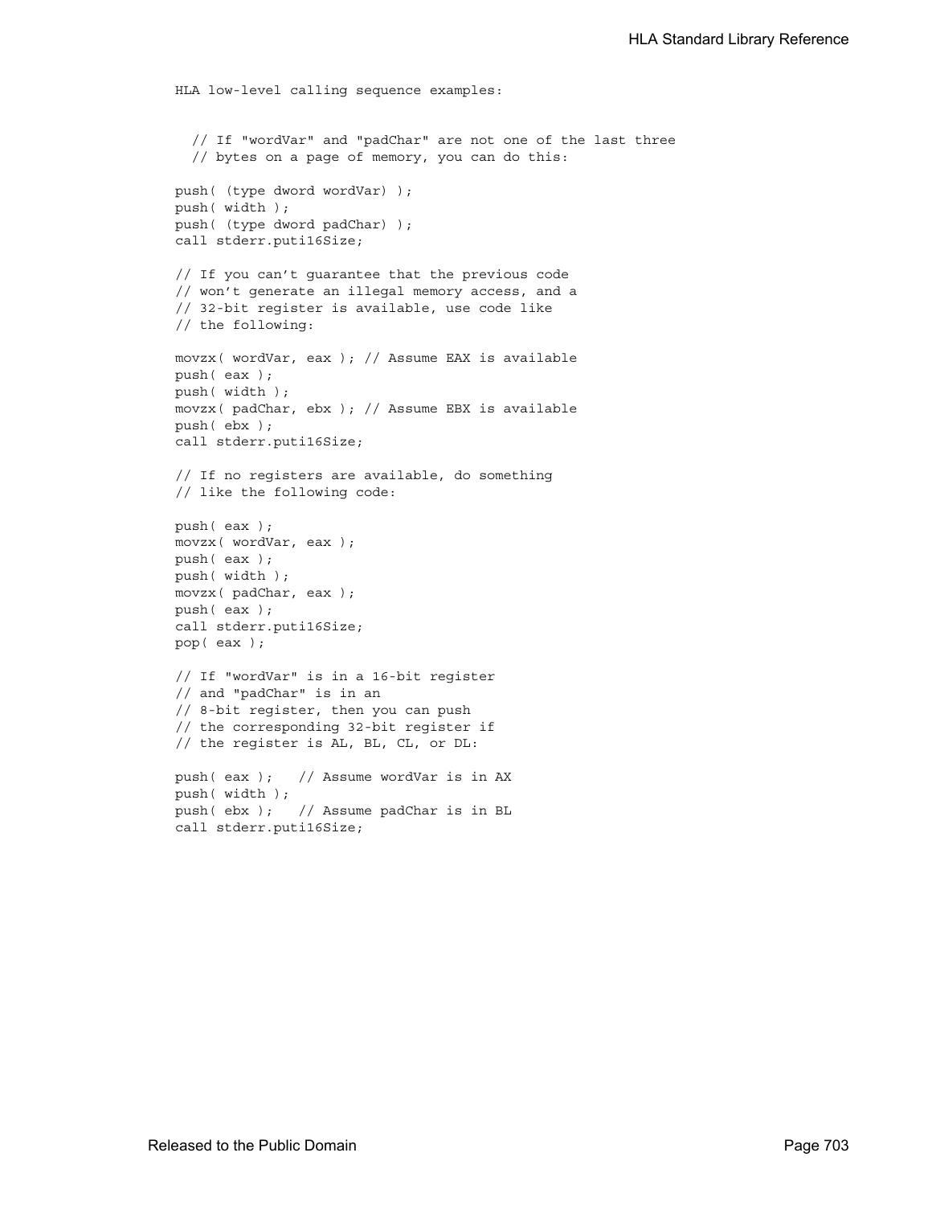```
HLA low-level calling sequence examples:


  // If "wordVar" and "padChar" are not one of the last three
  // bytes on a page of memory, you can do this:

push( (type dword wordVar) );
push( width );
push( (type dword padChar) );
call stderr.puti16Size;

// If you can't guarantee that the previous code
// won't generate an illegal memory access, and a
// 32-bit register is available, use code like
// the following:

movzx( wordVar, eax ); // Assume EAX is available
push( eax );
push( width );
movzx( padChar, ebx ); // Assume EBX is available
push( ebx );
call stderr.puti16Size;

// If no registers are available, do something
// like the following code:

push( eax );
movzx( wordVar, eax );
push( eax );
push( width );
movzx( padChar, eax );
push( eax );
call stderr.puti16Size;
pop( eax );

// If "wordVar" is in a 16-bit register
// and "padChar" is in an
// 8-bit register, then you can push
// the corresponding 32-bit register if
// the register is AL, BL, CL, or DL:

push( eax );   // Assume wordVar is in AX
push( width );
push( ebx );   // Assume padChar is in BL
call stderr.puti16Size;
```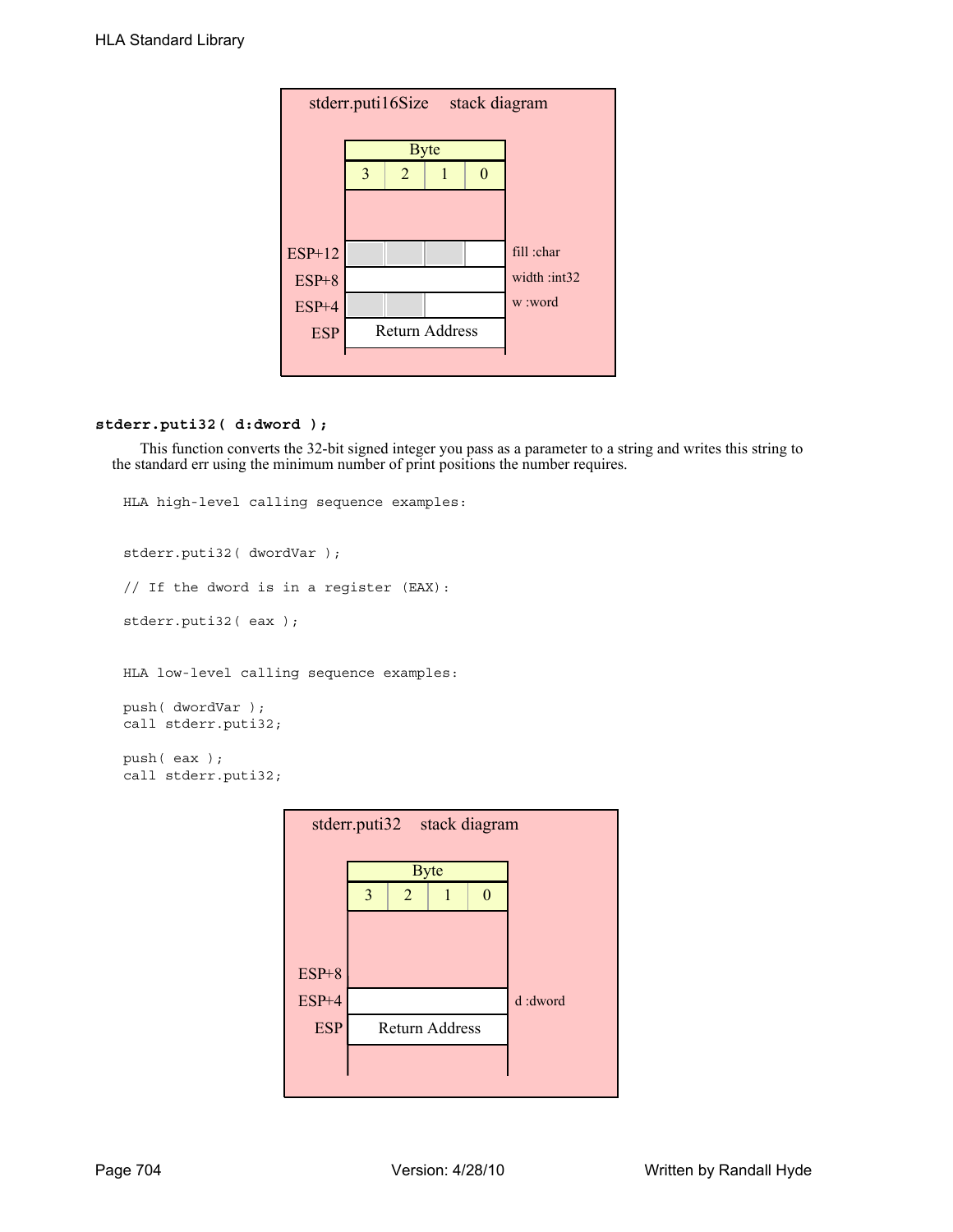stderr.puti16Size stack diagram

| Offset | Byte 3 | Byte 2 | Byte 1 | Byte 0 | Parameter |
|---|---|---|---|---|---|
| ESP+12 | | | | | fill :char |
| ESP+8 | | | | | width :int32 |
| ESP+4 | | | | | w :word |
| ESP | Return Address | | | | |

**stderr.puti32( d:dword );**

This function converts the 32-bit signed integer you pass as a parameter to a string and writes this string to the standard err using the minimum number of print positions the number requires.

```
HLA high-level calling sequence examples:


stderr.puti32( dwordVar );

// If the dword is in a register (EAX):

stderr.puti32( eax );


HLA low-level calling sequence examples:

push( dwordVar );
call stderr.puti32;

push( eax );
call stderr.puti32;
```

stderr.puti32 stack diagram

| Offset | Byte 3 | Byte 2 | Byte 1 | Byte 0 | Parameter |
|---|---|---|---|---|---|
| ESP+8 | | | | | |
| ESP+4 | | | | | d :dword |
| ESP | Return Address | | | | |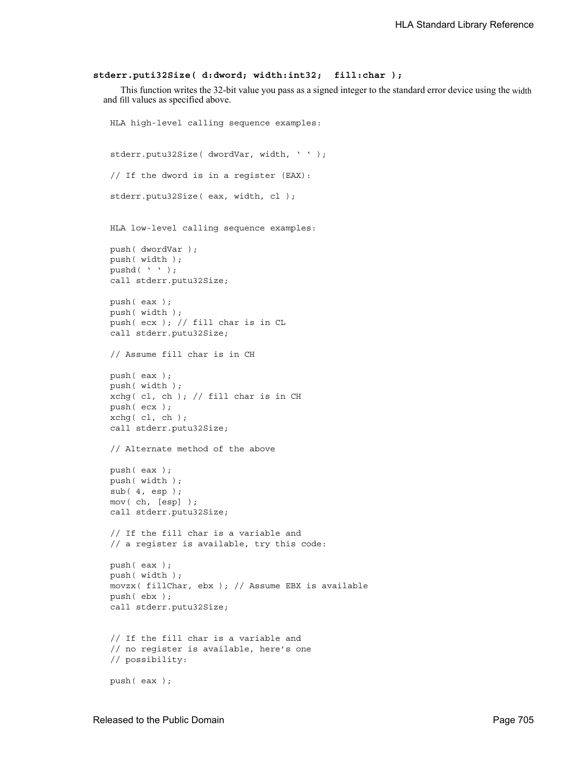**stderr.puti32Size( d:dword; width:int32; fill:char );**

This function writes the 32-bit value you pass as a signed integer to the standard error device using the width and fill values as specified above.

```
HLA high-level calling sequence examples:


stderr.putu32Size( dwordVar, width, ' ' );

// If the dword is in a register (EAX):

stderr.putu32Size( eax, width, cl );


HLA low-level calling sequence examples:

push( dwordVar );
push( width );
pushd( ' ' );
call stderr.putu32Size;

push( eax );
push( width );
push( ecx ); // fill char is in CL
call stderr.putu32Size;

// Assume fill char is in CH

push( eax );
push( width );
xchg( cl, ch ); // fill char is in CH
push( ecx );
xchg( cl, ch );
call stderr.putu32Size;

// Alternate method of the above

push( eax );
push( width );
sub( 4, esp );
mov( ch, [esp] );
call stderr.putu32Size;

// If the fill char is a variable and
// a register is available, try this code:

push( eax );
push( width );
movzx( fillChar, ebx ); // Assume EBX is available
push( ebx );
call stderr.putu32Size;


// If the fill char is a variable and
// no register is available, here's one
// possibility:

push( eax );
```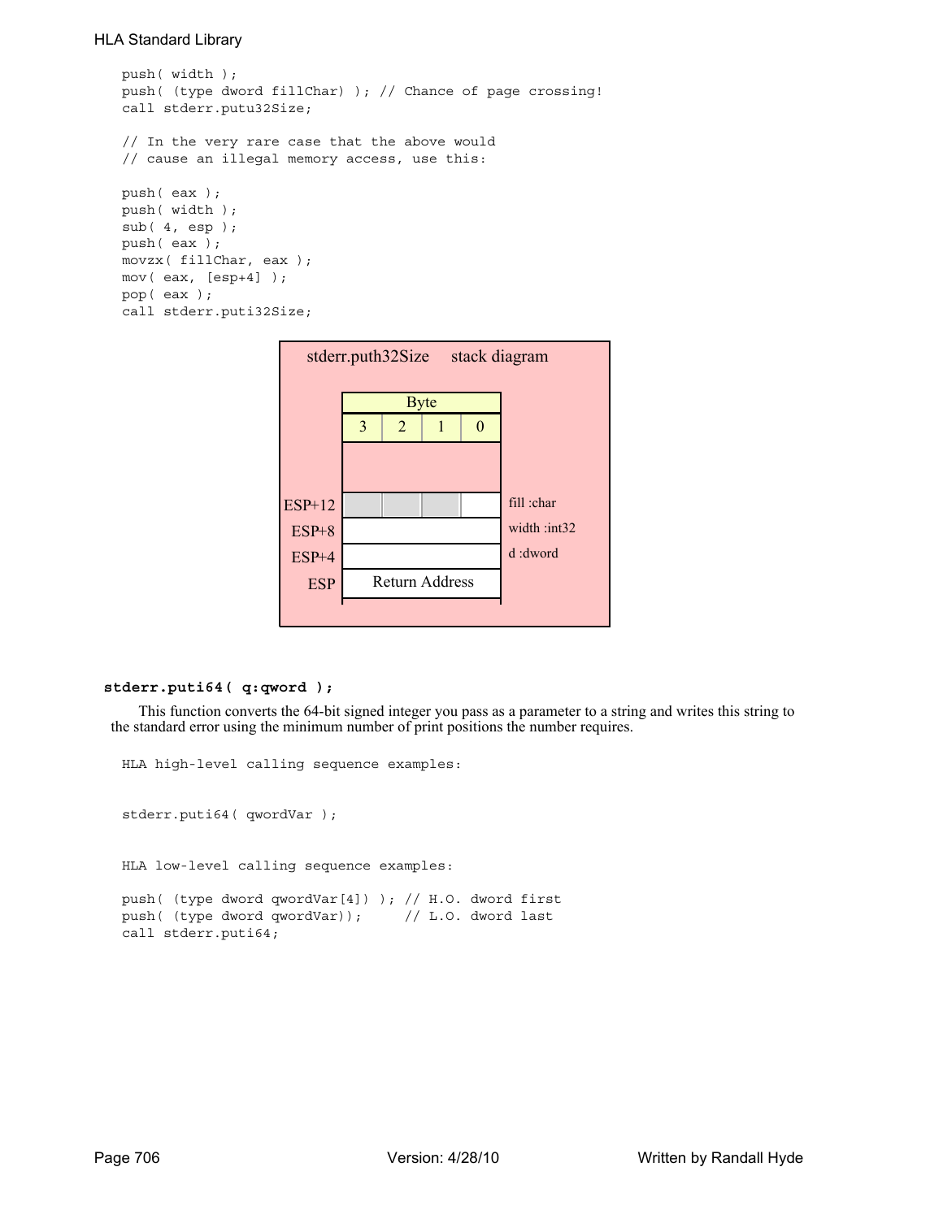```
push( width );
push( (type dword fillChar) ); // Chance of page crossing!
call stderr.putu32Size;

// In the very rare case that the above would
// cause an illegal memory access, use this:

push( eax );
push( width );
sub( 4, esp );
push( eax );
movzx( fillChar, eax );
mov( eax, [esp+4] );
pop( eax );
call stderr.puti32Size;
```

stderr.puth32Size stack diagram

| | Byte 3 | Byte 2 | Byte 1 | Byte 0 | |
|---|---|---|---|---|---|
| ESP+12 | | | | | fill :char |
| ESP+8 | | | | | width :int32 |
| ESP+4 | | | | | d :dword |
| ESP | Return Address | | | | |

### stderr.puti64( q:qword );

This function converts the 64-bit signed integer you pass as a parameter to a string and writes this string to the standard error using the minimum number of print positions the number requires.

```
HLA high-level calling sequence examples:


stderr.puti64( qwordVar );


HLA low-level calling sequence examples:

push( (type dword qwordVar[4]) ); // H.O. dword first
push( (type dword qwordVar));     // L.O. dword last
call stderr.puti64;
```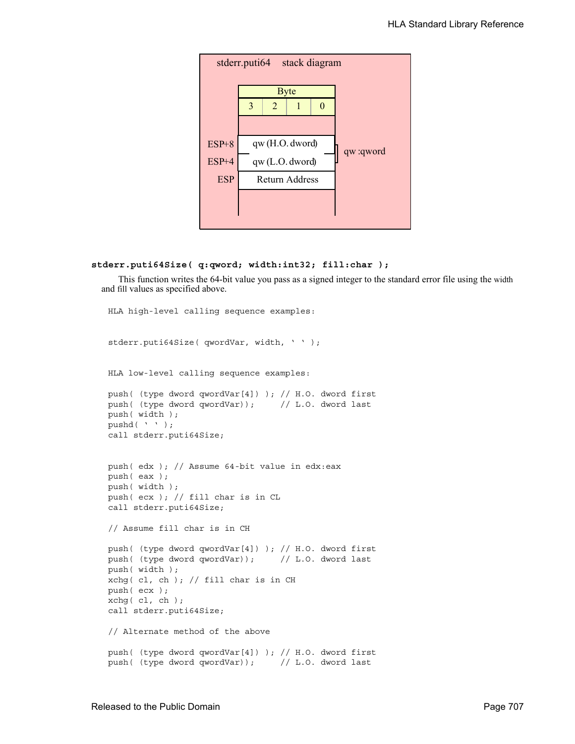stderr.puti64 stack diagram

| Byte | | | |
|---|---|---|---|
| 3 | 2 | 1 | 0 |

| | | |
|---|---|---|
| ESP+8 | qw (H.O. dword) | qw :qword |
| ESP+4 | qw (L.O. dword) | |
| ESP | Return Address | |

**stderr.puti64Size( q:qword; width:int32; fill:char );**

This function writes the 64-bit value you pass as a signed integer to the standard error file using the width and fill values as specified above.

```
HLA high-level calling sequence examples:


stderr.puti64Size( qwordVar, width, ' ' );


HLA low-level calling sequence examples:

push( (type dword qwordVar[4]) ); // H.O. dword first
push( (type dword qwordVar));     // L.O. dword last
push( width );
pushd( ' ' );
call stderr.puti64Size;


push( edx ); // Assume 64-bit value in edx:eax
push( eax );
push( width );
push( ecx ); // fill char is in CL
call stderr.puti64Size;

// Assume fill char is in CH

push( (type dword qwordVar[4]) ); // H.O. dword first
push( (type dword qwordVar));     // L.O. dword last
push( width );
xchg( cl, ch ); // fill char is in CH
push( ecx );
xchg( cl, ch );
call stderr.puti64Size;

// Alternate method of the above

push( (type dword qwordVar[4]) ); // H.O. dword first
push( (type dword qwordVar));     // L.O. dword last
```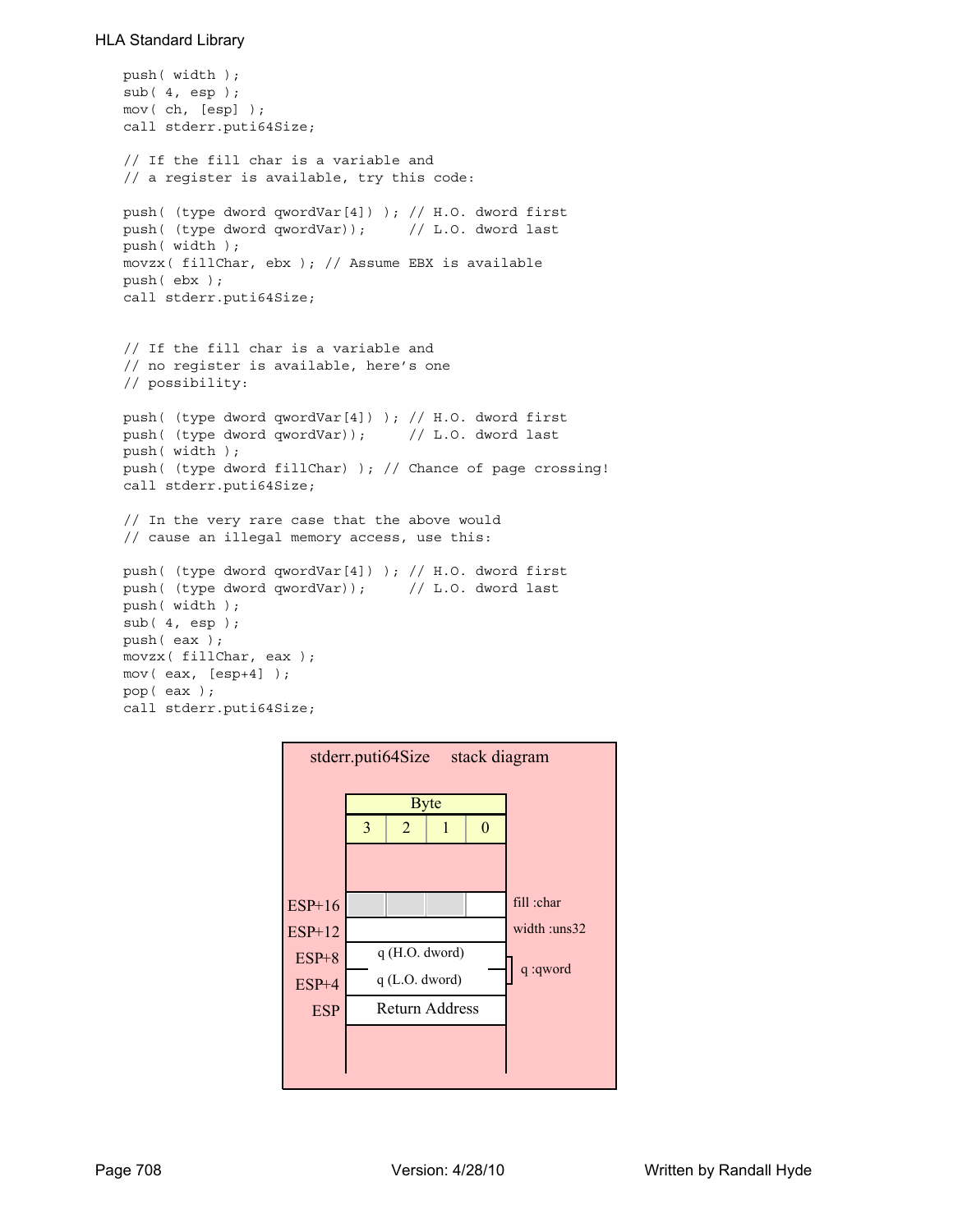```
push( width );
sub( 4, esp );
mov( ch, [esp] );
call stderr.puti64Size;

// If the fill char is a variable and
// a register is available, try this code:

push( (type dword qwordVar[4]) ); // H.O. dword first
push( (type dword qwordVar));     // L.O. dword last
push( width );
movzx( fillChar, ebx ); // Assume EBX is available
push( ebx );
call stderr.puti64Size;


// If the fill char is a variable and
// no register is available, here's one
// possibility:

push( (type dword qwordVar[4]) ); // H.O. dword first
push( (type dword qwordVar));     // L.O. dword last
push( width );
push( (type dword fillChar) ); // Chance of page crossing!
call stderr.puti64Size;

// In the very rare case that the above would
// cause an illegal memory access, use this:

push( (type dword qwordVar[4]) ); // H.O. dword first
push( (type dword qwordVar));     // L.O. dword last
push( width );
sub( 4, esp );
push( eax );
movzx( fillChar, eax );
mov( eax, [esp+4] );
pop( eax );
call stderr.puti64Size;
```

**stderr.puti64Size stack diagram**

| Offset | Byte 3 | Byte 2 | Byte 1 | Byte 0 | Description |
|---|---|---|---|---|---|
| ESP+16 | | | | | fill :char |
| ESP+12 | | | | | width :uns32 |
| ESP+8 | q (H.O. dword) | | | | q :qword |
| ESP+4 | q (L.O. dword) | | | | |
| ESP | Return Address | | | | |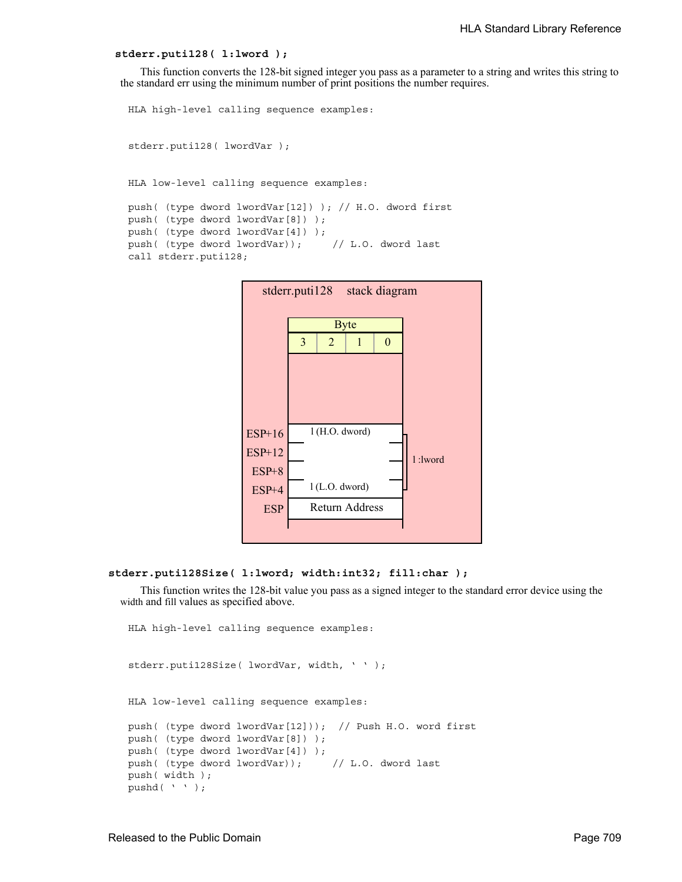**stderr.puti128( l:lword );**

This function converts the 128-bit signed integer you pass as a parameter to a string and writes this string to the standard err using the minimum number of print positions the number requires.

```
HLA high-level calling sequence examples:


stderr.puti128( lwordVar );


HLA low-level calling sequence examples:

push( (type dword lwordVar[12]) ); // H.O. dword first
push( (type dword lwordVar[8]) );
push( (type dword lwordVar[4]) );
push( (type dword lwordVar));     // L.O. dword last
call stderr.puti128;
```

stderr.puti128 stack diagram

| | Byte 3 | Byte 2 | Byte 1 | Byte 0 | |
|---|---|---|---|---|---|
| ESP+16 | l (H.O. dword) | | | | l :lword |
| ESP+12 | | | | | |
| ESP+8 | | | | | |
| ESP+4 | l (L.O. dword) | | | | |
| ESP | Return Address | | | | |

**stderr.puti128Size( l:lword; width:int32; fill:char );**

This function writes the 128-bit value you pass as a signed integer to the standard error device using the width and fill values as specified above.

```
HLA high-level calling sequence examples:


stderr.puti128Size( lwordVar, width, ' ' );


HLA low-level calling sequence examples:

push( (type dword lwordVar[12]));  // Push H.O. word first
push( (type dword lwordVar[8]) );
push( (type dword lwordVar[4]) );
push( (type dword lwordVar));     // L.O. dword last
push( width );
pushd( ' ' );
```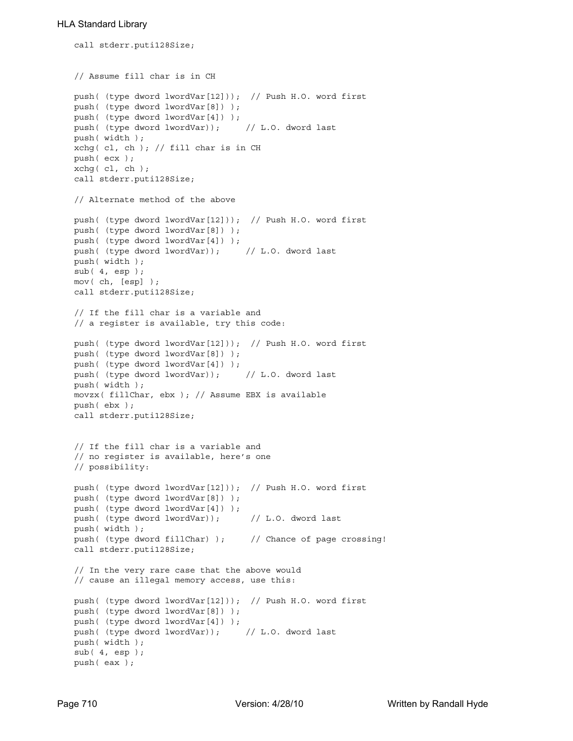```
call stderr.puti128Size;


// Assume fill char is in CH

push( (type dword lwordVar[12]));  // Push H.O. word first
push( (type dword lwordVar[8]) );
push( (type dword lwordVar[4]) );
push( (type dword lwordVar));      // L.O. dword last
push( width );
xchg( cl, ch ); // fill char is in CH
push( ecx );
xchg( cl, ch );
call stderr.puti128Size;

// Alternate method of the above

push( (type dword lwordVar[12]));  // Push H.O. word first
push( (type dword lwordVar[8]) );
push( (type dword lwordVar[4]) );
push( (type dword lwordVar));      // L.O. dword last
push( width );
sub( 4, esp );
mov( ch, [esp] );
call stderr.puti128Size;

// If the fill char is a variable and
// a register is available, try this code:

push( (type dword lwordVar[12]));  // Push H.O. word first
push( (type dword lwordVar[8]) );
push( (type dword lwordVar[4]) );
push( (type dword lwordVar));      // L.O. dword last
push( width );
movzx( fillChar, ebx ); // Assume EBX is available
push( ebx );
call stderr.puti128Size;


// If the fill char is a variable and
// no register is available, here's one
// possibility:

push( (type dword lwordVar[12]));  // Push H.O. word first
push( (type dword lwordVar[8]) );
push( (type dword lwordVar[4]) );
push( (type dword lwordVar));       // L.O. dword last
push( width );
push( (type dword fillChar) );     // Chance of page crossing!
call stderr.puti128Size;

// In the very rare case that the above would
// cause an illegal memory access, use this:

push( (type dword lwordVar[12]));  // Push H.O. word first
push( (type dword lwordVar[8]) );
push( (type dword lwordVar[4]) );
push( (type dword lwordVar));      // L.O. dword last
push( width );
sub( 4, esp );
push( eax );
```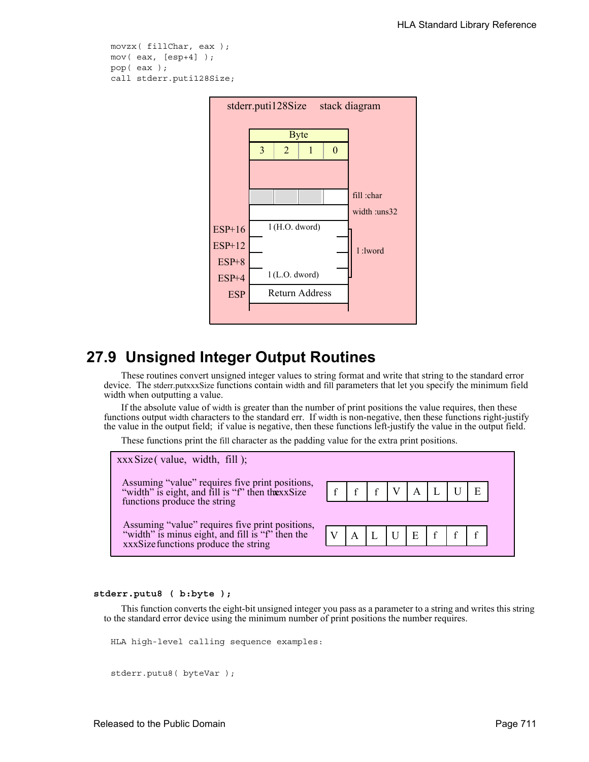```
movzx( fillChar, eax );
mov( eax, [esp+4] );
pop( eax );
call stderr.puti128Size;
```

stderr.puti128Size stack diagram

| | Byte 3 | Byte 2 | Byte 1 | Byte 0 | |
|---|---|---|---|---|---|
| | | | | | |
| | | | | | fill :char |
| | | | | | width :uns32 |
| ESP+16 | l (H.O. dword) | | | | l :lword |
| ESP+12 | | | | | |
| ESP+8 | | | | | |
| ESP+4 | l (L.O. dword) | | | | |
| ESP | Return Address | | | | |

## 27.9 Unsigned Integer Output Routines

These routines convert unsigned integer values to string format and write that string to the standard error device. The stderr.putxxxSize functions contain width and fill parameters that let you specify the minimum field width when outputting a value.

If the absolute value of width is greater than the number of print positions the value requires, then these functions output width characters to the standard err. If width is non-negative, then these functions right-justify the value in the output field; if value is negative, then these functions left-justify the value in the output field.

These functions print the fill character as the padding value for the extra print positions.

xxxSize( value, width, fill );

Assuming "value" requires five print positions, "width" is eight, and fill is "f" then the xxxSize functions produce the string

| f | f | f | V | A | L | U | E |
|---|---|---|---|---|---|---|---|

Assuming "value" requires five print positions, "width" is minus eight, and fill is "f" then the xxxSize functions produce the string

| V | A | L | U | E | f | f | f |
|---|---|---|---|---|---|---|---|

**stderr.putu8 ( b:byte );**

This function converts the eight-bit unsigned integer you pass as a parameter to a string and writes this string to the standard error device using the minimum number of print positions the number requires.

```
HLA high-level calling sequence examples:


stderr.putu8( byteVar );
```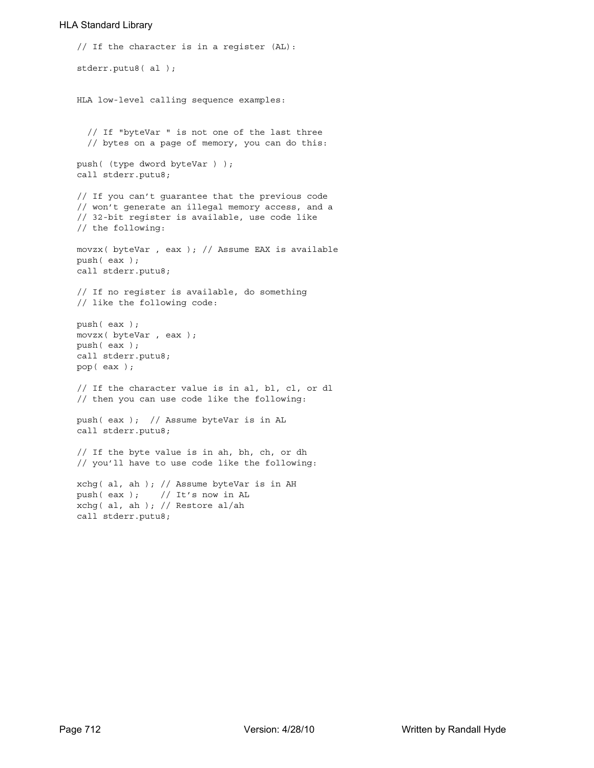```
// If the character is in a register (AL):

stderr.putu8( al );
```

HLA low-level calling sequence examples:

```
  // If "byteVar " is not one of the last three
  // bytes on a page of memory, you can do this:

push( (type dword byteVar ) );
call stderr.putu8;

// If you can't guarantee that the previous code
// won't generate an illegal memory access, and a
// 32-bit register is available, use code like
// the following:

movzx( byteVar , eax ); // Assume EAX is available
push( eax );
call stderr.putu8;

// If no register is available, do something
// like the following code:

push( eax );
movzx( byteVar , eax );
push( eax );
call stderr.putu8;
pop( eax );

// If the character value is in al, bl, cl, or dl
// then you can use code like the following:

push( eax );  // Assume byteVar is in AL
call stderr.putu8;

// If the byte value is in ah, bh, ch, or dh
// you'll have to use code like the following:

xchg( al, ah ); // Assume byteVar is in AH
push( eax );    // It's now in AL
xchg( al, ah ); // Restore al/ah
call stderr.putu8;
```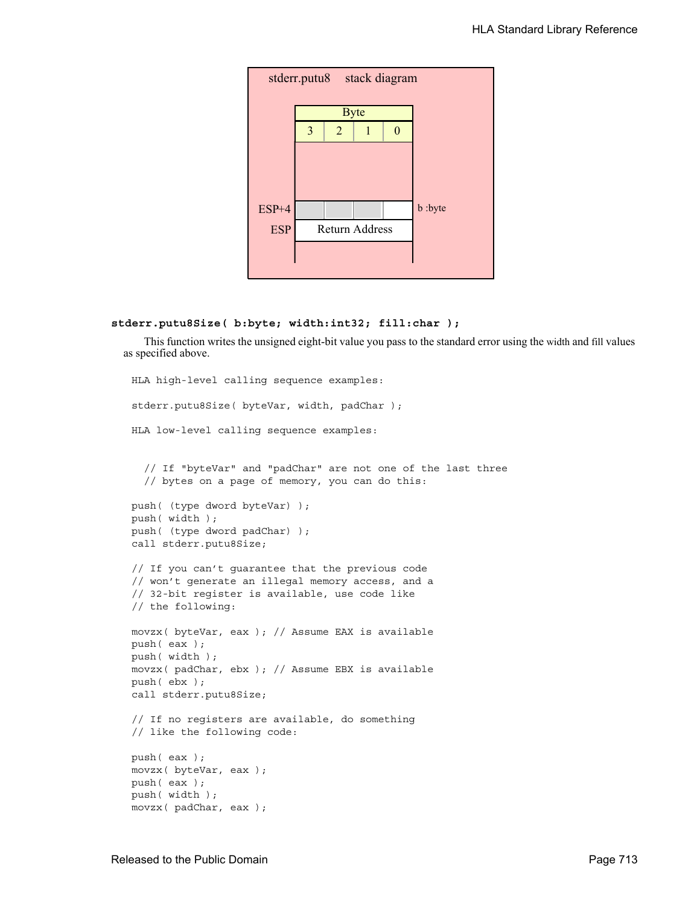stderr.putu8 stack diagram

| | Byte | | | | |
|---|---|---|---|---|---|
| | 3 | 2 | 1 | 0 | |
| ESP+4 | | | | | b :byte |
| ESP | Return Address | | | | |

```
stderr.putu8Size( b:byte; width:int32; fill:char );
```

This function writes the unsigned eight-bit value you pass to the standard error using the width and fill values as specified above.

```
HLA high-level calling sequence examples:

stderr.putu8Size( byteVar, width, padChar );

HLA low-level calling sequence examples:


  // If "byteVar" and "padChar" are not one of the last three
  // bytes on a page of memory, you can do this:

push( (type dword byteVar) );
push( width );
push( (type dword padChar) );
call stderr.putu8Size;

// If you can't guarantee that the previous code
// won't generate an illegal memory access, and a
// 32-bit register is available, use code like
// the following:

movzx( byteVar, eax ); // Assume EAX is available
push( eax );
push( width );
movzx( padChar, ebx ); // Assume EBX is available
push( ebx );
call stderr.putu8Size;

// If no registers are available, do something
// like the following code:

push( eax );
movzx( byteVar, eax );
push( eax );
push( width );
movzx( padChar, eax );
```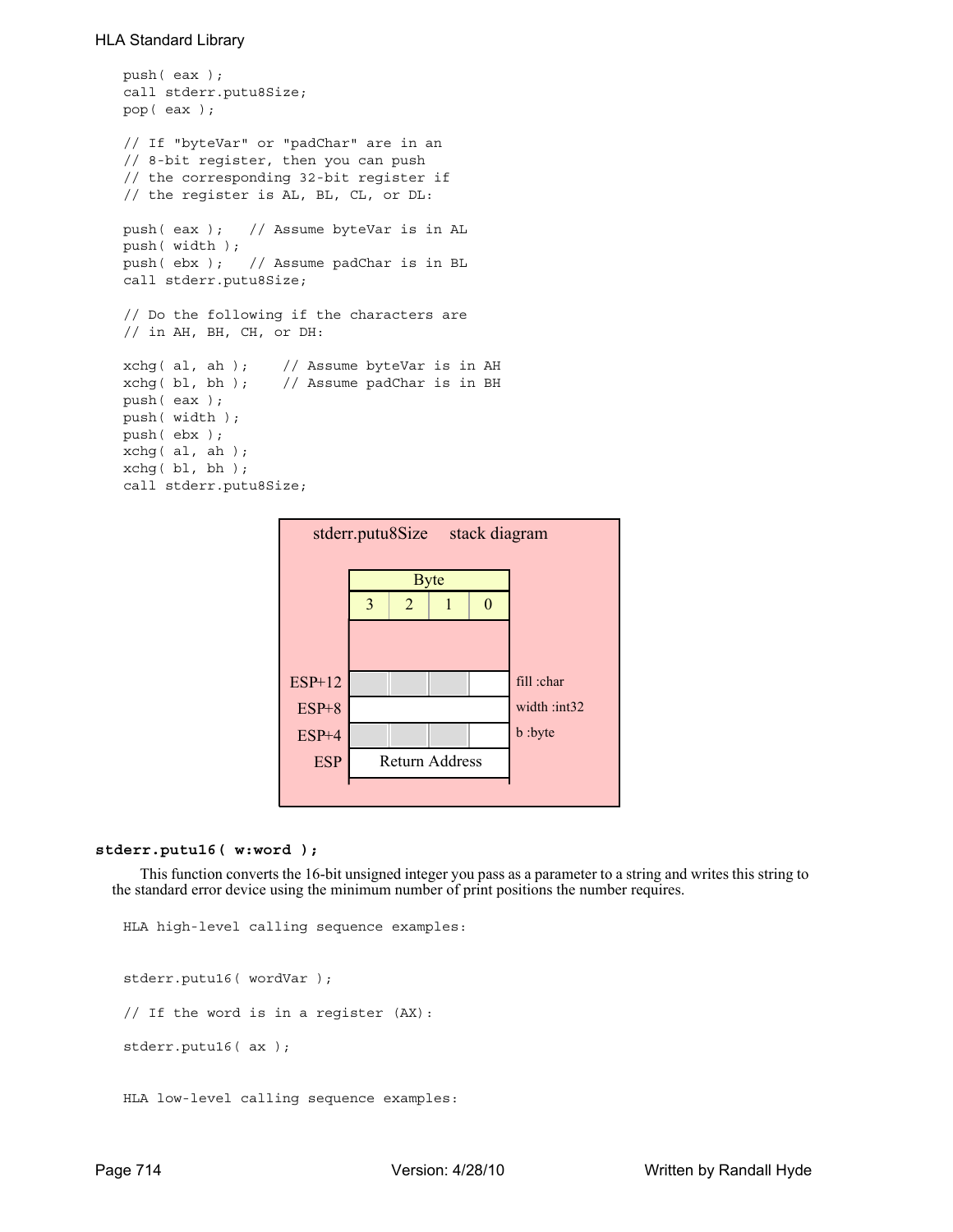```
push( eax );
call stderr.putu8Size;
pop( eax );

// If "byteVar" or "padChar" are in an
// 8-bit register, then you can push
// the corresponding 32-bit register if
// the register is AL, BL, CL, or DL:

push( eax );   // Assume byteVar is in AL
push( width );
push( ebx );   // Assume padChar is in BL
call stderr.putu8Size;

// Do the following if the characters are
// in AH, BH, CH, or DH:

xchg( al, ah );    // Assume byteVar is in AH
xchg( bl, bh );    // Assume padChar is in BH
push( eax );
push( width );
push( ebx );
xchg( al, ah );
xchg( bl, bh );
call stderr.putu8Size;
```

stderr.putu8Size stack diagram

| | Byte 3 | Byte 2 | Byte 1 | Byte 0 | |
|---|---|---|---|---|---|
| ESP+12 | | | | | fill :char |
| ESP+8 | | | | | width :int32 |
| ESP+4 | | | | | b :byte |
| ESP | Return Address | | | | |

**stderr.putu16( w:word );**

This function converts the 16-bit unsigned integer you pass as a parameter to a string and writes this string to the standard error device using the minimum number of print positions the number requires.

```
HLA high-level calling sequence examples:


stderr.putu16( wordVar );

// If the word is in a register (AX):

stderr.putu16( ax );


HLA low-level calling sequence examples:
```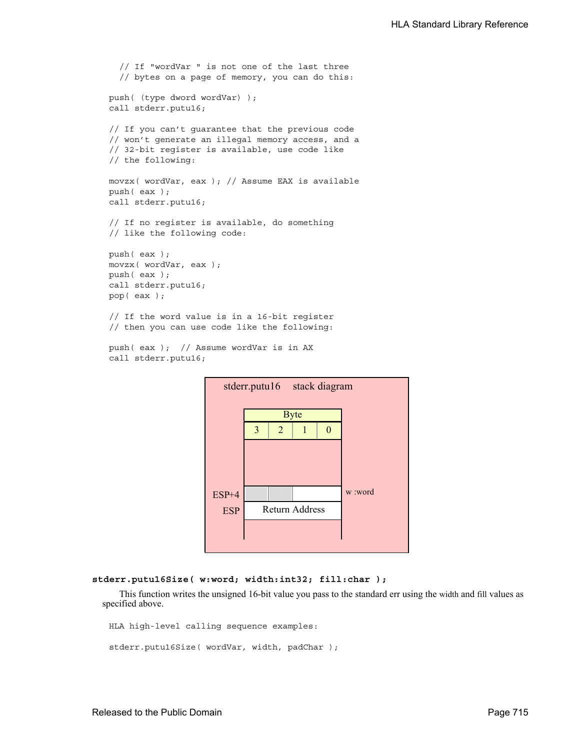```
    // If "wordVar " is not one of the last three
    // bytes on a page of memory, you can do this:

push( (type dword wordVar) );
call stderr.putu16;

// If you can't guarantee that the previous code
// won't generate an illegal memory access, and a
// 32-bit register is available, use code like
// the following:

movzx( wordVar, eax ); // Assume EAX is available
push( eax );
call stderr.putu16;

// If no register is available, do something
// like the following code:

push( eax );
movzx( wordVar, eax );
push( eax );
call stderr.putu16;
pop( eax );

// If the word value is in a 16-bit register
// then you can use code like the following:

push( eax );  // Assume wordVar is in AX
call stderr.putu16;
```

stderr.putu16 stack diagram

| | Byte 3 | Byte 2 | Byte 1 | Byte 0 | |
|---|---|---|---|---|---|
| ESP+4 | | | | | w :word |
| ESP | Return Address | | | | |

**stderr.putu16Size( w:word; width:int32; fill:char );**

This function writes the unsigned 16-bit value you pass to the standard err using the width and fill values as specified above.

```
HLA high-level calling sequence examples:

stderr.putu16Size( wordVar, width, padChar );
```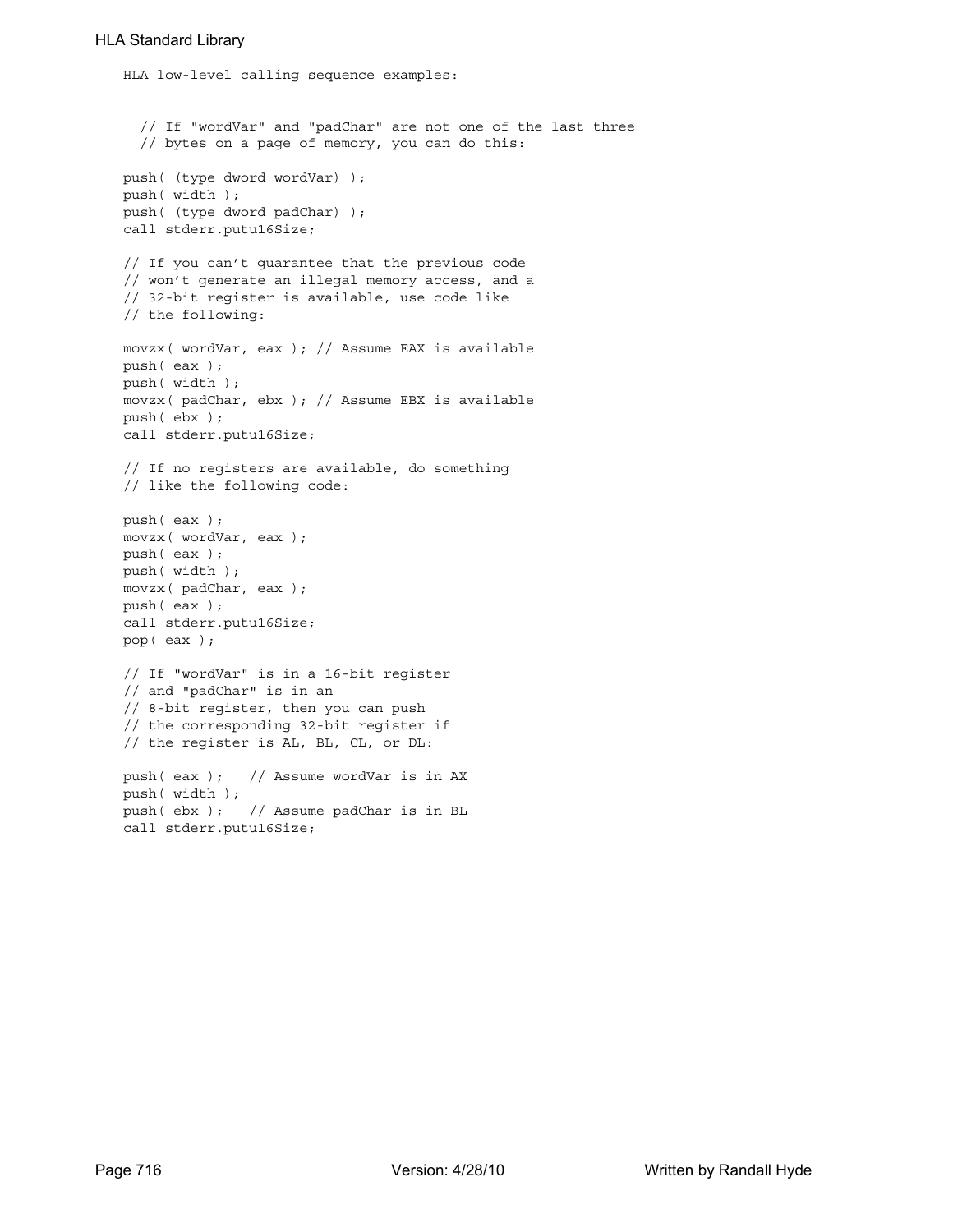HLA low-level calling sequence examples:

```
  // If "wordVar" and "padChar" are not one of the last three
  // bytes on a page of memory, you can do this:

push( (type dword wordVar) );
push( width );
push( (type dword padChar) );
call stderr.putu16Size;

// If you can't guarantee that the previous code
// won't generate an illegal memory access, and a
// 32-bit register is available, use code like
// the following:

movzx( wordVar, eax ); // Assume EAX is available
push( eax );
push( width );
movzx( padChar, ebx ); // Assume EBX is available
push( ebx );
call stderr.putu16Size;

// If no registers are available, do something
// like the following code:

push( eax );
movzx( wordVar, eax );
push( eax );
push( width );
movzx( padChar, eax );
push( eax );
call stderr.putu16Size;
pop( eax );

// If "wordVar" is in a 16-bit register
// and "padChar" is in an
// 8-bit register, then you can push
// the corresponding 32-bit register if
// the register is AL, BL, CL, or DL:

push( eax );   // Assume wordVar is in AX
push( width );
push( ebx );   // Assume padChar is in BL
call stderr.putu16Size;
```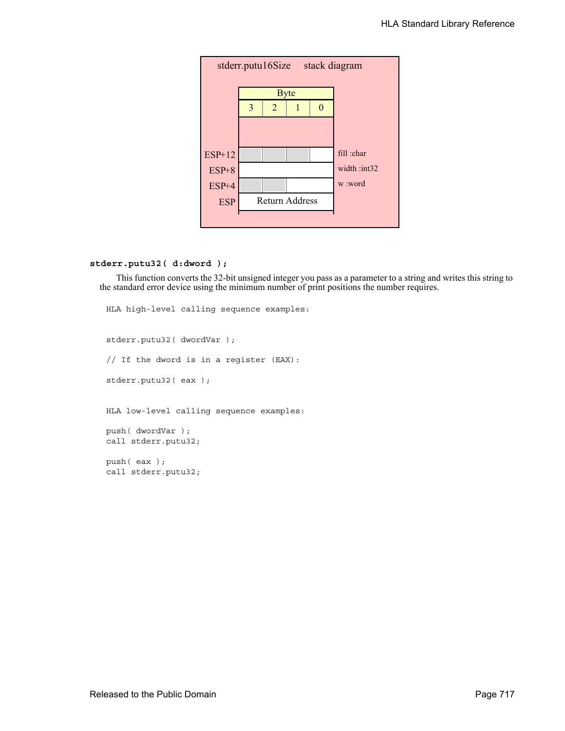stderr.putu16Size stack diagram

| Offset | Byte 3 | Byte 2 | Byte 1 | Byte 0 | Parameter |
|---|---|---|---|---|---|
| ESP+12 | | | | | fill :char |
| ESP+8 | | | | | width :int32 |
| ESP+4 | | | | | w :word |
| ESP | Return Address | | | | |

**stderr.putu32( d:dword );**

This function converts the 32-bit unsigned integer you pass as a parameter to a string and writes this string to the standard error device using the minimum number of print positions the number requires.

```
HLA high-level calling sequence examples:


stderr.putu32( dwordVar );

// If the dword is in a register (EAX):

stderr.putu32( eax );


HLA low-level calling sequence examples:

push( dwordVar );
call stderr.putu32;

push( eax );
call stderr.putu32;
```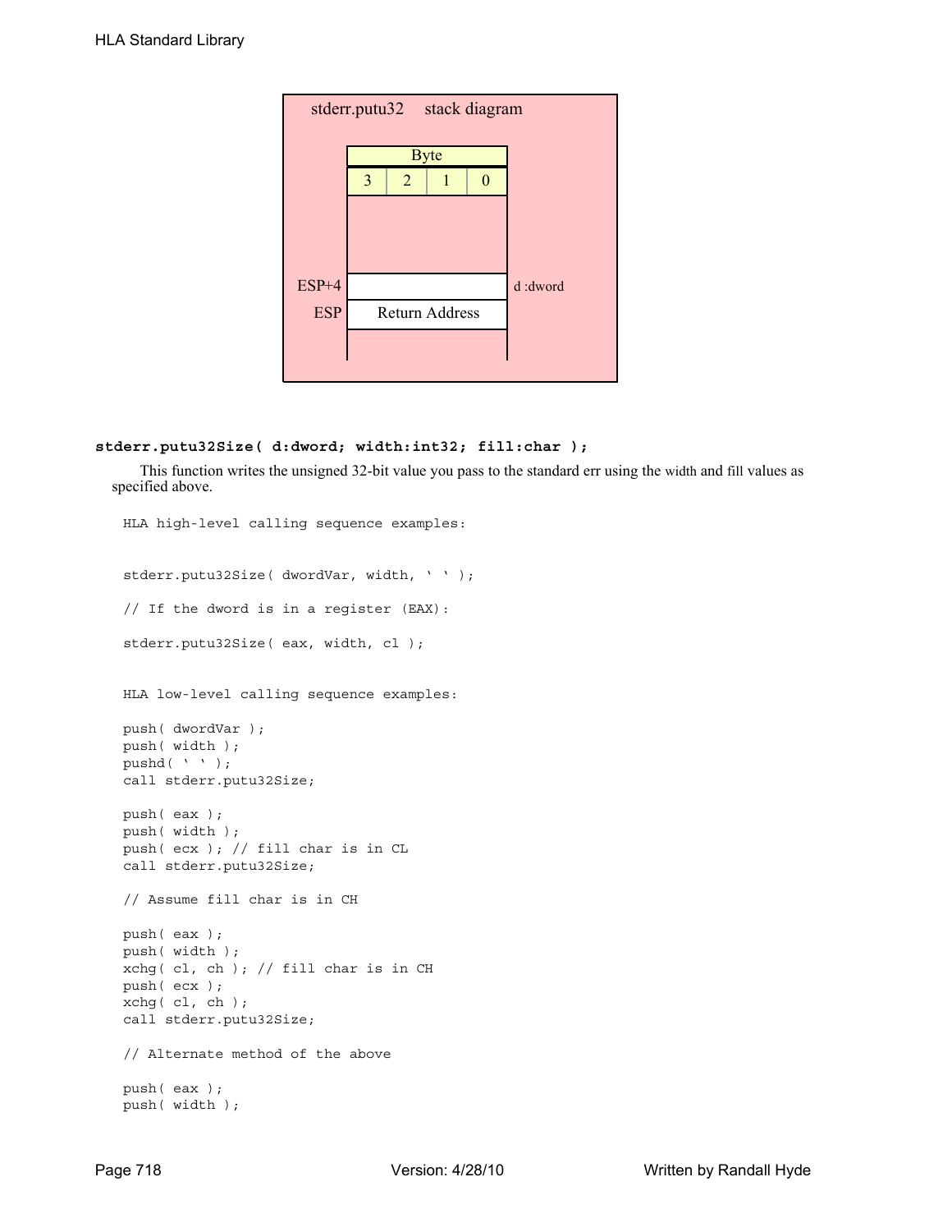stderr.putu32 stack diagram

| | Byte | | | | |
|---|---|---|---|---|---|
| | 3 | 2 | 1 | 0 | |
| ESP+4 | | | | | d :dword |
| ESP | Return Address | | | | |

**stderr.putu32Size( d:dword; width:int32; fill:char );**

This function writes the unsigned 32-bit value you pass to the standard err using the width and fill values as specified above.

```
HLA high-level calling sequence examples:


stderr.putu32Size( dwordVar, width, ' ' );

// If the dword is in a register (EAX):

stderr.putu32Size( eax, width, cl );


HLA low-level calling sequence examples:

push( dwordVar );
push( width );
pushd( ' ' );
call stderr.putu32Size;

push( eax );
push( width );
push( ecx ); // fill char is in CL
call stderr.putu32Size;

// Assume fill char is in CH

push( eax );
push( width );
xchg( cl, ch ); // fill char is in CH
push( ecx );
xchg( cl, ch );
call stderr.putu32Size;

// Alternate method of the above

push( eax );
push( width );
```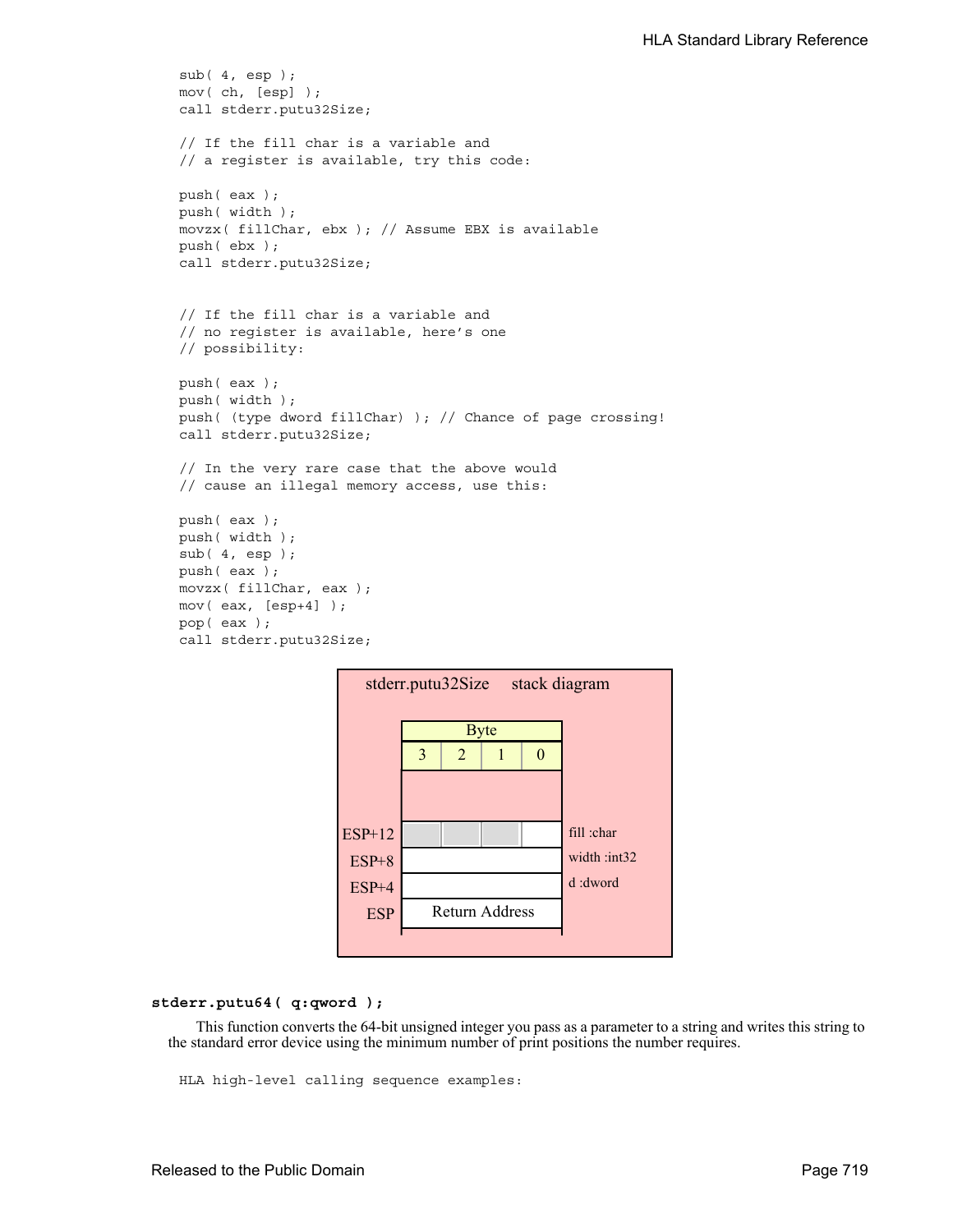```
sub( 4, esp );
mov( ch, [esp] );
call stderr.putu32Size;

// If the fill char is a variable and
// a register is available, try this code:

push( eax );
push( width );
movzx( fillChar, ebx ); // Assume EBX is available
push( ebx );
call stderr.putu32Size;


// If the fill char is a variable and
// no register is available, here's one
// possibility:

push( eax );
push( width );
push( (type dword fillChar) ); // Chance of page crossing!
call stderr.putu32Size;

// In the very rare case that the above would
// cause an illegal memory access, use this:

push( eax );
push( width );
sub( 4, esp );
push( eax );
movzx( fillChar, eax );
mov( eax, [esp+4] );
pop( eax );
call stderr.putu32Size;
```

**stderr.putu32Size stack diagram**

| Offset | Byte 3 | Byte 2 | Byte 1 | Byte 0 | Parameter |
|---|---|---|---|---|---|
| ESP+12 | | | | | fill :char |
| ESP+8 | | | | | width :int32 |
| ESP+4 | | | | | d :dword |
| ESP | Return Address | | | | |

**stderr.putu64( q:qword );**

This function converts the 64-bit unsigned integer you pass as a parameter to a string and writes this string to the standard error device using the minimum number of print positions the number requires.

```
HLA high-level calling sequence examples:
```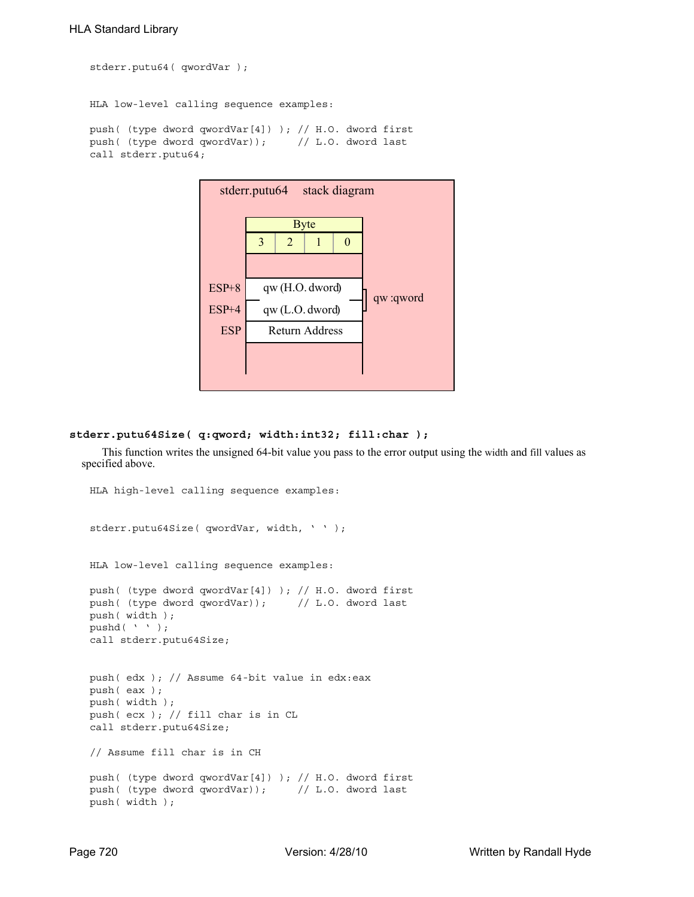```
stderr.putu64( qwordVar );


HLA low-level calling sequence examples:

push( (type dword qwordVar[4]) ); // H.O. dword first
push( (type dword qwordVar));     // L.O. dword last
call stderr.putu64;
```

stderr.putu64 stack diagram

| Offset | Byte 3 | Byte 2 | Byte 1 | Byte 0 | |
|---|---|---|---|---|---|
| | | | | | |
| ESP+8 | qw (H.O. dword) | | | | qw :qword |
| ESP+4 | qw (L.O. dword) | | | | |
| ESP | Return Address | | | | |

**stderr.putu64Size( q:qword; width:int32; fill:char );**

This function writes the unsigned 64-bit value you pass to the error output using the width and fill values as specified above.

```
HLA high-level calling sequence examples:


stderr.putu64Size( qwordVar, width, ' ' );


HLA low-level calling sequence examples:

push( (type dword qwordVar[4]) ); // H.O. dword first
push( (type dword qwordVar));     // L.O. dword last
push( width );
pushd( ' ' );
call stderr.putu64Size;


push( edx ); // Assume 64-bit value in edx:eax
push( eax );
push( width );
push( ecx ); // fill char is in CL
call stderr.putu64Size;

// Assume fill char is in CH

push( (type dword qwordVar[4]) ); // H.O. dword first
push( (type dword qwordVar));     // L.O. dword last
push( width );
```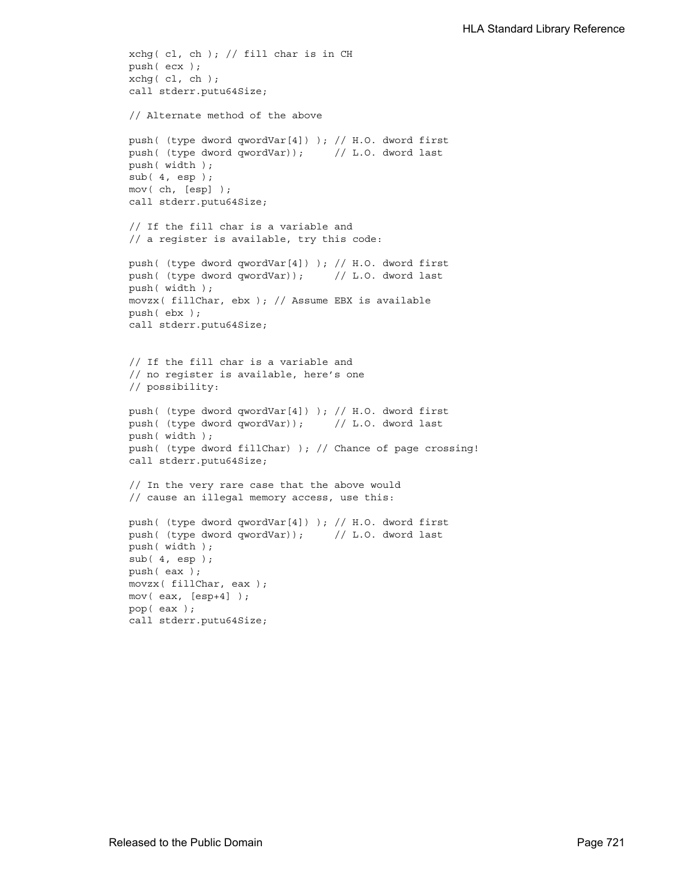```
xchg( cl, ch ); // fill char is in CH
push( ecx );
xchg( cl, ch );
call stderr.putu64Size;

// Alternate method of the above

push( (type dword qwordVar[4]) ); // H.O. dword first
push( (type dword qwordVar));     // L.O. dword last
push( width );
sub( 4, esp );
mov( ch, [esp] );
call stderr.putu64Size;

// If the fill char is a variable and
// a register is available, try this code:

push( (type dword qwordVar[4]) ); // H.O. dword first
push( (type dword qwordVar));     // L.O. dword last
push( width );
movzx( fillChar, ebx ); // Assume EBX is available
push( ebx );
call stderr.putu64Size;


// If the fill char is a variable and
// no register is available, here's one
// possibility:

push( (type dword qwordVar[4]) ); // H.O. dword first
push( (type dword qwordVar));     // L.O. dword last
push( width );
push( (type dword fillChar) ); // Chance of page crossing!
call stderr.putu64Size;

// In the very rare case that the above would
// cause an illegal memory access, use this:

push( (type dword qwordVar[4]) ); // H.O. dword first
push( (type dword qwordVar));     // L.O. dword last
push( width );
sub( 4, esp );
push( eax );
movzx( fillChar, eax );
mov( eax, [esp+4] );
pop( eax );
call stderr.putu64Size;
```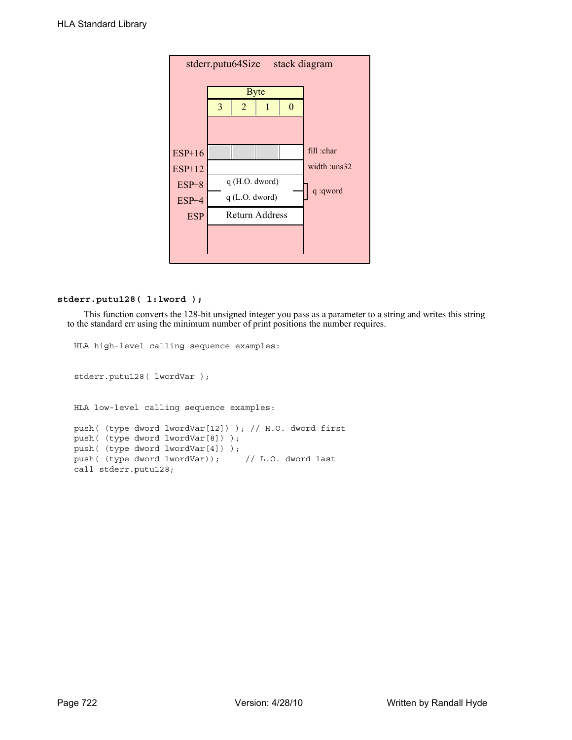stderr.putu64Size stack diagram

| | Byte 3 | Byte 2 | Byte 1 | Byte 0 | |
|---|---|---|---|---|---|
| ESP+16 | | | | | fill :char |
| ESP+12 | | | | | width :uns32 |
| ESP+8 | q (H.O. dword) | | | | q :qword |
| ESP+4 | q (L.O. dword) | | | | |
| ESP | Return Address | | | | |

**stderr.putu128( l:lword );**

This function converts the 128-bit unsigned integer you pass as a parameter to a string and writes this string to the standard err using the minimum number of print positions the number requires.

```
HLA high-level calling sequence examples:


stderr.putu128( lwordVar );


HLA low-level calling sequence examples:

push( (type dword lwordVar[12]) ); // H.O. dword first
push( (type dword lwordVar[8]) );
push( (type dword lwordVar[4]) );
push( (type dword lwordVar));     // L.O. dword last
call stderr.putu128;
```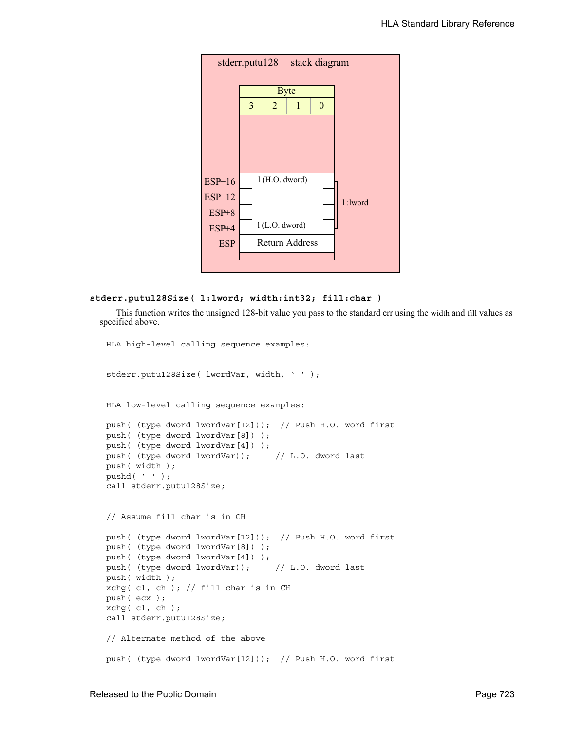stderr.putu128 stack diagram

| ESP offset | Byte 3 | Byte 2 | Byte 1 | Byte 0 | |
|---|---|---|---|---|---|
| ESP+16 | l (H.O. dword) | | | | l :lword |
| ESP+12 | | | | | |
| ESP+8 | | | | | |
| ESP+4 | l (L.O. dword) | | | | |
| ESP | Return Address | | | | |

**stderr.putu128Size( l:lword; width:int32; fill:char )**

This function writes the unsigned 128-bit value you pass to the standard err using the width and fill values as specified above.

```
HLA high-level calling sequence examples:


stderr.putu128Size( lwordVar, width, ' ' );


HLA low-level calling sequence examples:

push( (type dword lwordVar[12]));  // Push H.O. word first
push( (type dword lwordVar[8]) );
push( (type dword lwordVar[4]) );
push( (type dword lwordVar));     // L.O. dword last
push( width );
pushd( ' ' );
call stderr.putu128Size;


// Assume fill char is in CH

push( (type dword lwordVar[12]));  // Push H.O. word first
push( (type dword lwordVar[8]) );
push( (type dword lwordVar[4]) );
push( (type dword lwordVar));     // L.O. dword last
push( width );
xchg( cl, ch ); // fill char is in CH
push( ecx );
xchg( cl, ch );
call stderr.putu128Size;

// Alternate method of the above

push( (type dword lwordVar[12]));  // Push H.O. word first
```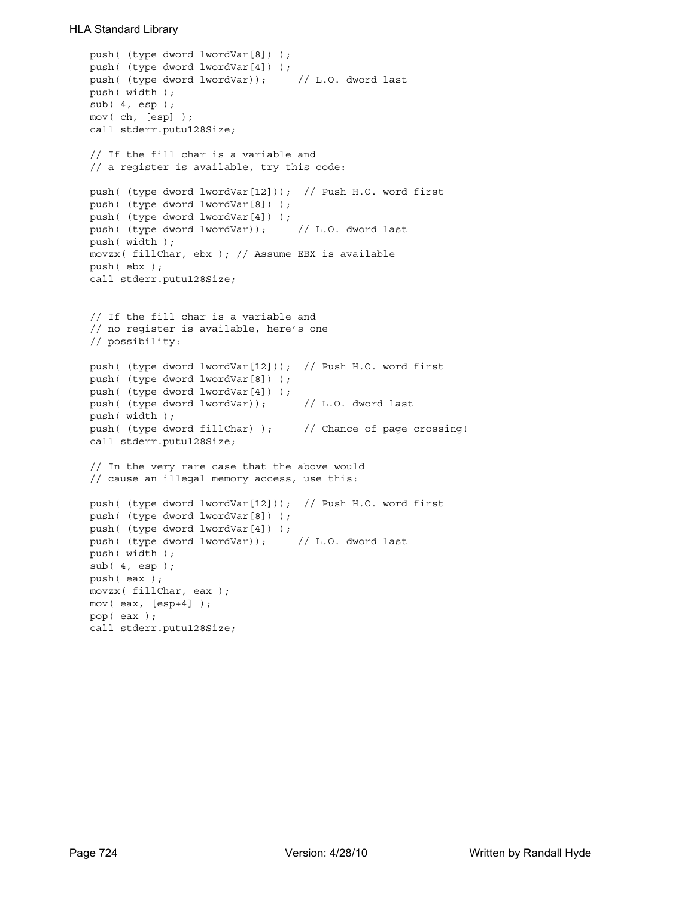```
push( (type dword lwordVar[8]) );
push( (type dword lwordVar[4]) );
push( (type dword lwordVar));     // L.O. dword last
push( width );
sub( 4, esp );
mov( ch, [esp] );
call stderr.putu128Size;

// If the fill char is a variable and
// a register is available, try this code:

push( (type dword lwordVar[12]));  // Push H.O. word first
push( (type dword lwordVar[8]) );
push( (type dword lwordVar[4]) );
push( (type dword lwordVar));     // L.O. dword last
push( width );
movzx( fillChar, ebx ); // Assume EBX is available
push( ebx );
call stderr.putu128Size;


// If the fill char is a variable and
// no register is available, here's one
// possibility:

push( (type dword lwordVar[12]));  // Push H.O. word first
push( (type dword lwordVar[8]) );
push( (type dword lwordVar[4]) );
push( (type dword lwordVar));      // L.O. dword last
push( width );
push( (type dword fillChar) );     // Chance of page crossing!
call stderr.putu128Size;

// In the very rare case that the above would
// cause an illegal memory access, use this:

push( (type dword lwordVar[12]));  // Push H.O. word first
push( (type dword lwordVar[8]) );
push( (type dword lwordVar[4]) );
push( (type dword lwordVar));     // L.O. dword last
push( width );
sub( 4, esp );
push( eax );
movzx( fillChar, eax );
mov( eax, [esp+4] );
pop( eax );
call stderr.putu128Size;
```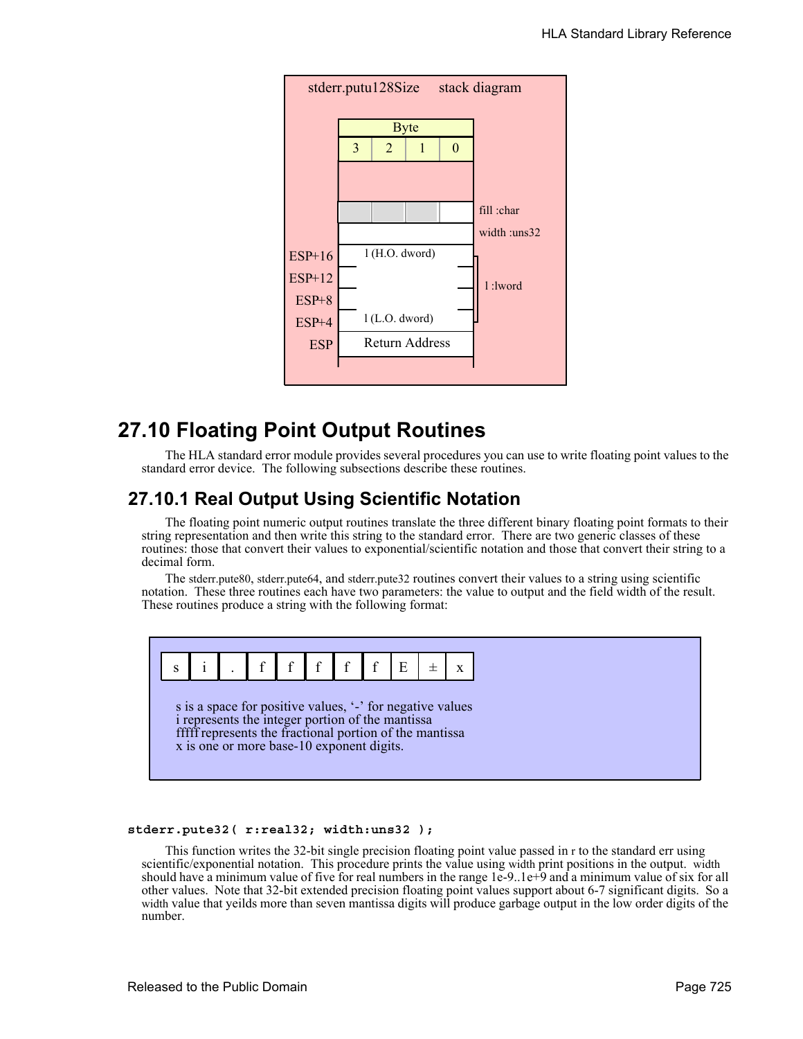stderr.putu128Size stack diagram

| Offset | Byte 3 | Byte 2 | Byte 1 | Byte 0 | |
|---|---|---|---|---|---|
| | | | | | |
| | | | | | fill :char |
| | | | | | width :uns32 |
| ESP+16 | l (H.O. dword) | | | | l :lword |
| ESP+12 | | | | | |
| ESP+8 | | | | | |
| ESP+4 | l (L.O. dword) | | | | |
| ESP | Return Address | | | | |

## 27.10 Floating Point Output Routines

The HLA standard error module provides several procedures you can use to write floating point values to the standard error device. The following subsections describe these routines.

### 27.10.1 Real Output Using Scientific Notation

The floating point numeric output routines translate the three different binary floating point formats to their string representation and then write this string to the standard error. There are two generic classes of these routines: those that convert their values to exponential/scientific notation and those that convert their string to a decimal form.

The stderr.pute80, stderr.pute64, and stderr.pute32 routines convert their values to a string using scientific notation. These three routines each have two parameters: the value to output and the field width of the result. These routines produce a string with the following format:

| s | i | . | f | f | f | f | f | E | ± | x |
|---|---|---|---|---|---|---|---|---|---|---|

s is a space for positive values, '-' for negative values
i represents the integer portion of the mantissa
fffff represents the fractional portion of the mantissa
x is one or more base-10 exponent digits.

```
stderr.pute32( r:real32; width:uns32 );
```

This function writes the 32-bit single precision floating point value passed in r to the standard err using scientific/exponential notation. This procedure prints the value using width print positions in the output. width should have a minimum value of five for real numbers in the range 1e-9..1e+9 and a minimum value of six for all other values. Note that 32-bit extended precision floating point values support about 6-7 significant digits. So a width value that yeilds more than seven mantissa digits will produce garbage output in the low order digits of the number.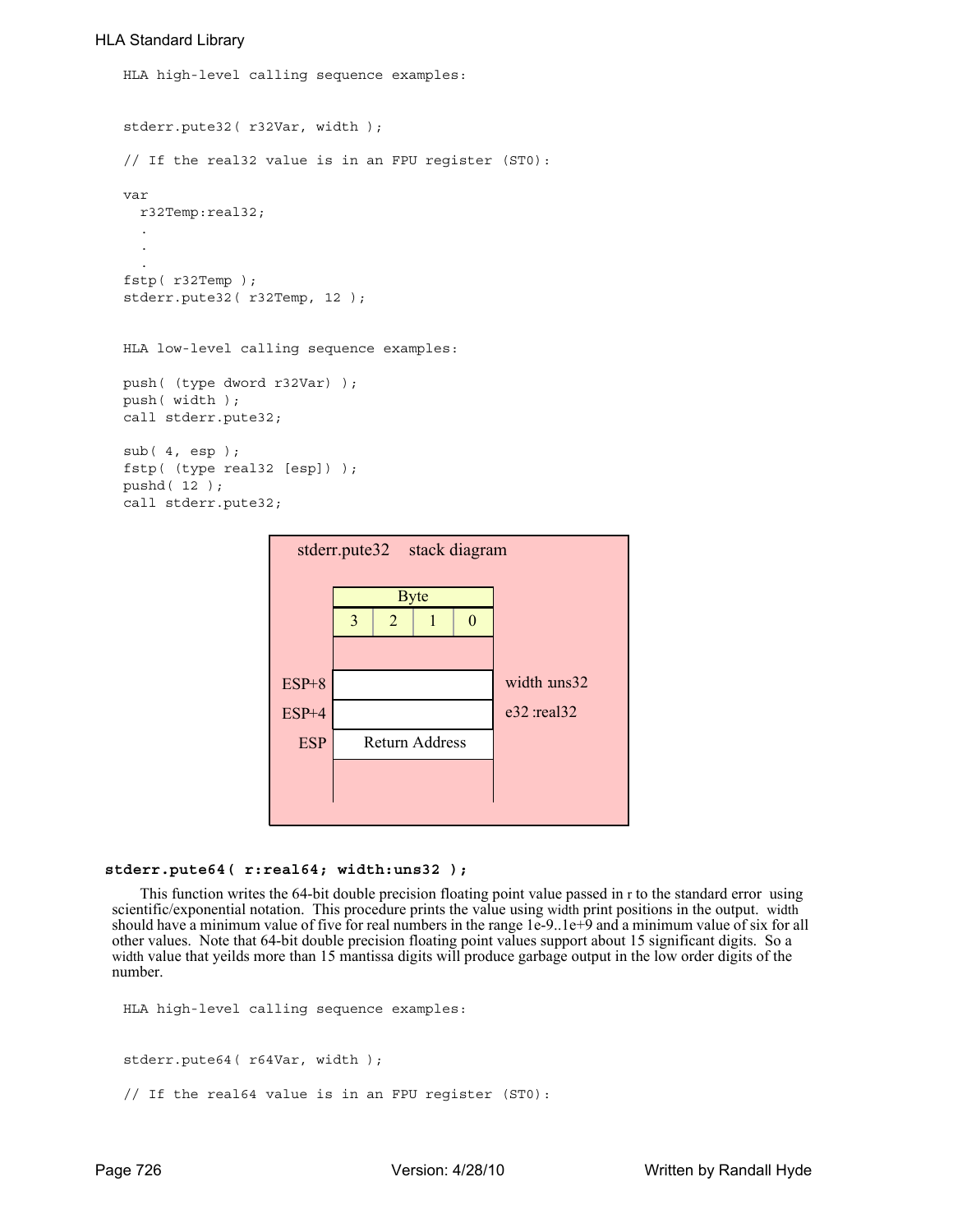```
HLA high-level calling sequence examples:


stderr.pute32( r32Var, width );

// If the real32 value is in an FPU register (ST0):

var
  r32Temp:real32;
  .
  .
  .
fstp( r32Temp );
stderr.pute32( r32Temp, 12 );


HLA low-level calling sequence examples:

push( (type dword r32Var) );
push( width );
call stderr.pute32;

sub( 4, esp );
fstp( (type real32 [esp]) );
pushd( 12 );
call stderr.pute32;
```

**stderr.pute32 stack diagram**

| | Byte 3 | Byte 2 | Byte 1 | Byte 0 | |
|---|---|---|---|---|---|
| ESP+8 | | | | | width :uns32 |
| ESP+4 | | | | | e32 :real32 |
| ESP | Return Address | | | | |

### stderr.pute64( r:real64; width:uns32 );

This function writes the 64-bit double precision floating point value passed in r to the standard error using scientific/exponential notation. This procedure prints the value using width print positions in the output. width should have a minimum value of five for real numbers in the range 1e-9..1e+9 and a minimum value of six for all other values. Note that 64-bit double precision floating point values support about 15 significant digits. So a width value that yeilds more than 15 mantissa digits will produce garbage output in the low order digits of the number.

```
HLA high-level calling sequence examples:


stderr.pute64( r64Var, width );

// If the real64 value is in an FPU register (ST0):
```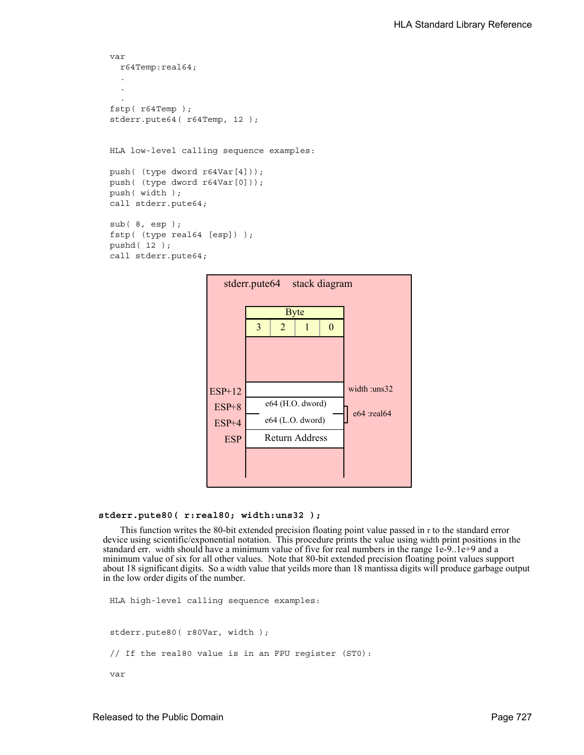```
var
  r64Temp:real64;
  .
  .
  .
fstp( r64Temp );
stderr.pute64( r64Temp, 12 );


HLA low-level calling sequence examples:

push( (type dword r64Var[4]));
push( (type dword r64Var[0]));
push( width );
call stderr.pute64;

sub( 8, esp );
fstp( (type real64 [esp]) );
pushd( 12 );
call stderr.pute64;
```

stderr.pute64 stack diagram

| | Byte 3 | Byte 2 | Byte 1 | Byte 0 | |
|---|---|---|---|---|---|
| ESP+12 | | | | | width :uns32 |
| ESP+8 | e64 (H.O. dword) | | | | e64 :real64 |
| ESP+4 | e64 (L.O. dword) | | | | |
| ESP | Return Address | | | | |

### stderr.pute80( r:real80; width:uns32 );

This function writes the 80-bit extended precision floating point value passed in r to the standard error device using scientific/exponential notation. This procedure prints the value using width print positions in the standard err. width should have a minimum value of five for real numbers in the range 1e-9..1e+9 and a minimum value of six for all other values. Note that 80-bit extended precision floating point values support about 18 significant digits. So a width value that yeilds more than 18 mantissa digits will produce garbage output in the low order digits of the number.

```
HLA high-level calling sequence examples:


stderr.pute80( r80Var, width );

// If the real80 value is in an FPU register (ST0):

var
```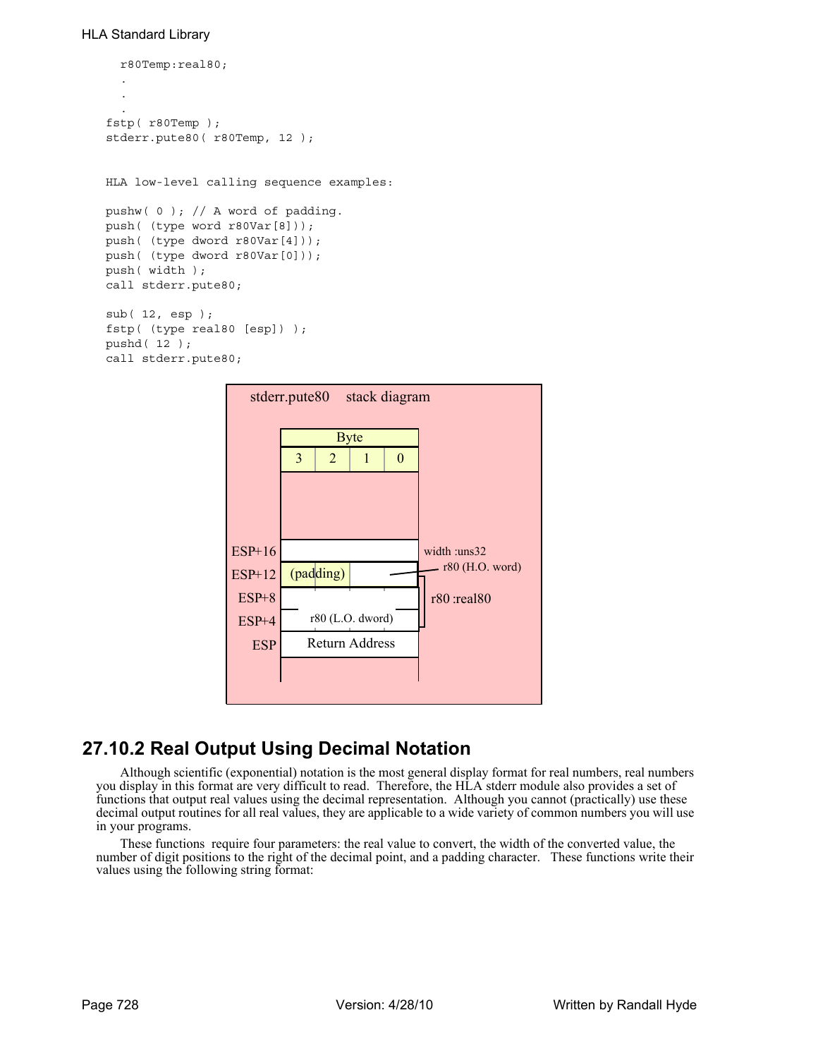```
    r80Temp:real80;
     .
     .
     .
fstp( r80Temp );
stderr.pute80( r80Temp, 12 );


HLA low-level calling sequence examples:

pushw( 0 ); // A word of padding.
push( (type word r80Var[8]));
push( (type dword r80Var[4]));
push( (type dword r80Var[0]));
push( width );
call stderr.pute80;

sub( 12, esp );
fstp( (type real80 [esp]) );
pushd( 12 );
call stderr.pute80;
```

stderr.pute80 stack diagram

| | Byte 3 | Byte 2 | Byte 1 | Byte 0 | |
|---|---|---|---|---|---|
| ESP+16 | | | | | width :uns32 |
| ESP+12 | (padding) | | r80 (H.O. word) | | r80 :real80 |
| ESP+8 | | | | | r80 :real80 |
| ESP+4 | r80 (L.O. dword) | | | | r80 :real80 |
| ESP | Return Address | | | | |

## 27.10.2 Real Output Using Decimal Notation

Although scientific (exponential) notation is the most general display format for real numbers, real numbers you display in this format are very difficult to read. Therefore, the HLA stderr module also provides a set of functions that output real values using the decimal representation. Although you cannot (practically) use these decimal output routines for all real values, they are applicable to a wide variety of common numbers you will use in your programs.

These functions require four parameters: the real value to convert, the width of the converted value, the number of digit positions to the right of the decimal point, and a padding character. These functions write their values using the following string format: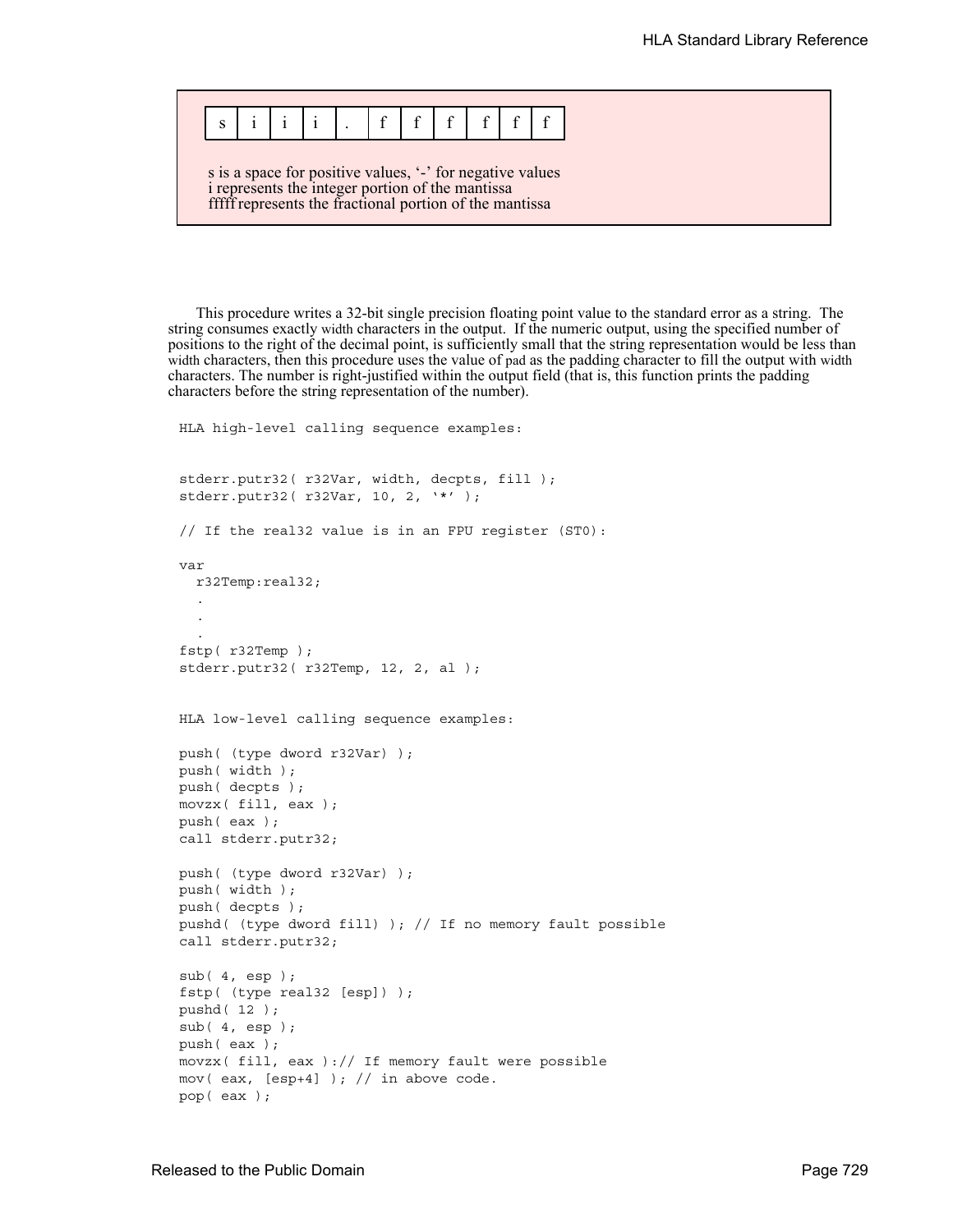| s | i | i | i | . | f | f | f | f | f | f |
|---|---|---|---|---|---|---|---|---|---|---|

s is a space for positive values, '-' for negative values
i represents the integer portion of the mantissa
fffff represents the fractional portion of the mantissa

This procedure writes a 32-bit single precision floating point value to the standard error as a string. The string consumes exactly width characters in the output. If the numeric output, using the specified number of positions to the right of the decimal point, is sufficiently small that the string representation would be less than width characters, then this procedure uses the value of pad as the padding character to fill the output with width characters. The number is right-justified within the output field (that is, this function prints the padding characters before the string representation of the number).

```
HLA high-level calling sequence examples:


stderr.putr32( r32Var, width, decpts, fill );
stderr.putr32( r32Var, 10, 2, '*' );

// If the real32 value is in an FPU register (ST0):

var
  r32Temp:real32;
  .
  .
  .
fstp( r32Temp );
stderr.putr32( r32Temp, 12, 2, al );


HLA low-level calling sequence examples:

push( (type dword r32Var) );
push( width );
push( decpts );
movzx( fill, eax );
push( eax );
call stderr.putr32;

push( (type dword r32Var) );
push( width );
push( decpts );
pushd( (type dword fill) ); // If no memory fault possible
call stderr.putr32;

sub( 4, esp );
fstp( (type real32 [esp]) );
pushd( 12 );
sub( 4, esp );
push( eax );
movzx( fill, eax ):// If memory fault were possible
mov( eax, [esp+4] ); // in above code.
pop( eax );
```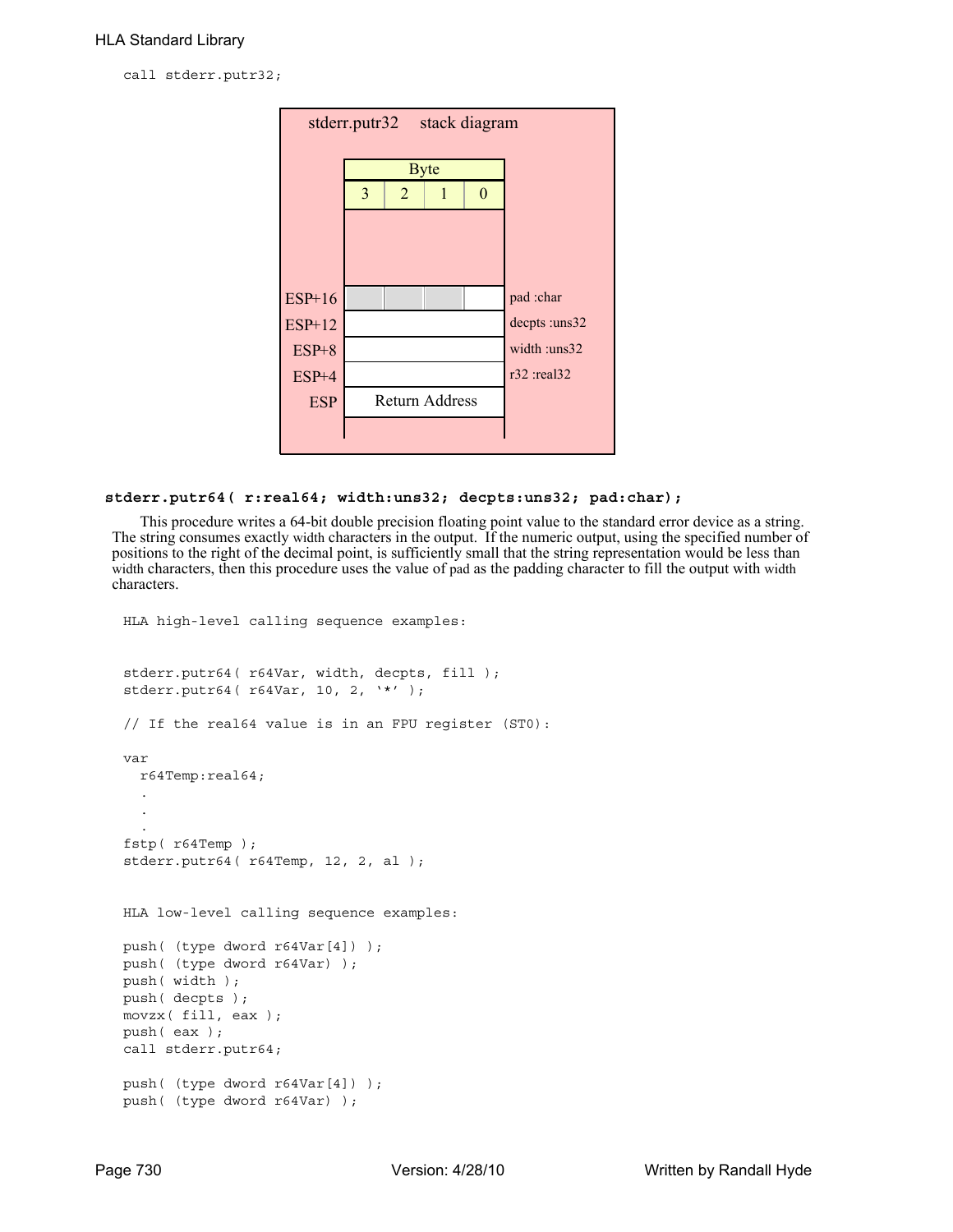```
call stderr.putr32;
```

stderr.putr32 stack diagram

| | Byte 3 | Byte 2 | Byte 1 | Byte 0 | |
|---|---|---|---|---|---|
| ESP+16 | | | | | pad :char |
| ESP+12 | | | | | decpts :uns32 |
| ESP+8 | | | | | width :uns32 |
| ESP+4 | | | | | r32 :real32 |
| ESP | Return Address | | | | |

**stderr.putr64( r:real64; width:uns32; decpts:uns32; pad:char);**

This procedure writes a 64-bit double precision floating point value to the standard error device as a string. The string consumes exactly width characters in the output. If the numeric output, using the specified number of positions to the right of the decimal point, is sufficiently small that the string representation would be less than width characters, then this procedure uses the value of pad as the padding character to fill the output with width characters.

```
HLA high-level calling sequence examples:


stderr.putr64( r64Var, width, decpts, fill );
stderr.putr64( r64Var, 10, 2, '*' );

// If the real64 value is in an FPU register (ST0):

var
  r64Temp:real64;
  .
  .
  .
fstp( r64Temp );
stderr.putr64( r64Temp, 12, 2, al );


HLA low-level calling sequence examples:

push( (type dword r64Var[4]) );
push( (type dword r64Var) );
push( width );
push( decpts );
movzx( fill, eax );
push( eax );
call stderr.putr64;

push( (type dword r64Var[4]) );
push( (type dword r64Var) );
```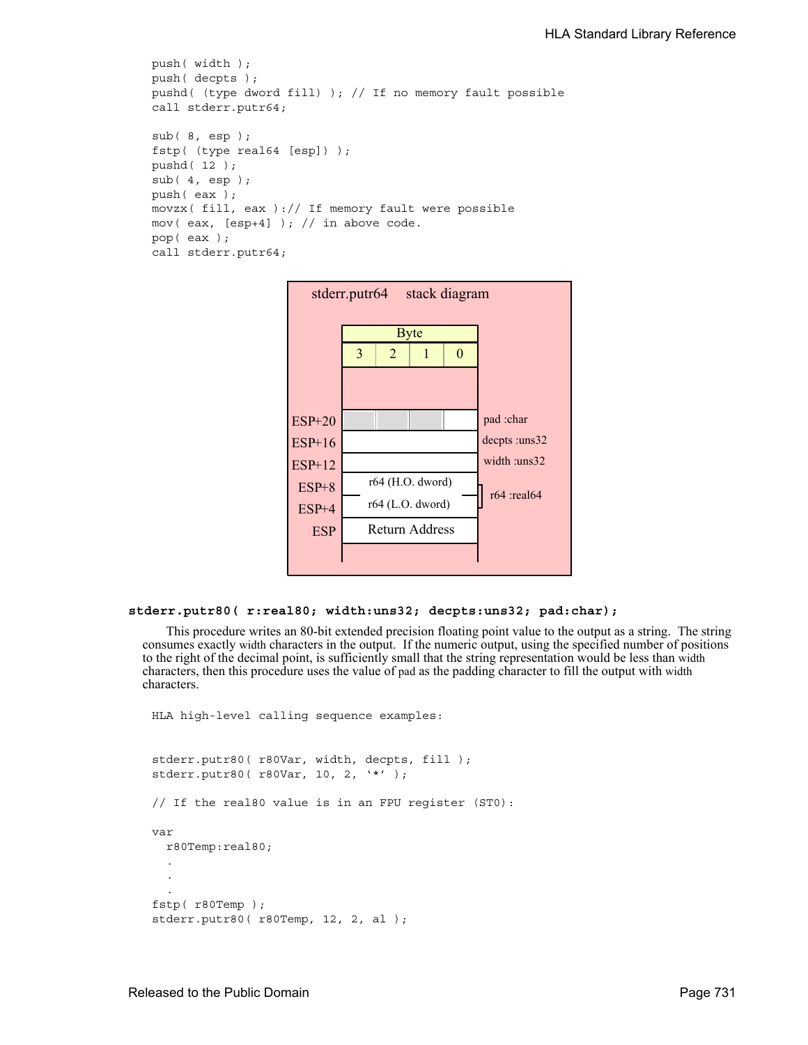```
push( width );
push( decpts );
pushd( (type dword fill) ); // If no memory fault possible
call stderr.putr64;

sub( 8, esp );
fstp( (type real64 [esp]) );
pushd( 12 );
sub( 4, esp );
push( eax );
movzx( fill, eax ):// If memory fault were possible
mov( eax, [esp+4] ); // in above code.
pop( eax );
call stderr.putr64;
```

**stderr.putr64 stack diagram**

| Offset | Byte 3 | Byte 2 | Byte 1 | Byte 0 | Parameter |
|---|---|---|---|---|---|
| ESP+20 | | | | | pad :char |
| ESP+16 | | | | | decpts :uns32 |
| ESP+12 | | | | | width :uns32 |
| ESP+8 | r64 (H.O. dword) | | | | r64 :real64 |
| ESP+4 | r64 (L.O. dword) | | | | |
| ESP | Return Address | | | | |

**stderr.putr80( r:real80; width:uns32; decpts:uns32; pad:char);**

This procedure writes an 80-bit extended precision floating point value to the output as a string. The string consumes exactly width characters in the output. If the numeric output, using the specified number of positions to the right of the decimal point, is sufficiently small that the string representation would be less than width characters, then this procedure uses the value of pad as the padding character to fill the output with width characters.

```
HLA high-level calling sequence examples:


stderr.putr80( r80Var, width, decpts, fill );
stderr.putr80( r80Var, 10, 2, '*' );

// If the real80 value is in an FPU register (ST0):

var
  r80Temp:real80;
  .
  .
  .
fstp( r80Temp );
stderr.putr80( r80Temp, 12, 2, al );
```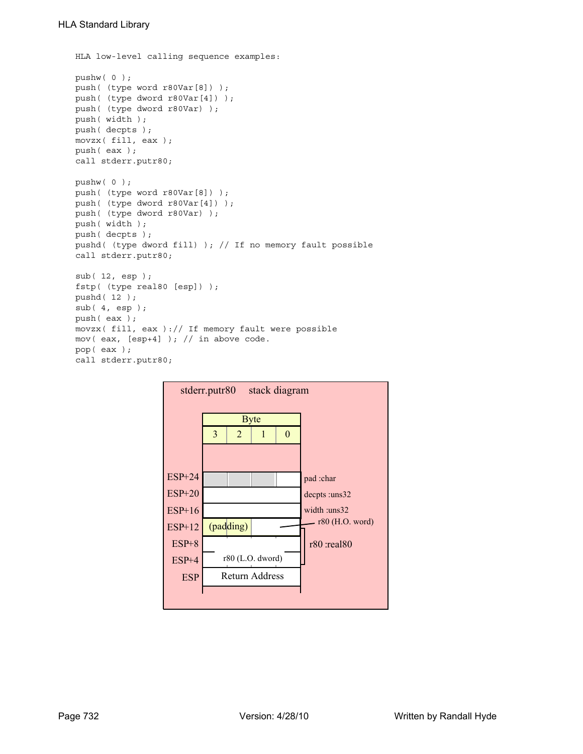HLA low-level calling sequence examples:

```
pushw( 0 );
push( (type word r80Var[8]) );
push( (type dword r80Var[4]) );
push( (type dword r80Var) );
push( width );
push( decpts );
movzx( fill, eax );
push( eax );
call stderr.putr80;

pushw( 0 );
push( (type word r80Var[8]) );
push( (type dword r80Var[4]) );
push( (type dword r80Var) );
push( width );
push( decpts );
pushd( (type dword fill) ); // If no memory fault possible
call stderr.putr80;

sub( 12, esp );
fstp( (type real80 [esp]) );
pushd( 12 );
sub( 4, esp );
push( eax );
movzx( fill, eax ):// If memory fault were possible
mov( eax, [esp+4] ); // in above code.
pop( eax );
call stderr.putr80;
```

stderr.putr80 stack diagram

| | Byte 3 | Byte 2 | Byte 1 | Byte 0 | |
|---|---|---|---|---|---|
| ESP+24 | | | | | pad :char |
| ESP+20 | | | | | decpts :uns32 |
| ESP+16 | | | | | width :uns32 |
| ESP+12 | (padding) | | | | r80 (H.O. word) |
| ESP+8 | | | | | r80 :real80 |
| ESP+4 | r80 (L.O. dword) | | | | |
| ESP | Return Address | | | | |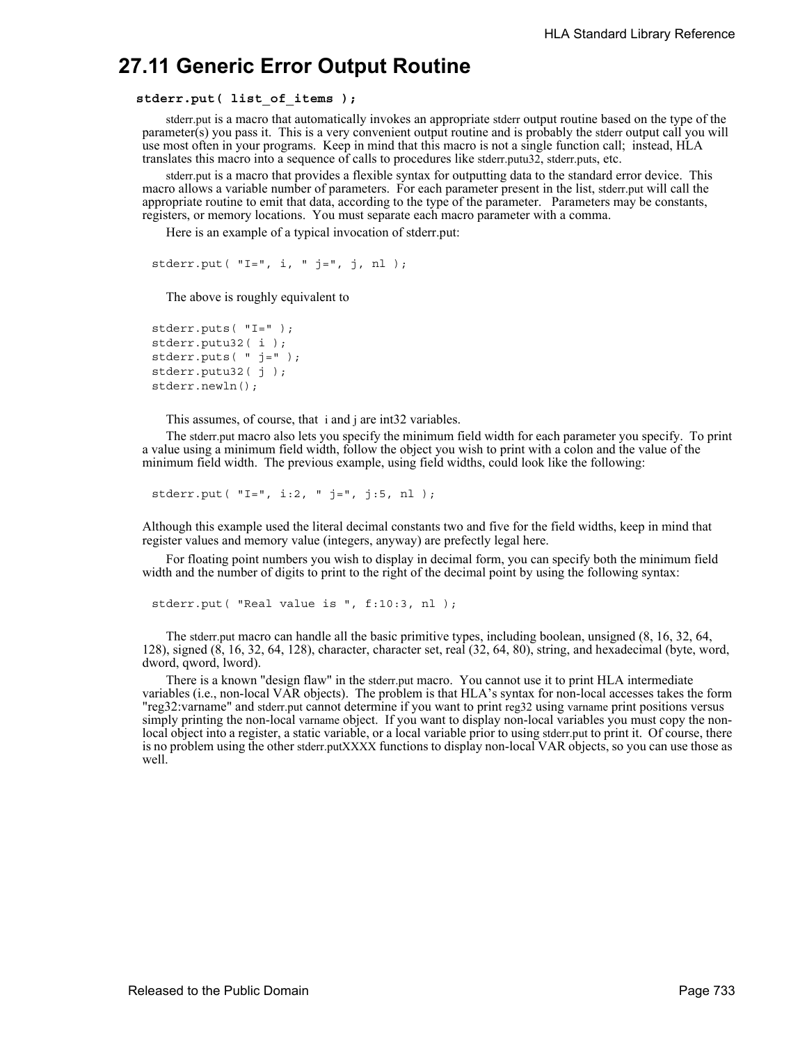## 27.11 Generic Error Output Routine

**stderr.put( list_of_items );**

stderr.put is a macro that automatically invokes an appropriate stderr output routine based on the type of the parameter(s) you pass it. This is a very convenient output routine and is probably the stderr output call you will use most often in your programs. Keep in mind that this macro is not a single function call; instead, HLA translates this macro into a sequence of calls to procedures like stderr.putu32, stderr.puts, etc.

stderr.put is a macro that provides a flexible syntax for outputting data to the standard error device. This macro allows a variable number of parameters. For each parameter present in the list, stderr.put will call the appropriate routine to emit that data, according to the type of the parameter. Parameters may be constants, registers, or memory locations. You must separate each macro parameter with a comma.

Here is an example of a typical invocation of stderr.put:

```
stderr.put( "I=", i, " j=", j, nl );
```

The above is roughly equivalent to

```
stderr.puts( "I=" );
stderr.putu32( i );
stderr.puts( " j=" );
stderr.putu32( j );
stderr.newln();
```

This assumes, of course, that i and j are int32 variables.

The stderr.put macro also lets you specify the minimum field width for each parameter you specify. To print a value using a minimum field width, follow the object you wish to print with a colon and the value of the minimum field width. The previous example, using field widths, could look like the following:

```
stderr.put( "I=", i:2, " j=", j:5, nl );
```

Although this example used the literal decimal constants two and five for the field widths, keep in mind that register values and memory value (integers, anyway) are prefectly legal here.

For floating point numbers you wish to display in decimal form, you can specify both the minimum field width and the number of digits to print to the right of the decimal point by using the following syntax:

```
stderr.put( "Real value is ", f:10:3, nl );
```

The stderr.put macro can handle all the basic primitive types, including boolean, unsigned (8, 16, 32, 64, 128), signed (8, 16, 32, 64, 128), character, character set, real (32, 64, 80), string, and hexadecimal (byte, word, dword, qword, lword).

There is a known "design flaw" in the stderr.put macro. You cannot use it to print HLA intermediate variables (i.e., non-local VAR objects). The problem is that HLA's syntax for non-local accesses takes the form "reg32:varname" and stderr.put cannot determine if you want to print reg32 using varname print positions versus simply printing the non-local varname object. If you want to display non-local variables you must copy the non-local object into a register, a static variable, or a local variable prior to using stderr.put to print it. Of course, there is no problem using the other stderr.putXXXX functions to display non-local VAR objects, so you can use those as well.